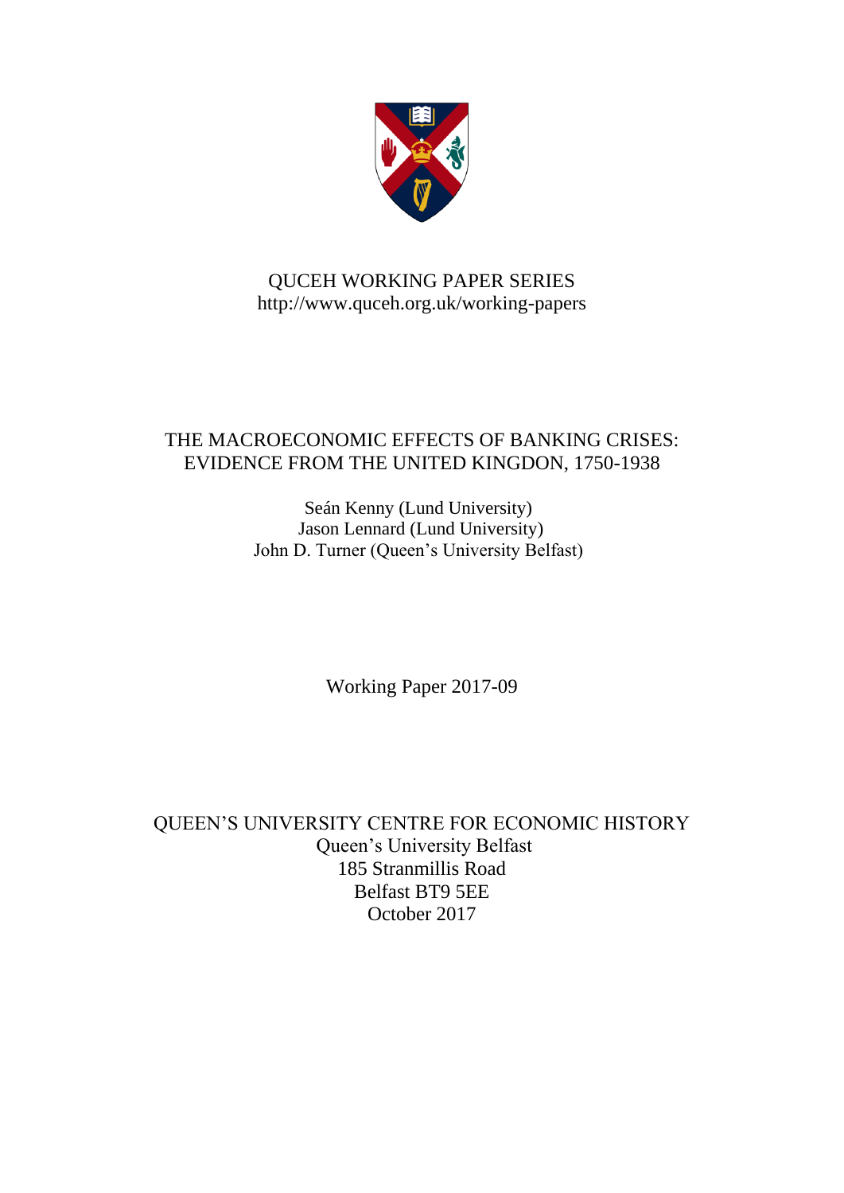QUCEH WORKING PAPER SERIES
http://www.quceh.org.uk/working-papers

# THE MACROECONOMIC EFFECTS OF BANKING CRISES: EVIDENCE FROM THE UNITED KINGDON, 1750-1938

Seán Kenny (Lund University)
Jason Lennard (Lund University)
John D. Turner (Queen's University Belfast)

Working Paper 2017-09

QUEEN'S UNIVERSITY CENTRE FOR ECONOMIC HISTORY
Queen's University Belfast
185 Stranmillis Road
Belfast BT9 5EE
October 2017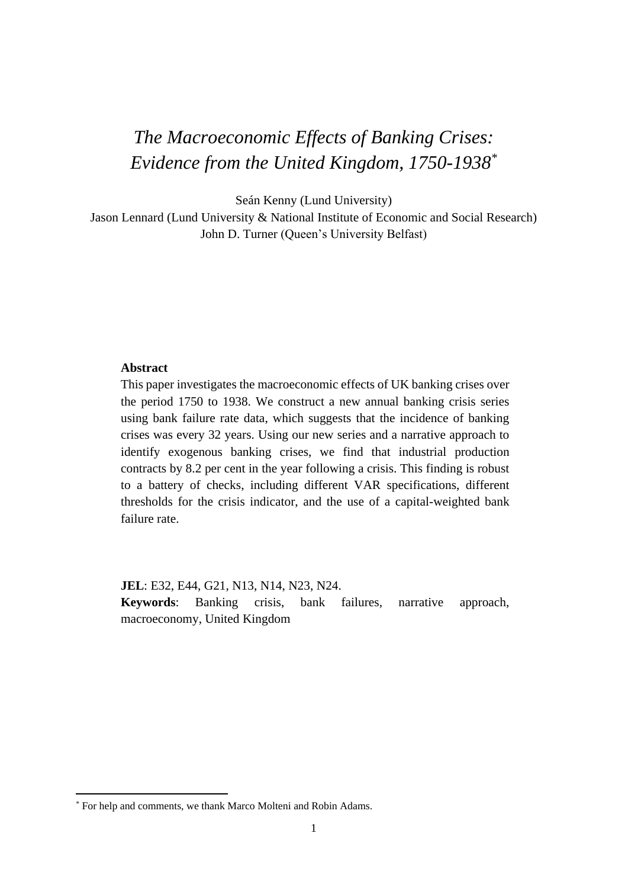# *The Macroeconomic Effects of Banking Crises: Evidence from the United Kingdom, 1750-1938*[*]

Seán Kenny (Lund University)
Jason Lennard (Lund University & National Institute of Economic and Social Research)
John D. Turner (Queen's University Belfast)

**Abstract**

This paper investigates the macroeconomic effects of UK banking crises over the period 1750 to 1938. We construct a new annual banking crisis series using bank failure rate data, which suggests that the incidence of banking crises was every 32 years. Using our new series and a narrative approach to identify exogenous banking crises, we find that industrial production contracts by 8.2 per cent in the year following a crisis. This finding is robust to a battery of checks, including different VAR specifications, different thresholds for the crisis indicator, and the use of a capital-weighted bank failure rate.

**JEL**: E32, E44, G21, N13, N14, N23, N24.
**Keywords**: Banking crisis, bank failures, narrative approach, macroeconomy, United Kingdom

[*] For help and comments, we thank Marco Molteni and Robin Adams.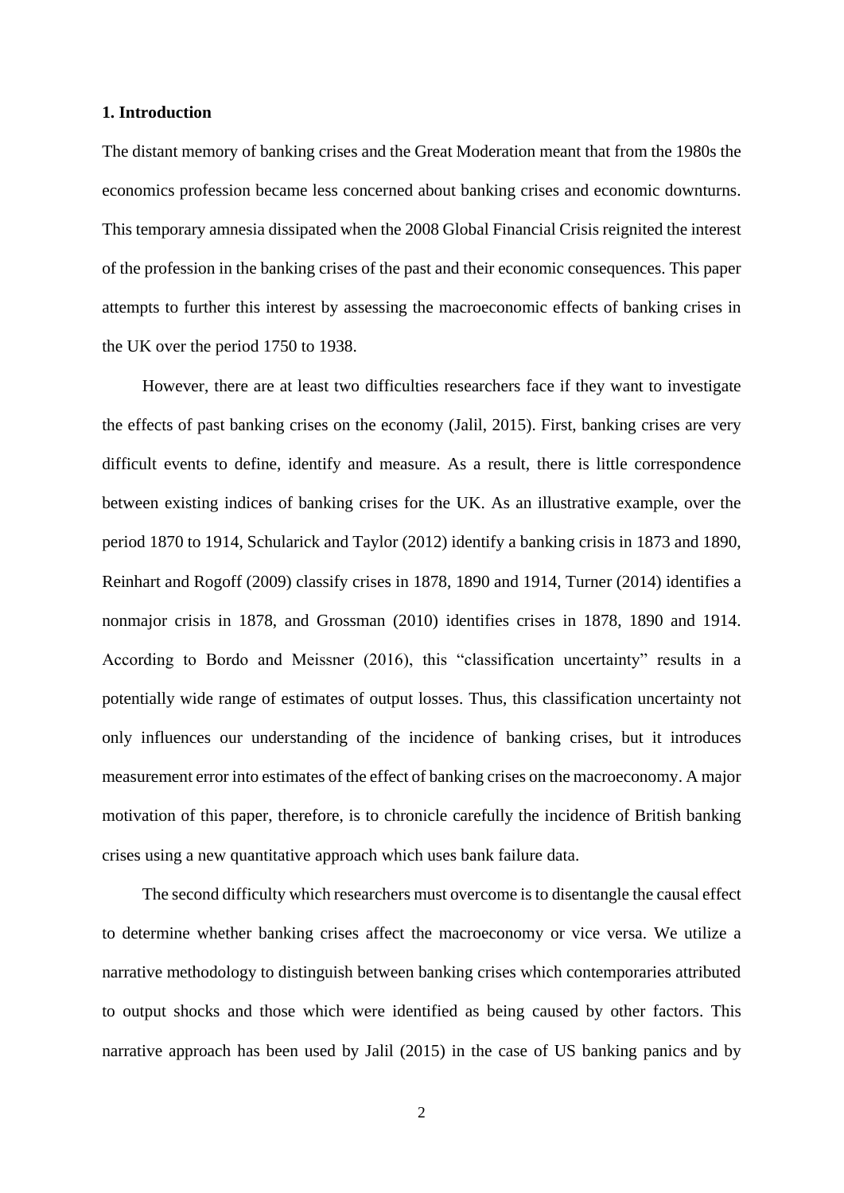## 1. Introduction

The distant memory of banking crises and the Great Moderation meant that from the 1980s the economics profession became less concerned about banking crises and economic downturns. This temporary amnesia dissipated when the 2008 Global Financial Crisis reignited the interest of the profession in the banking crises of the past and their economic consequences. This paper attempts to further this interest by assessing the macroeconomic effects of banking crises in the UK over the period 1750 to 1938.

However, there are at least two difficulties researchers face if they want to investigate the effects of past banking crises on the economy (Jalil, 2015). First, banking crises are very difficult events to define, identify and measure. As a result, there is little correspondence between existing indices of banking crises for the UK. As an illustrative example, over the period 1870 to 1914, Schularick and Taylor (2012) identify a banking crisis in 1873 and 1890, Reinhart and Rogoff (2009) classify crises in 1878, 1890 and 1914, Turner (2014) identifies a nonmajor crisis in 1878, and Grossman (2010) identifies crises in 1878, 1890 and 1914. According to Bordo and Meissner (2016), this "classification uncertainty" results in a potentially wide range of estimates of output losses. Thus, this classification uncertainty not only influences our understanding of the incidence of banking crises, but it introduces measurement error into estimates of the effect of banking crises on the macroeconomy. A major motivation of this paper, therefore, is to chronicle carefully the incidence of British banking crises using a new quantitative approach which uses bank failure data.

The second difficulty which researchers must overcome is to disentangle the causal effect to determine whether banking crises affect the macroeconomy or vice versa. We utilize a narrative methodology to distinguish between banking crises which contemporaries attributed to output shocks and those which were identified as being caused by other factors. This narrative approach has been used by Jalil (2015) in the case of US banking panics and by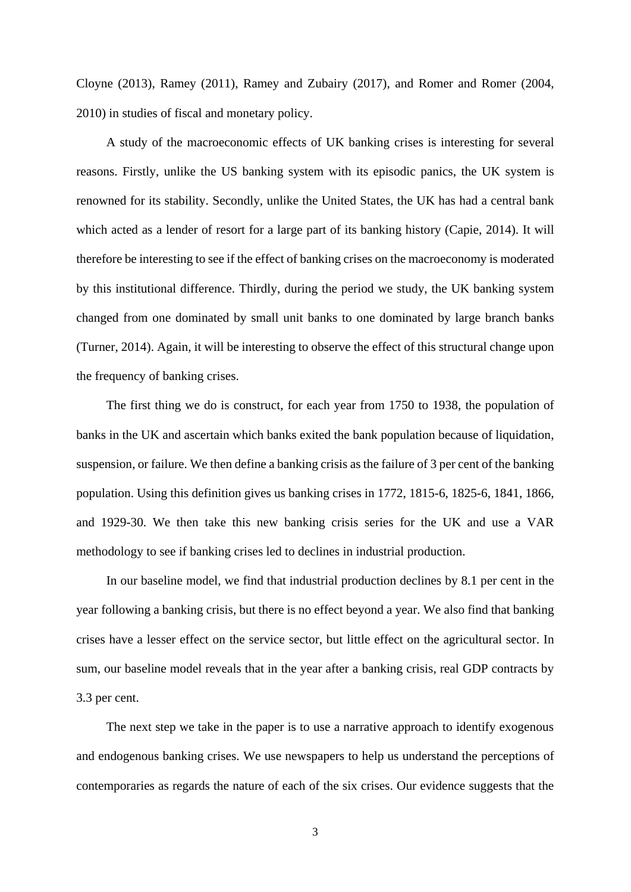Cloyne (2013), Ramey (2011), Ramey and Zubairy (2017), and Romer and Romer (2004, 2010) in studies of fiscal and monetary policy.

A study of the macroeconomic effects of UK banking crises is interesting for several reasons. Firstly, unlike the US banking system with its episodic panics, the UK system is renowned for its stability. Secondly, unlike the United States, the UK has had a central bank which acted as a lender of resort for a large part of its banking history (Capie, 2014). It will therefore be interesting to see if the effect of banking crises on the macroeconomy is moderated by this institutional difference. Thirdly, during the period we study, the UK banking system changed from one dominated by small unit banks to one dominated by large branch banks (Turner, 2014). Again, it will be interesting to observe the effect of this structural change upon the frequency of banking crises.

The first thing we do is construct, for each year from 1750 to 1938, the population of banks in the UK and ascertain which banks exited the bank population because of liquidation, suspension, or failure. We then define a banking crisis as the failure of 3 per cent of the banking population. Using this definition gives us banking crises in 1772, 1815-6, 1825-6, 1841, 1866, and 1929-30. We then take this new banking crisis series for the UK and use a VAR methodology to see if banking crises led to declines in industrial production.

In our baseline model, we find that industrial production declines by 8.1 per cent in the year following a banking crisis, but there is no effect beyond a year. We also find that banking crises have a lesser effect on the service sector, but little effect on the agricultural sector. In sum, our baseline model reveals that in the year after a banking crisis, real GDP contracts by 3.3 per cent.

The next step we take in the paper is to use a narrative approach to identify exogenous and endogenous banking crises. We use newspapers to help us understand the perceptions of contemporaries as regards the nature of each of the six crises. Our evidence suggests that the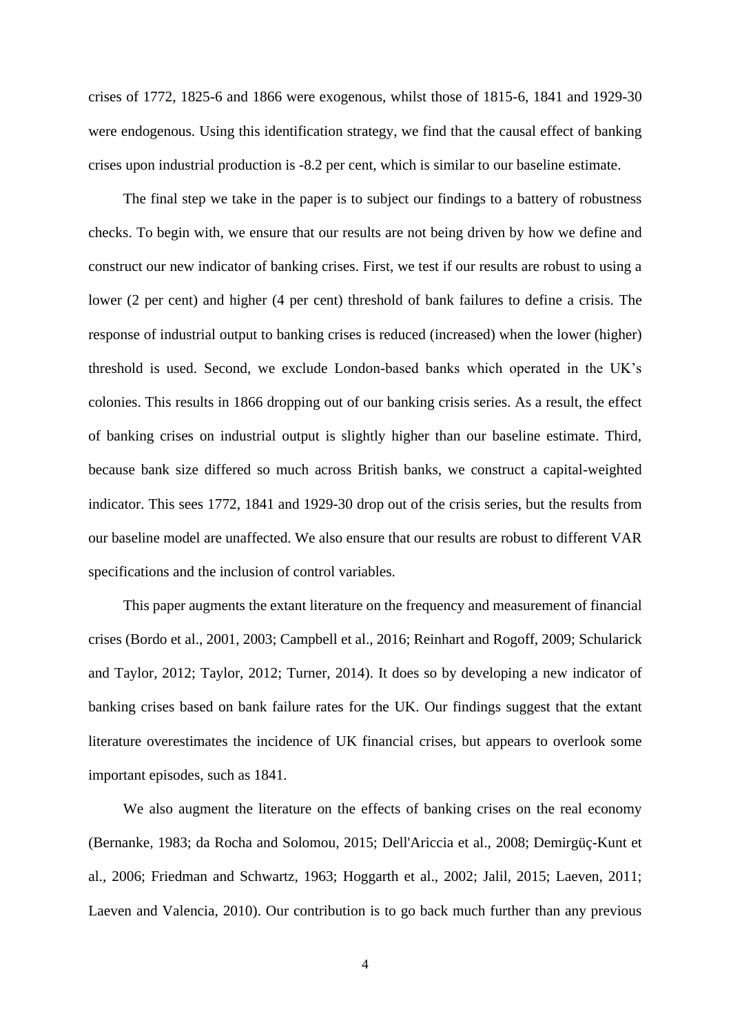crises of 1772, 1825-6 and 1866 were exogenous, whilst those of 1815-6, 1841 and 1929-30 were endogenous. Using this identification strategy, we find that the causal effect of banking crises upon industrial production is -8.2 per cent, which is similar to our baseline estimate.

The final step we take in the paper is to subject our findings to a battery of robustness checks. To begin with, we ensure that our results are not being driven by how we define and construct our new indicator of banking crises. First, we test if our results are robust to using a lower (2 per cent) and higher (4 per cent) threshold of bank failures to define a crisis. The response of industrial output to banking crises is reduced (increased) when the lower (higher) threshold is used. Second, we exclude London-based banks which operated in the UK's colonies. This results in 1866 dropping out of our banking crisis series. As a result, the effect of banking crises on industrial output is slightly higher than our baseline estimate. Third, because bank size differed so much across British banks, we construct a capital-weighted indicator. This sees 1772, 1841 and 1929-30 drop out of the crisis series, but the results from our baseline model are unaffected. We also ensure that our results are robust to different VAR specifications and the inclusion of control variables.

This paper augments the extant literature on the frequency and measurement of financial crises (Bordo et al., 2001, 2003; Campbell et al., 2016; Reinhart and Rogoff, 2009; Schularick and Taylor, 2012; Taylor, 2012; Turner, 2014). It does so by developing a new indicator of banking crises based on bank failure rates for the UK. Our findings suggest that the extant literature overestimates the incidence of UK financial crises, but appears to overlook some important episodes, such as 1841.

We also augment the literature on the effects of banking crises on the real economy (Bernanke, 1983; da Rocha and Solomou, 2015; Dell'Ariccia et al., 2008; Demirgüç-Kunt et al., 2006; Friedman and Schwartz, 1963; Hoggarth et al., 2002; Jalil, 2015; Laeven, 2011; Laeven and Valencia, 2010). Our contribution is to go back much further than any previous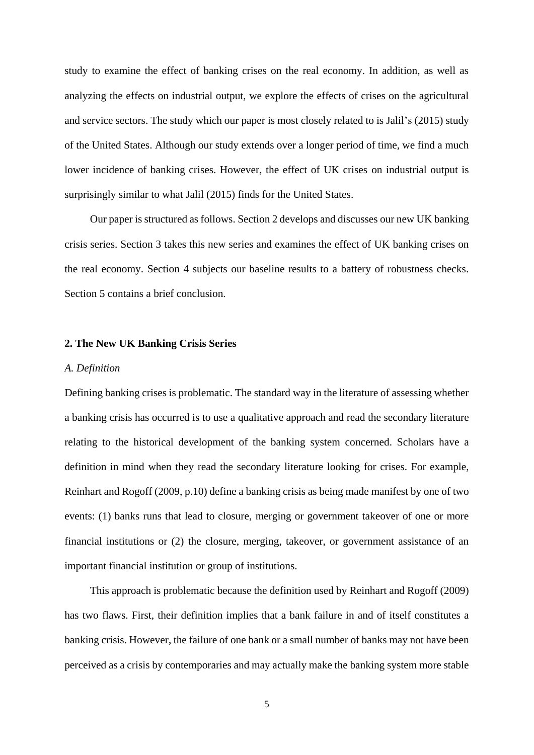study to examine the effect of banking crises on the real economy. In addition, as well as analyzing the effects on industrial output, we explore the effects of crises on the agricultural and service sectors. The study which our paper is most closely related to is Jalil's (2015) study of the United States. Although our study extends over a longer period of time, we find a much lower incidence of banking crises. However, the effect of UK crises on industrial output is surprisingly similar to what Jalil (2015) finds for the United States.

Our paper is structured as follows. Section 2 develops and discusses our new UK banking crisis series. Section 3 takes this new series and examines the effect of UK banking crises on the real economy. Section 4 subjects our baseline results to a battery of robustness checks. Section 5 contains a brief conclusion.

## 2. The New UK Banking Crisis Series

### *A. Definition*

Defining banking crises is problematic. The standard way in the literature of assessing whether a banking crisis has occurred is to use a qualitative approach and read the secondary literature relating to the historical development of the banking system concerned. Scholars have a definition in mind when they read the secondary literature looking for crises. For example, Reinhart and Rogoff (2009, p.10) define a banking crisis as being made manifest by one of two events: (1) banks runs that lead to closure, merging or government takeover of one or more financial institutions or (2) the closure, merging, takeover, or government assistance of an important financial institution or group of institutions.

This approach is problematic because the definition used by Reinhart and Rogoff (2009) has two flaws. First, their definition implies that a bank failure in and of itself constitutes a banking crisis. However, the failure of one bank or a small number of banks may not have been perceived as a crisis by contemporaries and may actually make the banking system more stable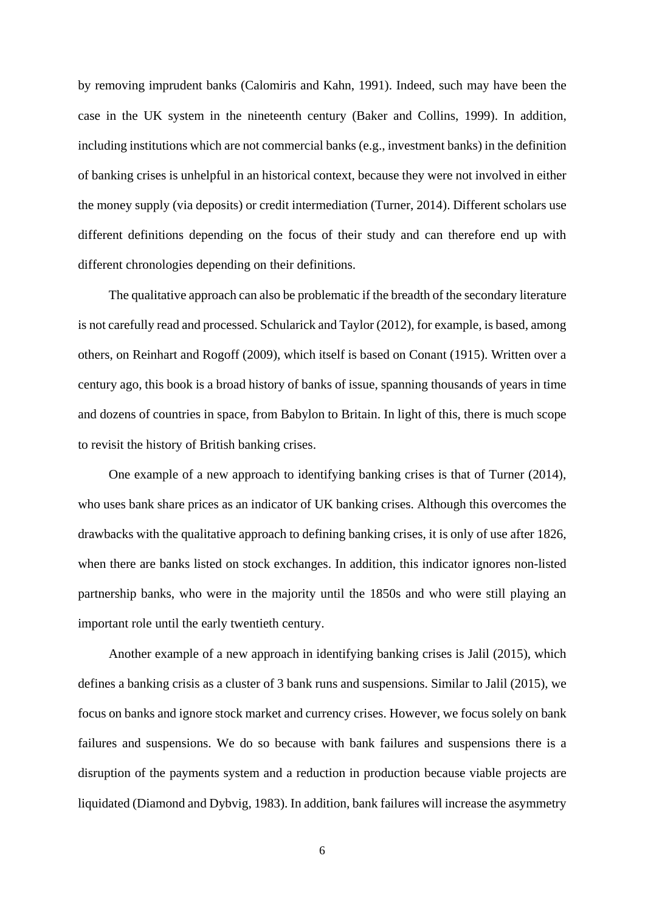by removing imprudent banks (Calomiris and Kahn, 1991). Indeed, such may have been the case in the UK system in the nineteenth century (Baker and Collins, 1999). In addition, including institutions which are not commercial banks (e.g., investment banks) in the definition of banking crises is unhelpful in an historical context, because they were not involved in either the money supply (via deposits) or credit intermediation (Turner, 2014). Different scholars use different definitions depending on the focus of their study and can therefore end up with different chronologies depending on their definitions.

The qualitative approach can also be problematic if the breadth of the secondary literature is not carefully read and processed. Schularick and Taylor (2012), for example, is based, among others, on Reinhart and Rogoff (2009), which itself is based on Conant (1915). Written over a century ago, this book is a broad history of banks of issue, spanning thousands of years in time and dozens of countries in space, from Babylon to Britain. In light of this, there is much scope to revisit the history of British banking crises.

One example of a new approach to identifying banking crises is that of Turner (2014), who uses bank share prices as an indicator of UK banking crises. Although this overcomes the drawbacks with the qualitative approach to defining banking crises, it is only of use after 1826, when there are banks listed on stock exchanges. In addition, this indicator ignores non-listed partnership banks, who were in the majority until the 1850s and who were still playing an important role until the early twentieth century.

Another example of a new approach in identifying banking crises is Jalil (2015), which defines a banking crisis as a cluster of 3 bank runs and suspensions. Similar to Jalil (2015), we focus on banks and ignore stock market and currency crises. However, we focus solely on bank failures and suspensions. We do so because with bank failures and suspensions there is a disruption of the payments system and a reduction in production because viable projects are liquidated (Diamond and Dybvig, 1983). In addition, bank failures will increase the asymmetry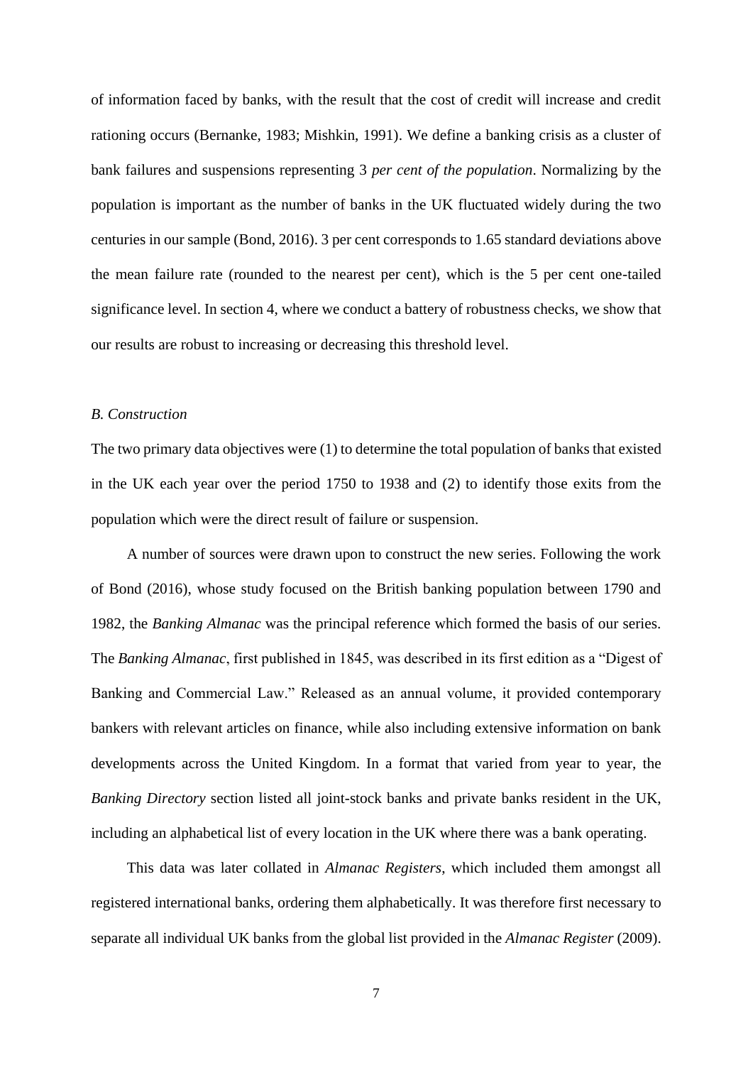of information faced by banks, with the result that the cost of credit will increase and credit rationing occurs (Bernanke, 1983; Mishkin, 1991). We define a banking crisis as a cluster of bank failures and suspensions representing 3 *per cent of the population*. Normalizing by the population is important as the number of banks in the UK fluctuated widely during the two centuries in our sample (Bond, 2016). 3 per cent corresponds to 1.65 standard deviations above the mean failure rate (rounded to the nearest per cent), which is the 5 per cent one-tailed significance level. In section 4, where we conduct a battery of robustness checks, we show that our results are robust to increasing or decreasing this threshold level.

### *B. Construction*

The two primary data objectives were (1) to determine the total population of banks that existed in the UK each year over the period 1750 to 1938 and (2) to identify those exits from the population which were the direct result of failure or suspension.

A number of sources were drawn upon to construct the new series. Following the work of Bond (2016), whose study focused on the British banking population between 1790 and 1982, the *Banking Almanac* was the principal reference which formed the basis of our series. The *Banking Almanac*, first published in 1845, was described in its first edition as a "Digest of Banking and Commercial Law." Released as an annual volume, it provided contemporary bankers with relevant articles on finance, while also including extensive information on bank developments across the United Kingdom. In a format that varied from year to year, the *Banking Directory* section listed all joint-stock banks and private banks resident in the UK, including an alphabetical list of every location in the UK where there was a bank operating.

This data was later collated in *Almanac Registers*, which included them amongst all registered international banks, ordering them alphabetically. It was therefore first necessary to separate all individual UK banks from the global list provided in the *Almanac Register* (2009).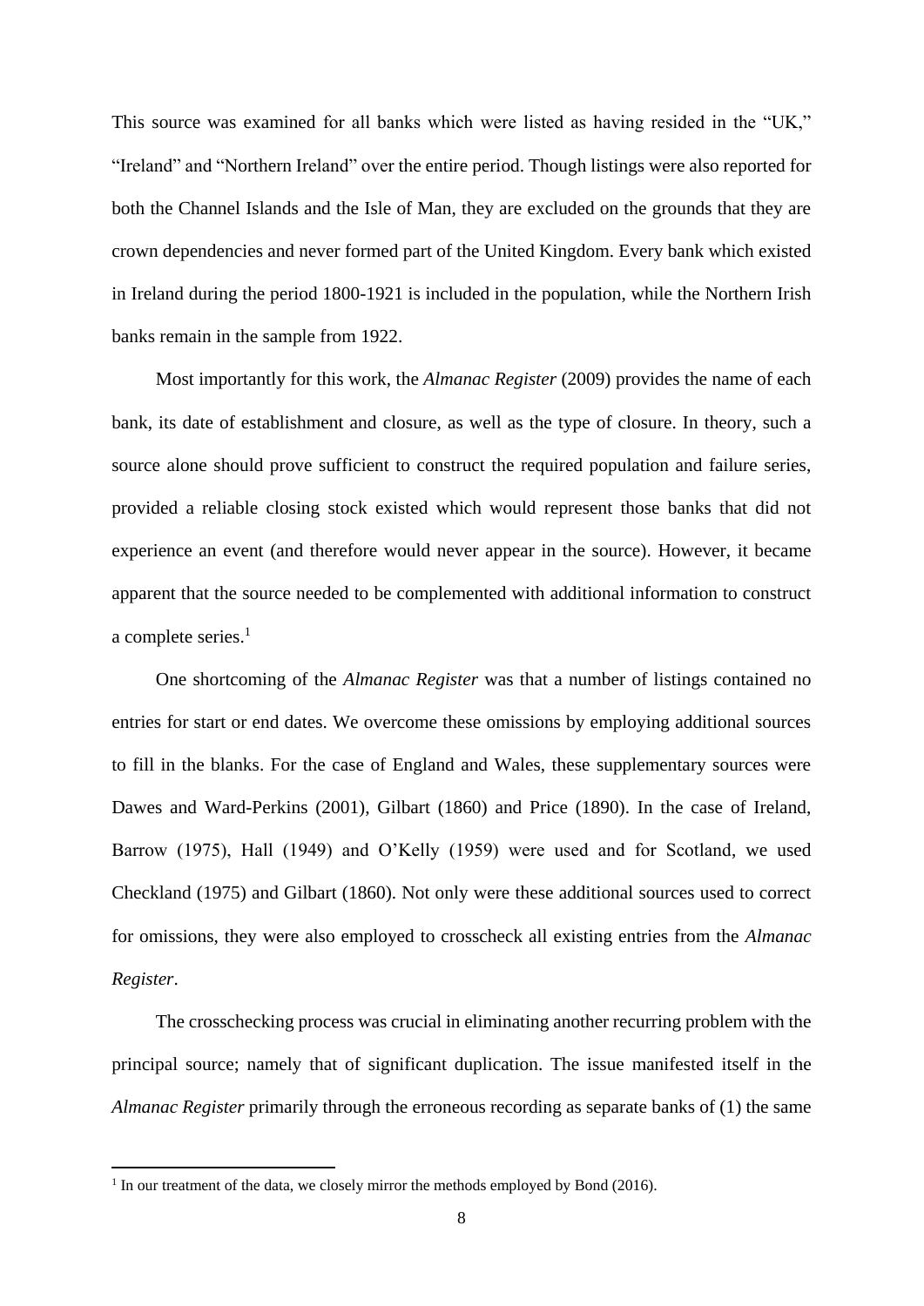This source was examined for all banks which were listed as having resided in the "UK," "Ireland" and "Northern Ireland" over the entire period. Though listings were also reported for both the Channel Islands and the Isle of Man, they are excluded on the grounds that they are crown dependencies and never formed part of the United Kingdom. Every bank which existed in Ireland during the period 1800-1921 is included in the population, while the Northern Irish banks remain in the sample from 1922.

Most importantly for this work, the *Almanac Register* (2009) provides the name of each bank, its date of establishment and closure, as well as the type of closure. In theory, such a source alone should prove sufficient to construct the required population and failure series, provided a reliable closing stock existed which would represent those banks that did not experience an event (and therefore would never appear in the source). However, it became apparent that the source needed to be complemented with additional information to construct a complete series.[1]

One shortcoming of the *Almanac Register* was that a number of listings contained no entries for start or end dates. We overcome these omissions by employing additional sources to fill in the blanks. For the case of England and Wales, these supplementary sources were Dawes and Ward-Perkins (2001), Gilbart (1860) and Price (1890). In the case of Ireland, Barrow (1975), Hall (1949) and O'Kelly (1959) were used and for Scotland, we used Checkland (1975) and Gilbart (1860). Not only were these additional sources used to correct for omissions, they were also employed to crosscheck all existing entries from the *Almanac Register*.

The crosschecking process was crucial in eliminating another recurring problem with the principal source; namely that of significant duplication. The issue manifested itself in the *Almanac Register* primarily through the erroneous recording as separate banks of (1) the same

[1] In our treatment of the data, we closely mirror the methods employed by Bond (2016).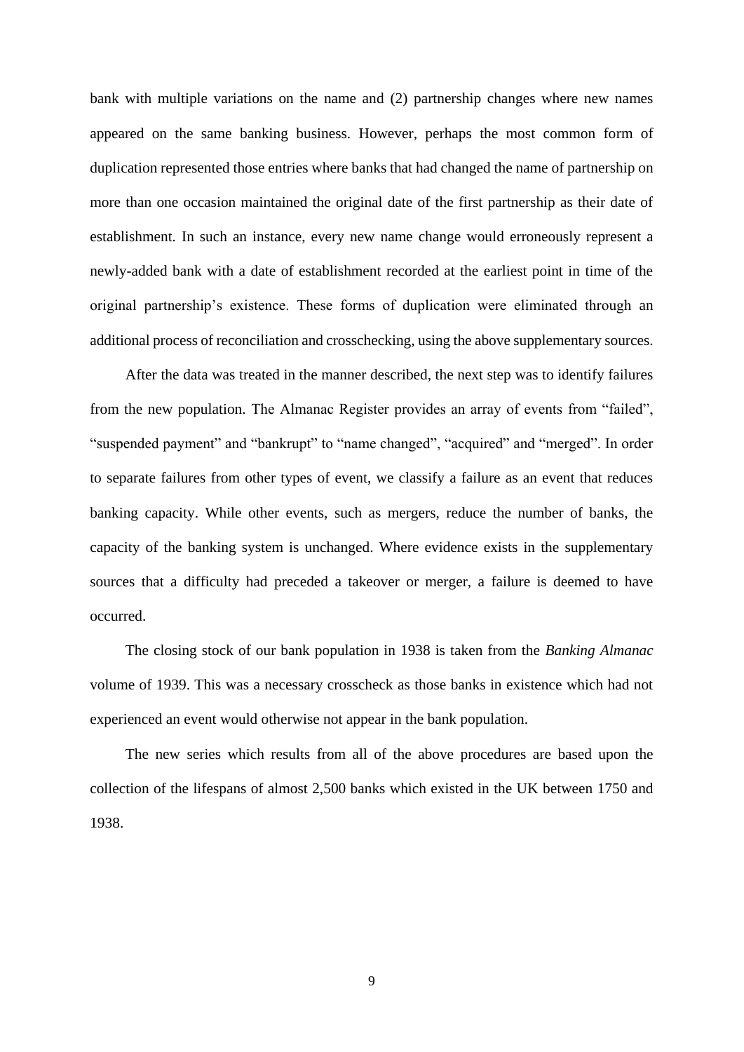bank with multiple variations on the name and (2) partnership changes where new names appeared on the same banking business. However, perhaps the most common form of duplication represented those entries where banks that had changed the name of partnership on more than one occasion maintained the original date of the first partnership as their date of establishment. In such an instance, every new name change would erroneously represent a newly-added bank with a date of establishment recorded at the earliest point in time of the original partnership's existence. These forms of duplication were eliminated through an additional process of reconciliation and crosschecking, using the above supplementary sources.

After the data was treated in the manner described, the next step was to identify failures from the new population. The Almanac Register provides an array of events from "failed", "suspended payment" and "bankrupt" to "name changed", "acquired" and "merged". In order to separate failures from other types of event, we classify a failure as an event that reduces banking capacity. While other events, such as mergers, reduce the number of banks, the capacity of the banking system is unchanged. Where evidence exists in the supplementary sources that a difficulty had preceded a takeover or merger, a failure is deemed to have occurred.

The closing stock of our bank population in 1938 is taken from the *Banking Almanac* volume of 1939. This was a necessary crosscheck as those banks in existence which had not experienced an event would otherwise not appear in the bank population.

The new series which results from all of the above procedures are based upon the collection of the lifespans of almost 2,500 banks which existed in the UK between 1750 and 1938.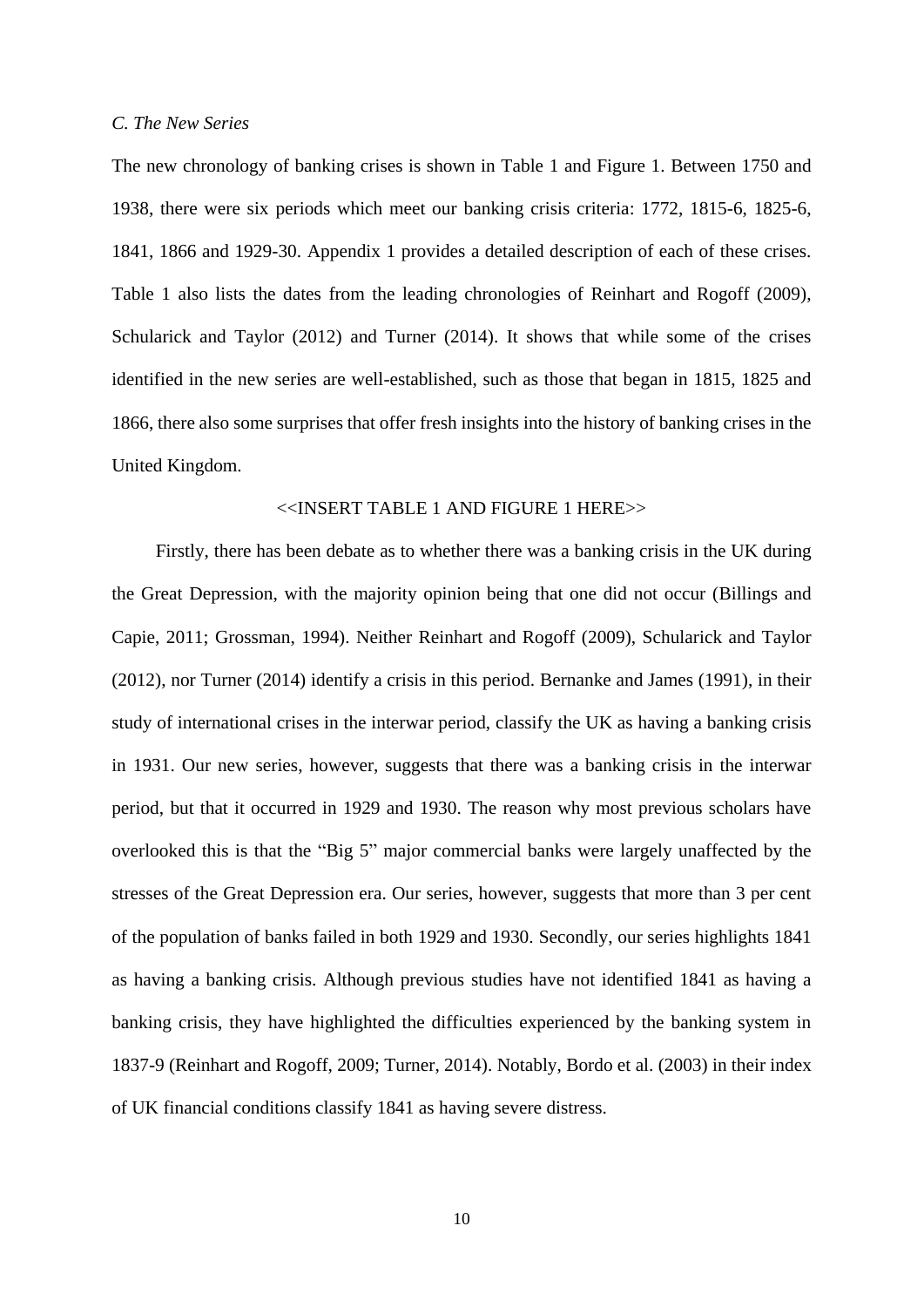*C. The New Series*

The new chronology of banking crises is shown in Table 1 and Figure 1. Between 1750 and 1938, there were six periods which meet our banking crisis criteria: 1772, 1815-6, 1825-6, 1841, 1866 and 1929-30. Appendix 1 provides a detailed description of each of these crises. Table 1 also lists the dates from the leading chronologies of Reinhart and Rogoff (2009), Schularick and Taylor (2012) and Turner (2014). It shows that while some of the crises identified in the new series are well-established, such as those that began in 1815, 1825 and 1866, there also some surprises that offer fresh insights into the history of banking crises in the United Kingdom.

<<INSERT TABLE 1 AND FIGURE 1 HERE>>

Firstly, there has been debate as to whether there was a banking crisis in the UK during the Great Depression, with the majority opinion being that one did not occur (Billings and Capie, 2011; Grossman, 1994). Neither Reinhart and Rogoff (2009), Schularick and Taylor (2012), nor Turner (2014) identify a crisis in this period. Bernanke and James (1991), in their study of international crises in the interwar period, classify the UK as having a banking crisis in 1931. Our new series, however, suggests that there was a banking crisis in the interwar period, but that it occurred in 1929 and 1930. The reason why most previous scholars have overlooked this is that the "Big 5" major commercial banks were largely unaffected by the stresses of the Great Depression era. Our series, however, suggests that more than 3 per cent of the population of banks failed in both 1929 and 1930. Secondly, our series highlights 1841 as having a banking crisis. Although previous studies have not identified 1841 as having a banking crisis, they have highlighted the difficulties experienced by the banking system in 1837-9 (Reinhart and Rogoff, 2009; Turner, 2014). Notably, Bordo et al. (2003) in their index of UK financial conditions classify 1841 as having severe distress.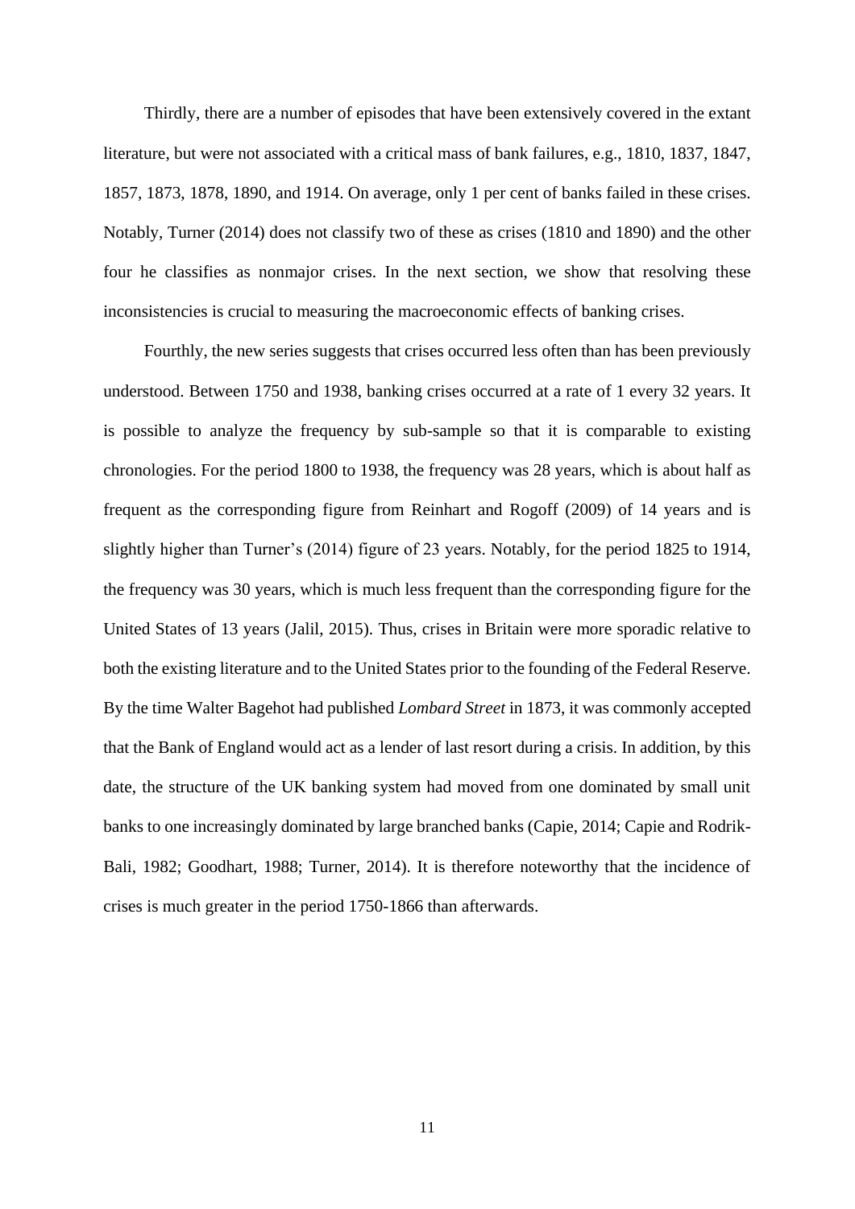Thirdly, there are a number of episodes that have been extensively covered in the extant literature, but were not associated with a critical mass of bank failures, e.g., 1810, 1837, 1847, 1857, 1873, 1878, 1890, and 1914. On average, only 1 per cent of banks failed in these crises. Notably, Turner (2014) does not classify two of these as crises (1810 and 1890) and the other four he classifies as nonmajor crises. In the next section, we show that resolving these inconsistencies is crucial to measuring the macroeconomic effects of banking crises.

Fourthly, the new series suggests that crises occurred less often than has been previously understood. Between 1750 and 1938, banking crises occurred at a rate of 1 every 32 years. It is possible to analyze the frequency by sub-sample so that it is comparable to existing chronologies. For the period 1800 to 1938, the frequency was 28 years, which is about half as frequent as the corresponding figure from Reinhart and Rogoff (2009) of 14 years and is slightly higher than Turner's (2014) figure of 23 years. Notably, for the period 1825 to 1914, the frequency was 30 years, which is much less frequent than the corresponding figure for the United States of 13 years (Jalil, 2015). Thus, crises in Britain were more sporadic relative to both the existing literature and to the United States prior to the founding of the Federal Reserve. By the time Walter Bagehot had published *Lombard Street* in 1873, it was commonly accepted that the Bank of England would act as a lender of last resort during a crisis. In addition, by this date, the structure of the UK banking system had moved from one dominated by small unit banks to one increasingly dominated by large branched banks (Capie, 2014; Capie and Rodrik-Bali, 1982; Goodhart, 1988; Turner, 2014). It is therefore noteworthy that the incidence of crises is much greater in the period 1750-1866 than afterwards.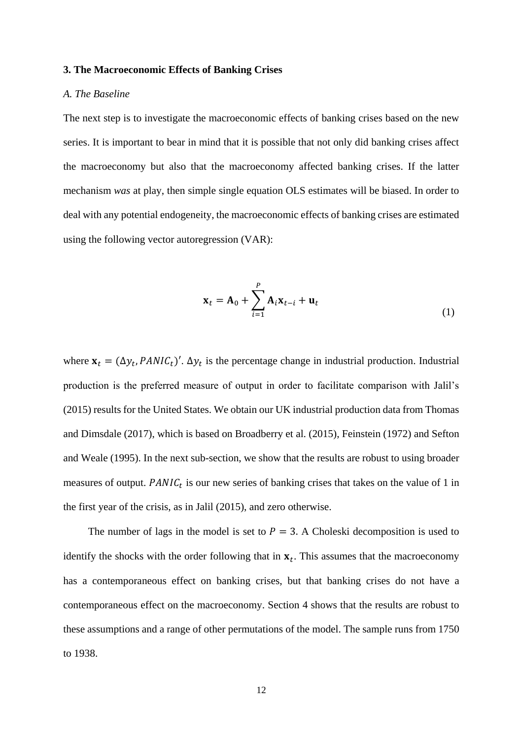### 3. The Macroeconomic Effects of Banking Crises

#### *A. The Baseline*

The next step is to investigate the macroeconomic effects of banking crises based on the new series. It is important to bear in mind that it is possible that not only did banking crises affect the macroeconomy but also that the macroeconomy affected banking crises. If the latter mechanism *was* at play, then simple single equation OLS estimates will be biased. In order to deal with any potential endogeneity, the macroeconomic effects of banking crises are estimated using the following vector autoregression (VAR):

$$\mathbf{x}_t = \mathbf{A}_0 + \sum_{i=1}^{P} \mathbf{A}_i \mathbf{x}_{t-i} + \mathbf{u}_t \tag{1}$$

where $\mathbf{x}_t = (\Delta y_t, PANIC_t)'$. $\Delta y_t$ is the percentage change in industrial production. Industrial production is the preferred measure of output in order to facilitate comparison with Jalil's (2015) results for the United States. We obtain our UK industrial production data from Thomas and Dimsdale (2017), which is based on Broadberry et al. (2015), Feinstein (1972) and Sefton and Weale (1995). In the next sub-section, we show that the results are robust to using broader measures of output. $PANIC_t$ is our new series of banking crises that takes on the value of 1 in the first year of the crisis, as in Jalil (2015), and zero otherwise.

The number of lags in the model is set to $P = 3$. A Choleski decomposition is used to identify the shocks with the order following that in $\mathbf{x}_t$. This assumes that the macroeconomy has a contemporaneous effect on banking crises, but that banking crises do not have a contemporaneous effect on the macroeconomy. Section 4 shows that the results are robust to these assumptions and a range of other permutations of the model. The sample runs from 1750 to 1938.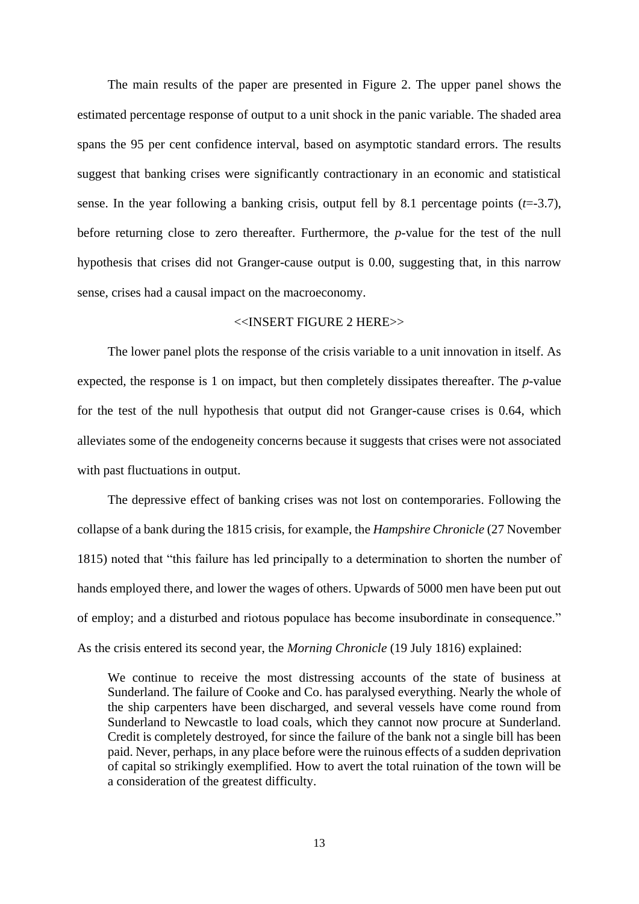The main results of the paper are presented in Figure 2. The upper panel shows the estimated percentage response of output to a unit shock in the panic variable. The shaded area spans the 95 per cent confidence interval, based on asymptotic standard errors. The results suggest that banking crises were significantly contractionary in an economic and statistical sense. In the year following a banking crisis, output fell by 8.1 percentage points ($t$=-3.7), before returning close to zero thereafter. Furthermore, the $p$-value for the test of the null hypothesis that crises did not Granger-cause output is 0.00, suggesting that, in this narrow sense, crises had a causal impact on the macroeconomy.

<<INSERT FIGURE 2 HERE>>

The lower panel plots the response of the crisis variable to a unit innovation in itself. As expected, the response is 1 on impact, but then completely dissipates thereafter. The $p$-value for the test of the null hypothesis that output did not Granger-cause crises is 0.64, which alleviates some of the endogeneity concerns because it suggests that crises were not associated with past fluctuations in output.

The depressive effect of banking crises was not lost on contemporaries. Following the collapse of a bank during the 1815 crisis, for example, the *Hampshire Chronicle* (27 November 1815) noted that "this failure has led principally to a determination to shorten the number of hands employed there, and lower the wages of others. Upwards of 5000 men have been put out of employ; and a disturbed and riotous populace has become insubordinate in consequence." As the crisis entered its second year, the *Morning Chronicle* (19 July 1816) explained:

> We continue to receive the most distressing accounts of the state of business at Sunderland. The failure of Cooke and Co. has paralysed everything. Nearly the whole of the ship carpenters have been discharged, and several vessels have come round from Sunderland to Newcastle to load coals, which they cannot now procure at Sunderland. Credit is completely destroyed, for since the failure of the bank not a single bill has been paid. Never, perhaps, in any place before were the ruinous effects of a sudden deprivation of capital so strikingly exemplified. How to avert the total ruination of the town will be a consideration of the greatest difficulty.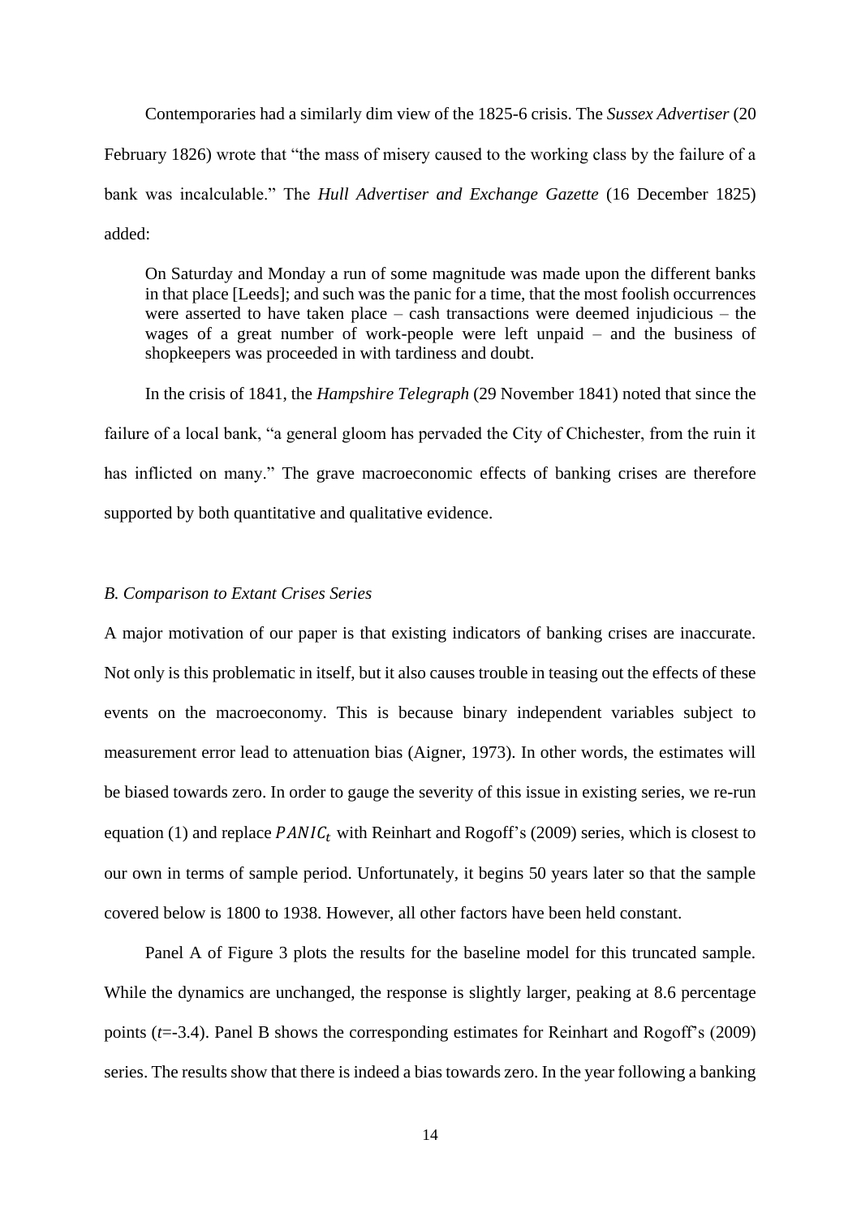Contemporaries had a similarly dim view of the 1825-6 crisis. The *Sussex Advertiser* (20 February 1826) wrote that "the mass of misery caused to the working class by the failure of a bank was incalculable." The *Hull Advertiser and Exchange Gazette* (16 December 1825) added:

> On Saturday and Monday a run of some magnitude was made upon the different banks in that place [Leeds]; and such was the panic for a time, that the most foolish occurrences were asserted to have taken place – cash transactions were deemed injudicious – the wages of a great number of work-people were left unpaid – and the business of shopkeepers was proceeded in with tardiness and doubt.

In the crisis of 1841, the *Hampshire Telegraph* (29 November 1841) noted that since the failure of a local bank, "a general gloom has pervaded the City of Chichester, from the ruin it has inflicted on many." The grave macroeconomic effects of banking crises are therefore supported by both quantitative and qualitative evidence.

### *B. Comparison to Extant Crises Series*

A major motivation of our paper is that existing indicators of banking crises are inaccurate. Not only is this problematic in itself, but it also causes trouble in teasing out the effects of these events on the macroeconomy. This is because binary independent variables subject to measurement error lead to attenuation bias (Aigner, 1973). In other words, the estimates will be biased towards zero. In order to gauge the severity of this issue in existing series, we re-run equation (1) and replace $PANIC_t$ with Reinhart and Rogoff's (2009) series, which is closest to our own in terms of sample period. Unfortunately, it begins 50 years later so that the sample covered below is 1800 to 1938. However, all other factors have been held constant.

Panel A of Figure 3 plots the results for the baseline model for this truncated sample. While the dynamics are unchanged, the response is slightly larger, peaking at 8.6 percentage points ($t$=-3.4). Panel B shows the corresponding estimates for Reinhart and Rogoff's (2009) series. The results show that there is indeed a bias towards zero. In the year following a banking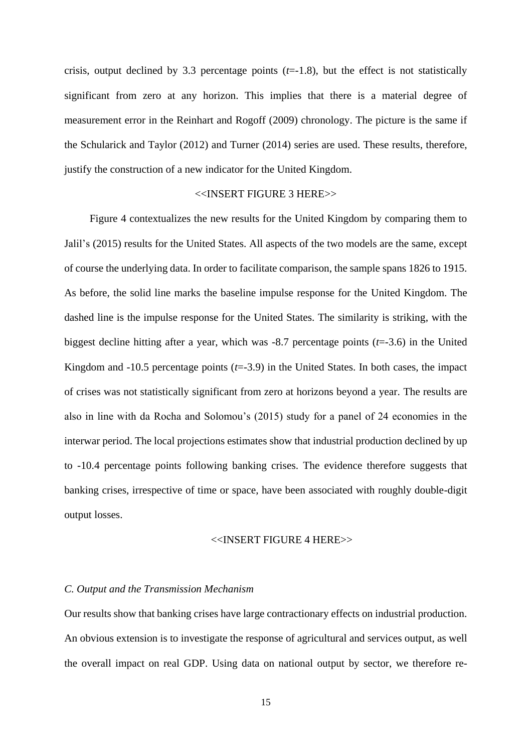crisis, output declined by 3.3 percentage points (*t*=-1.8), but the effect is not statistically significant from zero at any horizon. This implies that there is a material degree of measurement error in the Reinhart and Rogoff (2009) chronology. The picture is the same if the Schularick and Taylor (2012) and Turner (2014) series are used. These results, therefore, justify the construction of a new indicator for the United Kingdom.

<<INSERT FIGURE 3 HERE>>

Figure 4 contextualizes the new results for the United Kingdom by comparing them to Jalil's (2015) results for the United States. All aspects of the two models are the same, except of course the underlying data. In order to facilitate comparison, the sample spans 1826 to 1915. As before, the solid line marks the baseline impulse response for the United Kingdom. The dashed line is the impulse response for the United States. The similarity is striking, with the biggest decline hitting after a year, which was -8.7 percentage points (*t*=-3.6) in the United Kingdom and -10.5 percentage points (*t*=-3.9) in the United States. In both cases, the impact of crises was not statistically significant from zero at horizons beyond a year. The results are also in line with da Rocha and Solomou's (2015) study for a panel of 24 economies in the interwar period. The local projections estimates show that industrial production declined by up to -10.4 percentage points following banking crises. The evidence therefore suggests that banking crises, irrespective of time or space, have been associated with roughly double-digit output losses.

<<INSERT FIGURE 4 HERE>>

### *C. Output and the Transmission Mechanism*

Our results show that banking crises have large contractionary effects on industrial production. An obvious extension is to investigate the response of agricultural and services output, as well the overall impact on real GDP. Using data on national output by sector, we therefore re-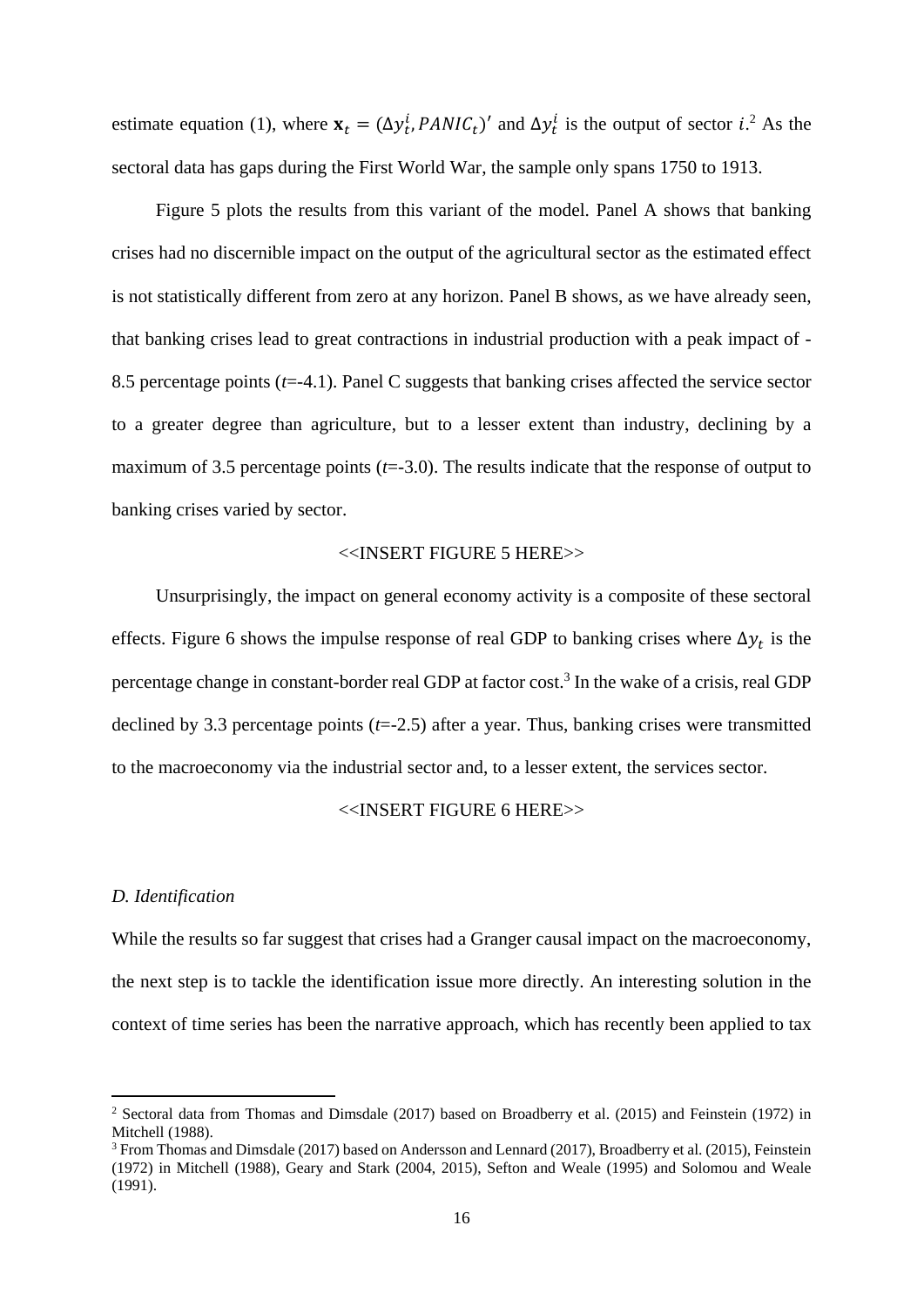estimate equation (1), where $\mathbf{x}_t = (\Delta y_t^i, PANIC_t)'$ and $\Delta y_t^i$ is the output of sector $i$.[2] As the sectoral data has gaps during the First World War, the sample only spans 1750 to 1913.

Figure 5 plots the results from this variant of the model. Panel A shows that banking crises had no discernible impact on the output of the agricultural sector as the estimated effect is not statistically different from zero at any horizon. Panel B shows, as we have already seen, that banking crises lead to great contractions in industrial production with a peak impact of -8.5 percentage points (*t*=-4.1). Panel C suggests that banking crises affected the service sector to a greater degree than agriculture, but to a lesser extent than industry, declining by a maximum of 3.5 percentage points (*t*=-3.0). The results indicate that the response of output to banking crises varied by sector.

<<INSERT FIGURE 5 HERE>>

Unsurprisingly, the impact on general economy activity is a composite of these sectoral effects. Figure 6 shows the impulse response of real GDP to banking crises where $\Delta y_t$ is the percentage change in constant-border real GDP at factor cost.[3] In the wake of a crisis, real GDP declined by 3.3 percentage points (*t*=-2.5) after a year. Thus, banking crises were transmitted to the macroeconomy via the industrial sector and, to a lesser extent, the services sector.

<<INSERT FIGURE 6 HERE>>

### *D. Identification*

While the results so far suggest that crises had a Granger causal impact on the macroeconomy, the next step is to tackle the identification issue more directly. An interesting solution in the context of time series has been the narrative approach, which has recently been applied to tax

---

[2] Sectoral data from Thomas and Dimsdale (2017) based on Broadberry et al. (2015) and Feinstein (1972) in Mitchell (1988).

[3] From Thomas and Dimsdale (2017) based on Andersson and Lennard (2017), Broadberry et al. (2015), Feinstein (1972) in Mitchell (1988), Geary and Stark (2004, 2015), Sefton and Weale (1995) and Solomou and Weale (1991).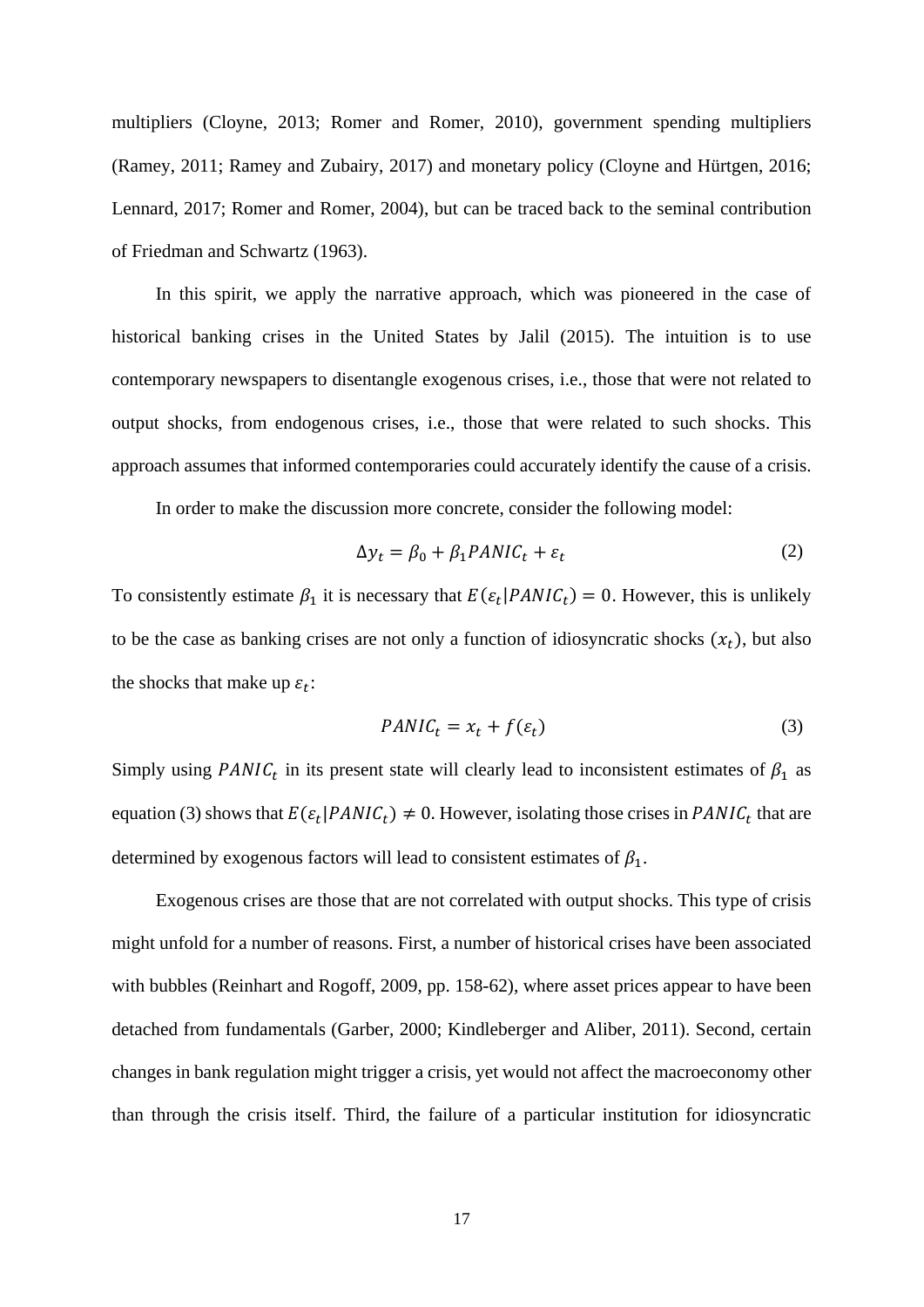multipliers (Cloyne, 2013; Romer and Romer, 2010), government spending multipliers (Ramey, 2011; Ramey and Zubairy, 2017) and monetary policy (Cloyne and Hürtgen, 2016; Lennard, 2017; Romer and Romer, 2004), but can be traced back to the seminal contribution of Friedman and Schwartz (1963).

In this spirit, we apply the narrative approach, which was pioneered in the case of historical banking crises in the United States by Jalil (2015). The intuition is to use contemporary newspapers to disentangle exogenous crises, i.e., those that were not related to output shocks, from endogenous crises, i.e., those that were related to such shocks. This approach assumes that informed contemporaries could accurately identify the cause of a crisis.

In order to make the discussion more concrete, consider the following model:

$$\Delta y_t = \beta_0 + \beta_1 PANIC_t + \varepsilon_t \tag{2}$$

To consistently estimate $\beta_1$ it is necessary that $E(\varepsilon_t | PANIC_t) = 0$. However, this is unlikely to be the case as banking crises are not only a function of idiosyncratic shocks $(x_t)$, but also the shocks that make up $\varepsilon_t$:

$$PANIC_t = x_t + f(\varepsilon_t) \tag{3}$$

Simply using $PANIC_t$ in its present state will clearly lead to inconsistent estimates of $\beta_1$ as equation (3) shows that $E(\varepsilon_t | PANIC_t) \neq 0$. However, isolating those crises in $PANIC_t$ that are determined by exogenous factors will lead to consistent estimates of $\beta_1$.

Exogenous crises are those that are not correlated with output shocks. This type of crisis might unfold for a number of reasons. First, a number of historical crises have been associated with bubbles (Reinhart and Rogoff, 2009, pp. 158-62), where asset prices appear to have been detached from fundamentals (Garber, 2000; Kindleberger and Aliber, 2011). Second, certain changes in bank regulation might trigger a crisis, yet would not affect the macroeconomy other than through the crisis itself. Third, the failure of a particular institution for idiosyncratic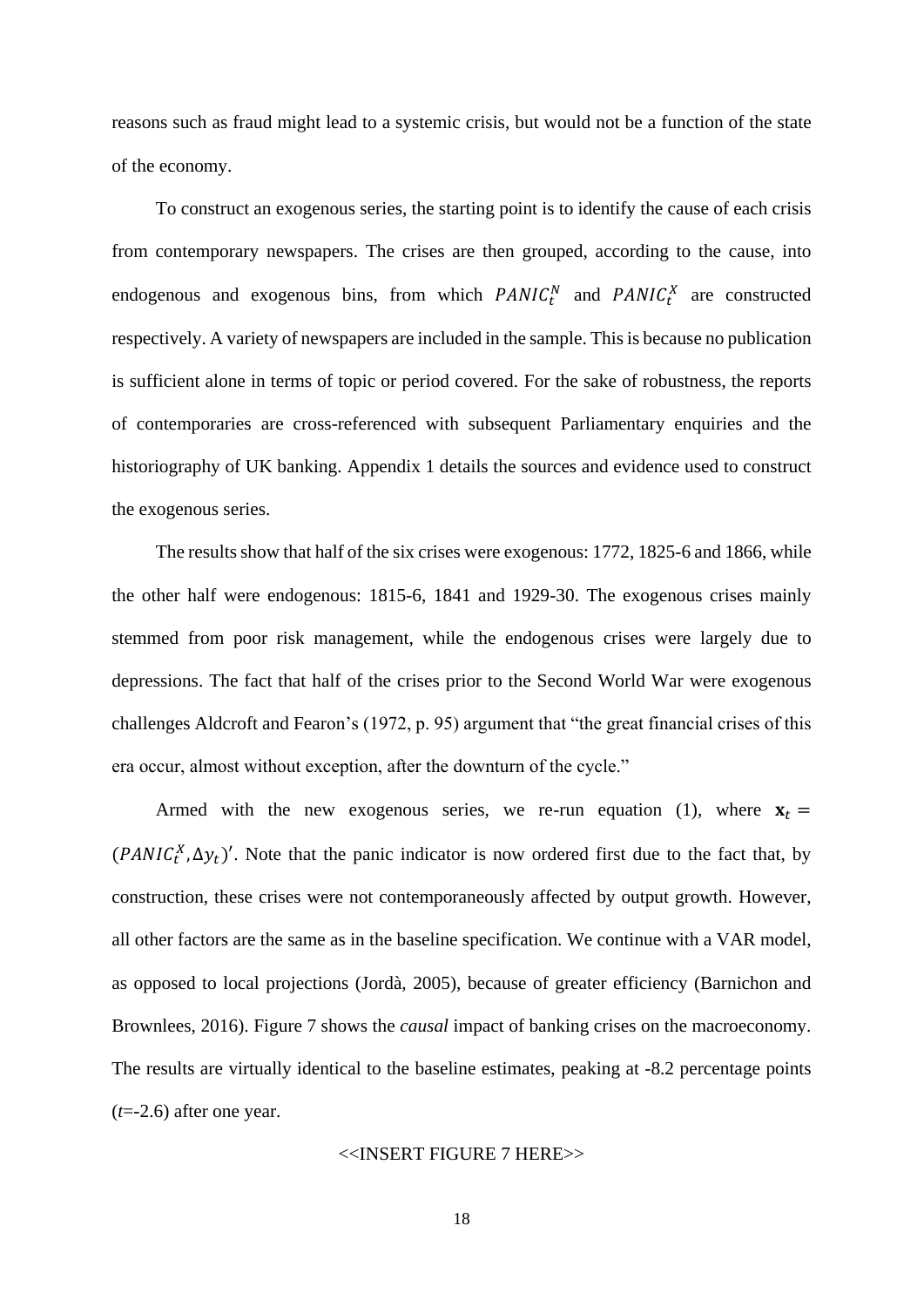reasons such as fraud might lead to a systemic crisis, but would not be a function of the state of the economy.

To construct an exogenous series, the starting point is to identify the cause of each crisis from contemporary newspapers. The crises are then grouped, according to the cause, into endogenous and exogenous bins, from which $PANIC_t^N$ and $PANIC_t^X$ are constructed respectively. A variety of newspapers are included in the sample. This is because no publication is sufficient alone in terms of topic or period covered. For the sake of robustness, the reports of contemporaries are cross-referenced with subsequent Parliamentary enquiries and the historiography of UK banking. Appendix 1 details the sources and evidence used to construct the exogenous series.

The results show that half of the six crises were exogenous: 1772, 1825-6 and 1866, while the other half were endogenous: 1815-6, 1841 and 1929-30. The exogenous crises mainly stemmed from poor risk management, while the endogenous crises were largely due to depressions. The fact that half of the crises prior to the Second World War were exogenous challenges Aldcroft and Fearon's (1972, p. 95) argument that "the great financial crises of this era occur, almost without exception, after the downturn of the cycle."

Armed with the new exogenous series, we re-run equation (1), where $\mathbf{x}_t = (PANIC_t^X, \Delta y_t)'$. Note that the panic indicator is now ordered first due to the fact that, by construction, these crises were not contemporaneously affected by output growth. However, all other factors are the same as in the baseline specification. We continue with a VAR model, as opposed to local projections (Jordà, 2005), because of greater efficiency (Barnichon and Brownlees, 2016). Figure 7 shows the *causal* impact of banking crises on the macroeconomy. The results are virtually identical to the baseline estimates, peaking at -8.2 percentage points ($t$=-2.6) after one year.

<<INSERT FIGURE 7 HERE>>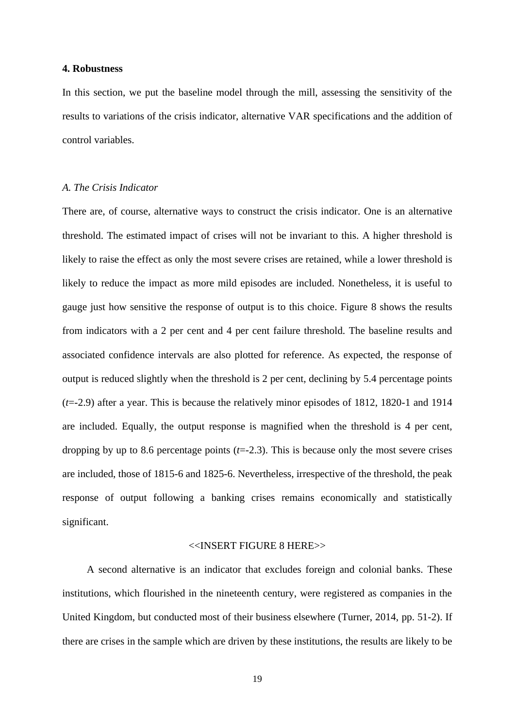## 4. Robustness

In this section, we put the baseline model through the mill, assessing the sensitivity of the results to variations of the crisis indicator, alternative VAR specifications and the addition of control variables.

### *A. The Crisis Indicator*

There are, of course, alternative ways to construct the crisis indicator. One is an alternative threshold. The estimated impact of crises will not be invariant to this. A higher threshold is likely to raise the effect as only the most severe crises are retained, while a lower threshold is likely to reduce the impact as more mild episodes are included. Nonetheless, it is useful to gauge just how sensitive the response of output is to this choice. Figure 8 shows the results from indicators with a 2 per cent and 4 per cent failure threshold. The baseline results and associated confidence intervals are also plotted for reference. As expected, the response of output is reduced slightly when the threshold is 2 per cent, declining by 5.4 percentage points ($t$=-2.9) after a year. This is because the relatively minor episodes of 1812, 1820-1 and 1914 are included. Equally, the output response is magnified when the threshold is 4 per cent, dropping by up to 8.6 percentage points ($t$=-2.3). This is because only the most severe crises are included, those of 1815-6 and 1825-6. Nevertheless, irrespective of the threshold, the peak response of output following a banking crises remains economically and statistically significant.

<<INSERT FIGURE 8 HERE>>

A second alternative is an indicator that excludes foreign and colonial banks. These institutions, which flourished in the nineteenth century, were registered as companies in the United Kingdom, but conducted most of their business elsewhere (Turner, 2014, pp. 51-2). If there are crises in the sample which are driven by these institutions, the results are likely to be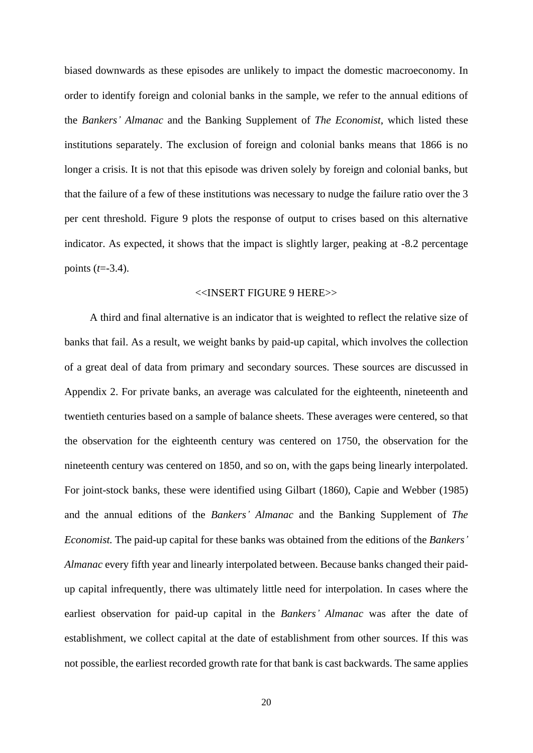biased downwards as these episodes are unlikely to impact the domestic macroeconomy. In order to identify foreign and colonial banks in the sample, we refer to the annual editions of the *Bankers' Almanac* and the Banking Supplement of *The Economist*, which listed these institutions separately. The exclusion of foreign and colonial banks means that 1866 is no longer a crisis. It is not that this episode was driven solely by foreign and colonial banks, but that the failure of a few of these institutions was necessary to nudge the failure ratio over the 3 per cent threshold. Figure 9 plots the response of output to crises based on this alternative indicator. As expected, it shows that the impact is slightly larger, peaking at -8.2 percentage points ($t$=-3.4).

<<INSERT FIGURE 9 HERE>>

A third and final alternative is an indicator that is weighted to reflect the relative size of banks that fail. As a result, we weight banks by paid-up capital, which involves the collection of a great deal of data from primary and secondary sources. These sources are discussed in Appendix 2. For private banks, an average was calculated for the eighteenth, nineteenth and twentieth centuries based on a sample of balance sheets. These averages were centered, so that the observation for the eighteenth century was centered on 1750, the observation for the nineteenth century was centered on 1850, and so on, with the gaps being linearly interpolated. For joint-stock banks, these were identified using Gilbart (1860), Capie and Webber (1985) and the annual editions of the *Bankers' Almanac* and the Banking Supplement of *The Economist.* The paid-up capital for these banks was obtained from the editions of the *Bankers' Almanac* every fifth year and linearly interpolated between. Because banks changed their paid-up capital infrequently, there was ultimately little need for interpolation. In cases where the earliest observation for paid-up capital in the *Bankers' Almanac* was after the date of establishment, we collect capital at the date of establishment from other sources. If this was not possible, the earliest recorded growth rate for that bank is cast backwards. The same applies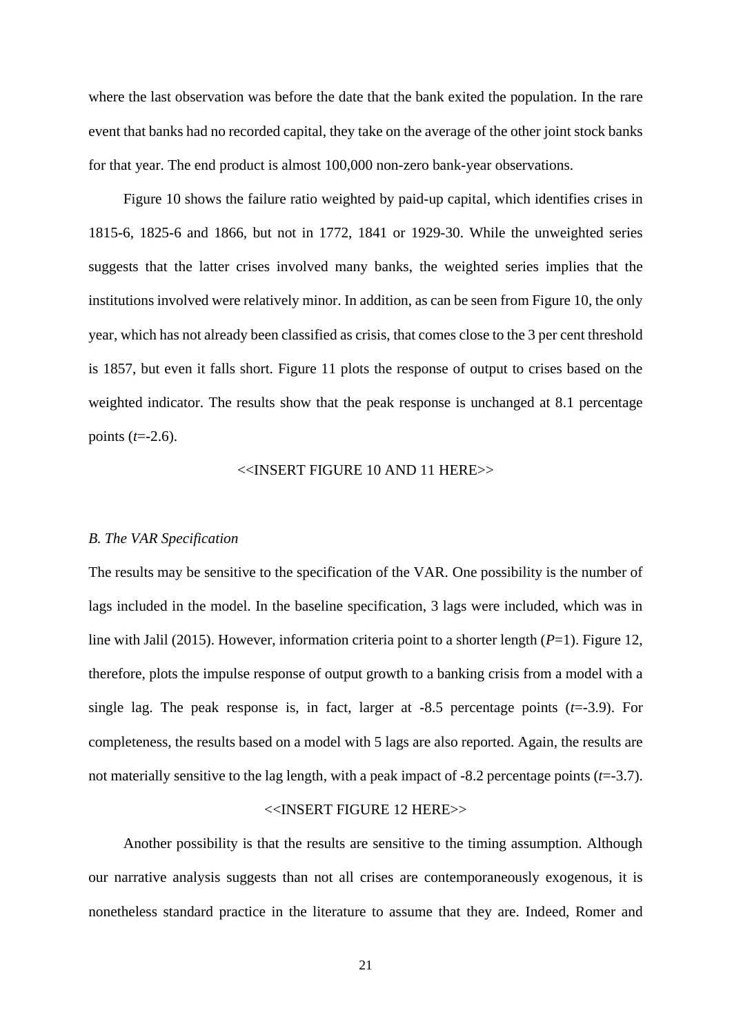where the last observation was before the date that the bank exited the population. In the rare event that banks had no recorded capital, they take on the average of the other joint stock banks for that year. The end product is almost 100,000 non-zero bank-year observations.

Figure 10 shows the failure ratio weighted by paid-up capital, which identifies crises in 1815-6, 1825-6 and 1866, but not in 1772, 1841 or 1929-30. While the unweighted series suggests that the latter crises involved many banks, the weighted series implies that the institutions involved were relatively minor. In addition, as can be seen from Figure 10, the only year, which has not already been classified as crisis, that comes close to the 3 per cent threshold is 1857, but even it falls short. Figure 11 plots the response of output to crises based on the weighted indicator. The results show that the peak response is unchanged at 8.1 percentage points ($t$=-2.6).

<<INSERT FIGURE 10 AND 11 HERE>>

*B. The VAR Specification*

The results may be sensitive to the specification of the VAR. One possibility is the number of lags included in the model. In the baseline specification, 3 lags were included, which was in line with Jalil (2015). However, information criteria point to a shorter length ($P$=1). Figure 12, therefore, plots the impulse response of output growth to a banking crisis from a model with a single lag. The peak response is, in fact, larger at -8.5 percentage points ($t$=-3.9). For completeness, the results based on a model with 5 lags are also reported. Again, the results are not materially sensitive to the lag length, with a peak impact of -8.2 percentage points ($t$=-3.7).

<<INSERT FIGURE 12 HERE>>

Another possibility is that the results are sensitive to the timing assumption. Although our narrative analysis suggests than not all crises are contemporaneously exogenous, it is nonetheless standard practice in the literature to assume that they are. Indeed, Romer and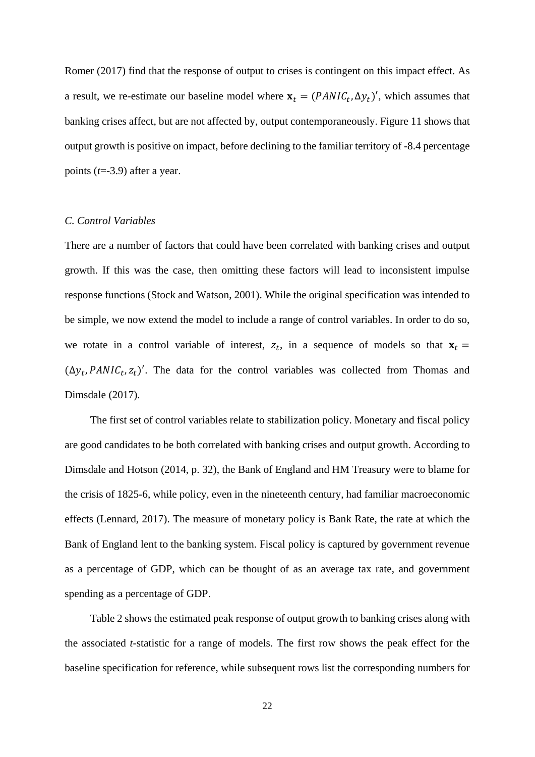Romer (2017) find that the response of output to crises is contingent on this impact effect. As a result, we re-estimate our baseline model where $\mathbf{x}_t = (PANIC_t, \Delta y_t)'$, which assumes that banking crises affect, but are not affected by, output contemporaneously. Figure 11 shows that output growth is positive on impact, before declining to the familiar territory of -8.4 percentage points (*t*=-3.9) after a year.

### *C. Control Variables*

There are a number of factors that could have been correlated with banking crises and output growth. If this was the case, then omitting these factors will lead to inconsistent impulse response functions (Stock and Watson, 2001). While the original specification was intended to be simple, we now extend the model to include a range of control variables. In order to do so, we rotate in a control variable of interest, $z_t$, in a sequence of models so that $\mathbf{x}_t = (\Delta y_t, PANIC_t, z_t)'$. The data for the control variables was collected from Thomas and Dimsdale (2017).

The first set of control variables relate to stabilization policy. Monetary and fiscal policy are good candidates to be both correlated with banking crises and output growth. According to Dimsdale and Hotson (2014, p. 32), the Bank of England and HM Treasury were to blame for the crisis of 1825-6, while policy, even in the nineteenth century, had familiar macroeconomic effects (Lennard, 2017). The measure of monetary policy is Bank Rate, the rate at which the Bank of England lent to the banking system. Fiscal policy is captured by government revenue as a percentage of GDP, which can be thought of as an average tax rate, and government spending as a percentage of GDP.

Table 2 shows the estimated peak response of output growth to banking crises along with the associated *t*-statistic for a range of models. The first row shows the peak effect for the baseline specification for reference, while subsequent rows list the corresponding numbers for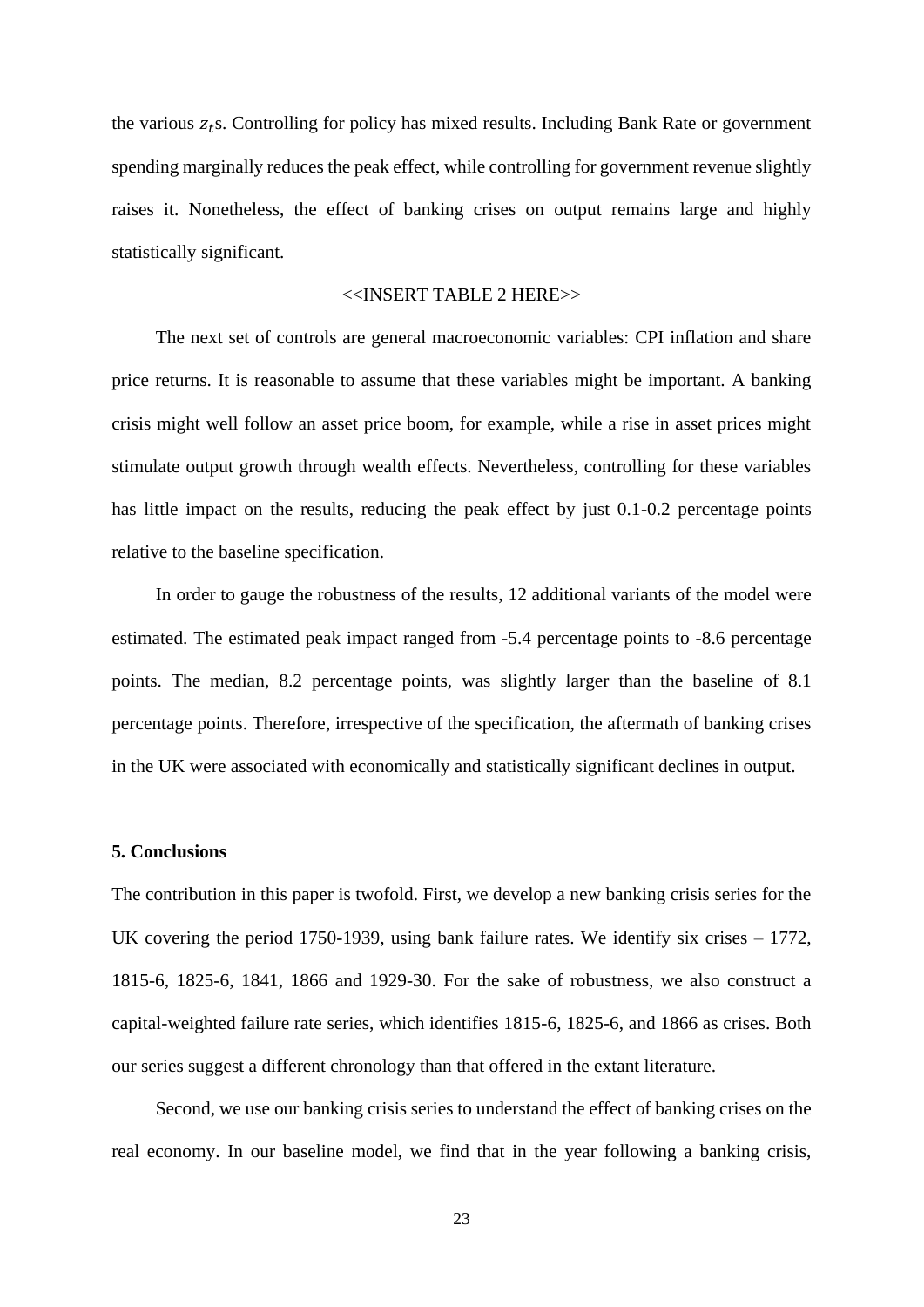the various $z_t$s. Controlling for policy has mixed results. Including Bank Rate or government spending marginally reduces the peak effect, while controlling for government revenue slightly raises it. Nonetheless, the effect of banking crises on output remains large and highly statistically significant.

<<INSERT TABLE 2 HERE>>

The next set of controls are general macroeconomic variables: CPI inflation and share price returns. It is reasonable to assume that these variables might be important. A banking crisis might well follow an asset price boom, for example, while a rise in asset prices might stimulate output growth through wealth effects. Nevertheless, controlling for these variables has little impact on the results, reducing the peak effect by just 0.1-0.2 percentage points relative to the baseline specification.

In order to gauge the robustness of the results, 12 additional variants of the model were estimated. The estimated peak impact ranged from -5.4 percentage points to -8.6 percentage points. The median, 8.2 percentage points, was slightly larger than the baseline of 8.1 percentage points. Therefore, irrespective of the specification, the aftermath of banking crises in the UK were associated with economically and statistically significant declines in output.

## 5. Conclusions

The contribution in this paper is twofold. First, we develop a new banking crisis series for the UK covering the period 1750-1939, using bank failure rates. We identify six crises – 1772, 1815-6, 1825-6, 1841, 1866 and 1929-30. For the sake of robustness, we also construct a capital-weighted failure rate series, which identifies 1815-6, 1825-6, and 1866 as crises. Both our series suggest a different chronology than that offered in the extant literature.

Second, we use our banking crisis series to understand the effect of banking crises on the real economy. In our baseline model, we find that in the year following a banking crisis,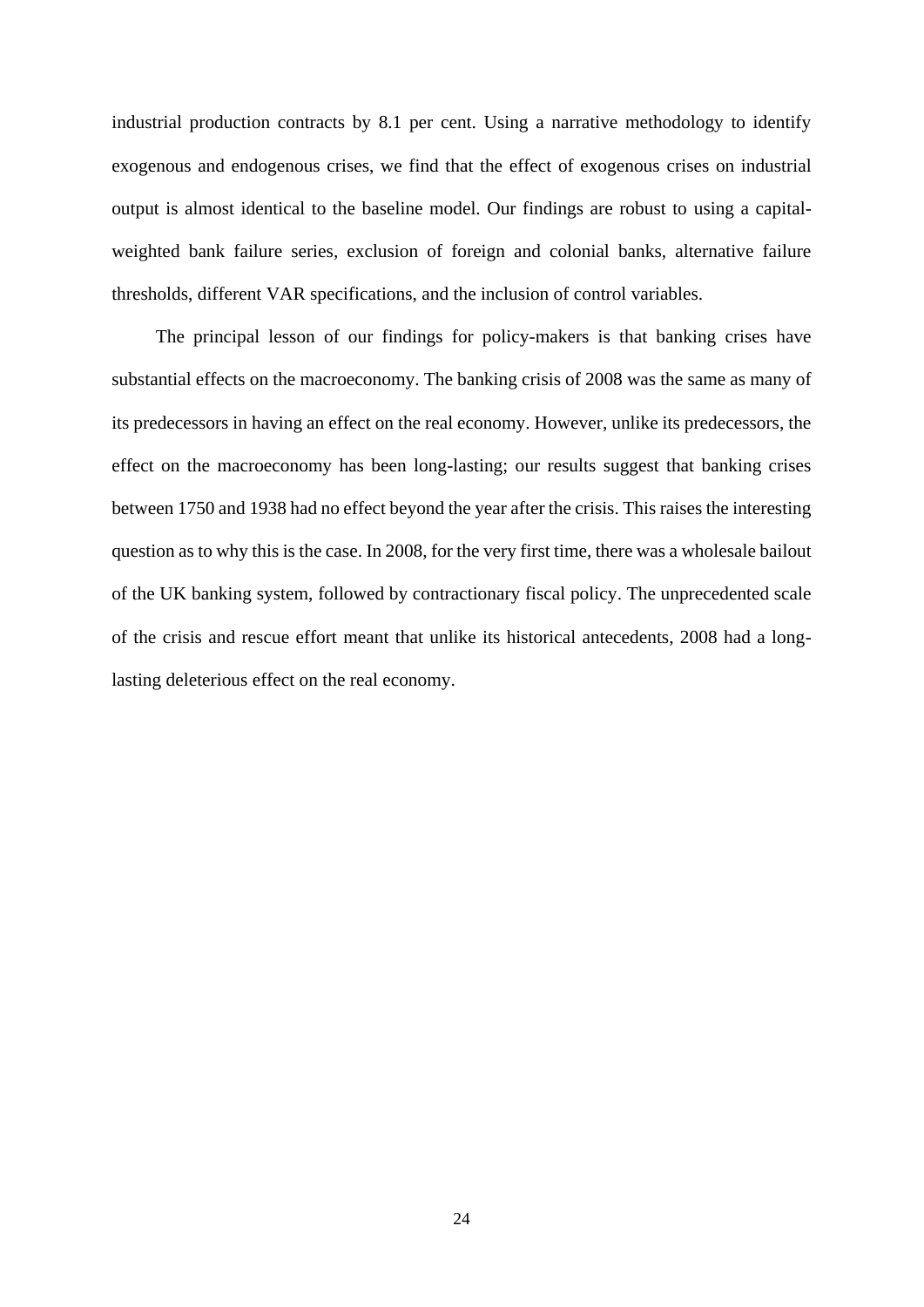industrial production contracts by 8.1 per cent. Using a narrative methodology to identify exogenous and endogenous crises, we find that the effect of exogenous crises on industrial output is almost identical to the baseline model. Our findings are robust to using a capital-weighted bank failure series, exclusion of foreign and colonial banks, alternative failure thresholds, different VAR specifications, and the inclusion of control variables.

The principal lesson of our findings for policy-makers is that banking crises have substantial effects on the macroeconomy. The banking crisis of 2008 was the same as many of its predecessors in having an effect on the real economy. However, unlike its predecessors, the effect on the macroeconomy has been long-lasting; our results suggest that banking crises between 1750 and 1938 had no effect beyond the year after the crisis. This raises the interesting question as to why this is the case. In 2008, for the very first time, there was a wholesale bailout of the UK banking system, followed by contractionary fiscal policy. The unprecedented scale of the crisis and rescue effort meant that unlike its historical antecedents, 2008 had a long-lasting deleterious effect on the real economy.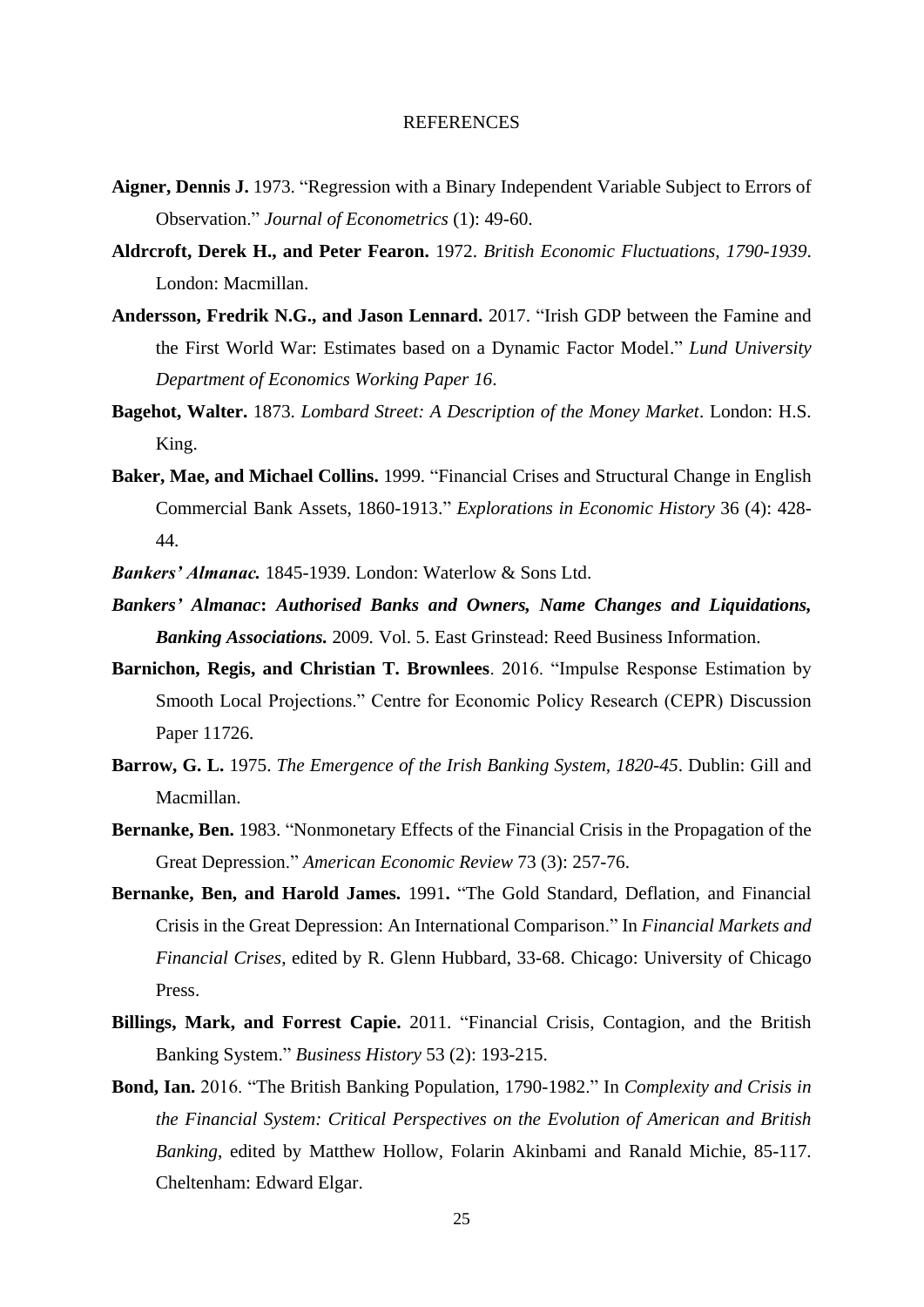# REFERENCES

**Aigner, Dennis J.** 1973. "Regression with a Binary Independent Variable Subject to Errors of Observation." *Journal of Econometrics* (1): 49-60.

**Aldrcroft, Derek H., and Peter Fearon.** 1972. *British Economic Fluctuations, 1790-1939*. London: Macmillan.

**Andersson, Fredrik N.G., and Jason Lennard.** 2017. "Irish GDP between the Famine and the First World War: Estimates based on a Dynamic Factor Model." *Lund University Department of Economics Working Paper 16*.

**Bagehot, Walter.** 1873. *Lombard Street: A Description of the Money Market*. London: H.S. King.

**Baker, Mae, and Michael Collins.** 1999. "Financial Crises and Structural Change in English Commercial Bank Assets, 1860-1913." *Explorations in Economic History* 36 (4): 428-44.

***Bankers' Almanac.*** 1845-1939. London: Waterlow & Sons Ltd.

***Bankers' Almanac*: *Authorised Banks and Owners, Name Changes and Liquidations, Banking Associations.*** 2009. Vol. 5. East Grinstead: Reed Business Information.

**Barnichon, Regis, and Christian T. Brownlees**. 2016. "Impulse Response Estimation by Smooth Local Projections." Centre for Economic Policy Research (CEPR) Discussion Paper 11726.

**Barrow, G. L.** 1975. *The Emergence of the Irish Banking System, 1820-45*. Dublin: Gill and Macmillan.

**Bernanke, Ben.** 1983. "Nonmonetary Effects of the Financial Crisis in the Propagation of the Great Depression." *American Economic Review* 73 (3): 257-76.

**Bernanke, Ben, and Harold James.** 1991**.** "The Gold Standard, Deflation, and Financial Crisis in the Great Depression: An International Comparison." In *Financial Markets and Financial Crises*, edited by R. Glenn Hubbard, 33-68. Chicago: University of Chicago Press.

**Billings, Mark, and Forrest Capie.** 2011. "Financial Crisis, Contagion, and the British Banking System." *Business History* 53 (2): 193-215.

**Bond, Ian.** 2016. "The British Banking Population, 1790-1982." In *Complexity and Crisis in the Financial System: Critical Perspectives on the Evolution of American and British Banking*, edited by Matthew Hollow, Folarin Akinbami and Ranald Michie, 85-117. Cheltenham: Edward Elgar.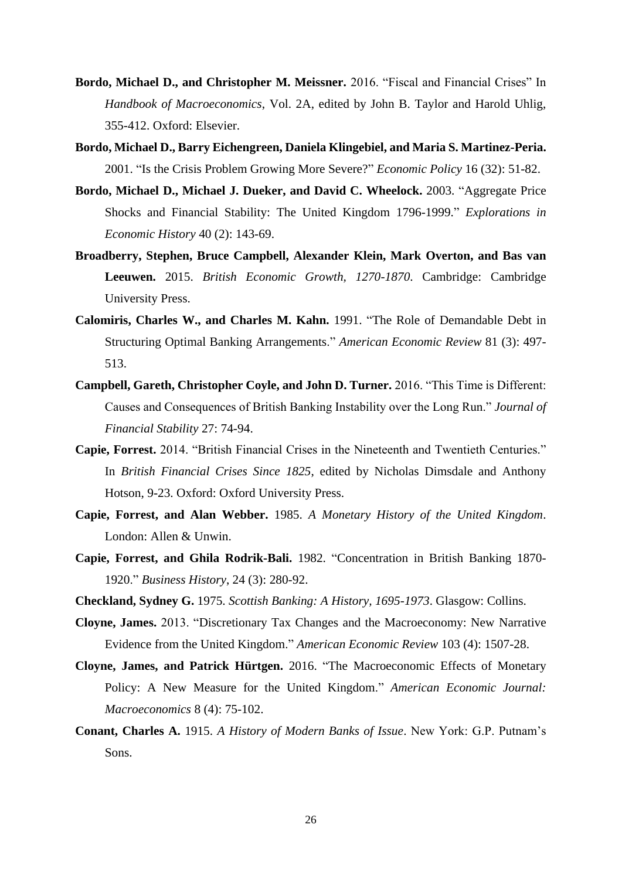**Bordo, Michael D., and Christopher M. Meissner.** 2016. "Fiscal and Financial Crises" In *Handbook of Macroeconomics*, Vol. 2A, edited by John B. Taylor and Harold Uhlig, 355-412. Oxford: Elsevier.

**Bordo, Michael D., Barry Eichengreen, Daniela Klingebiel, and Maria S. Martinez-Peria.** 2001. "Is the Crisis Problem Growing More Severe?" *Economic Policy* 16 (32): 51-82.

**Bordo, Michael D., Michael J. Dueker, and David C. Wheelock.** 2003. "Aggregate Price Shocks and Financial Stability: The United Kingdom 1796-1999." *Explorations in Economic History* 40 (2): 143-69.

**Broadberry, Stephen, Bruce Campbell, Alexander Klein, Mark Overton, and Bas van Leeuwen.** 2015. *British Economic Growth, 1270-1870*. Cambridge: Cambridge University Press.

**Calomiris, Charles W., and Charles M. Kahn.** 1991. "The Role of Demandable Debt in Structuring Optimal Banking Arrangements." *American Economic Review* 81 (3): 497-513.

**Campbell, Gareth, Christopher Coyle, and John D. Turner.** 2016. "This Time is Different: Causes and Consequences of British Banking Instability over the Long Run." *Journal of Financial Stability* 27: 74-94.

**Capie, Forrest.** 2014. "British Financial Crises in the Nineteenth and Twentieth Centuries." In *British Financial Crises Since 1825*, edited by Nicholas Dimsdale and Anthony Hotson, 9-23. Oxford: Oxford University Press.

**Capie, Forrest, and Alan Webber.** 1985. *A Monetary History of the United Kingdom*. London: Allen & Unwin.

**Capie, Forrest, and Ghila Rodrik-Bali.** 1982. "Concentration in British Banking 1870-1920." *Business History*, 24 (3): 280-92.

**Checkland, Sydney G.** 1975. *Scottish Banking: A History, 1695-1973*. Glasgow: Collins.

**Cloyne, James.** 2013. "Discretionary Tax Changes and the Macroeconomy: New Narrative Evidence from the United Kingdom." *American Economic Review* 103 (4): 1507-28.

**Cloyne, James, and Patrick Hürtgen.** 2016. "The Macroeconomic Effects of Monetary Policy: A New Measure for the United Kingdom." *American Economic Journal: Macroeconomics* 8 (4): 75-102.

**Conant, Charles A.** 1915. *A History of Modern Banks of Issue*. New York: G.P. Putnam's Sons.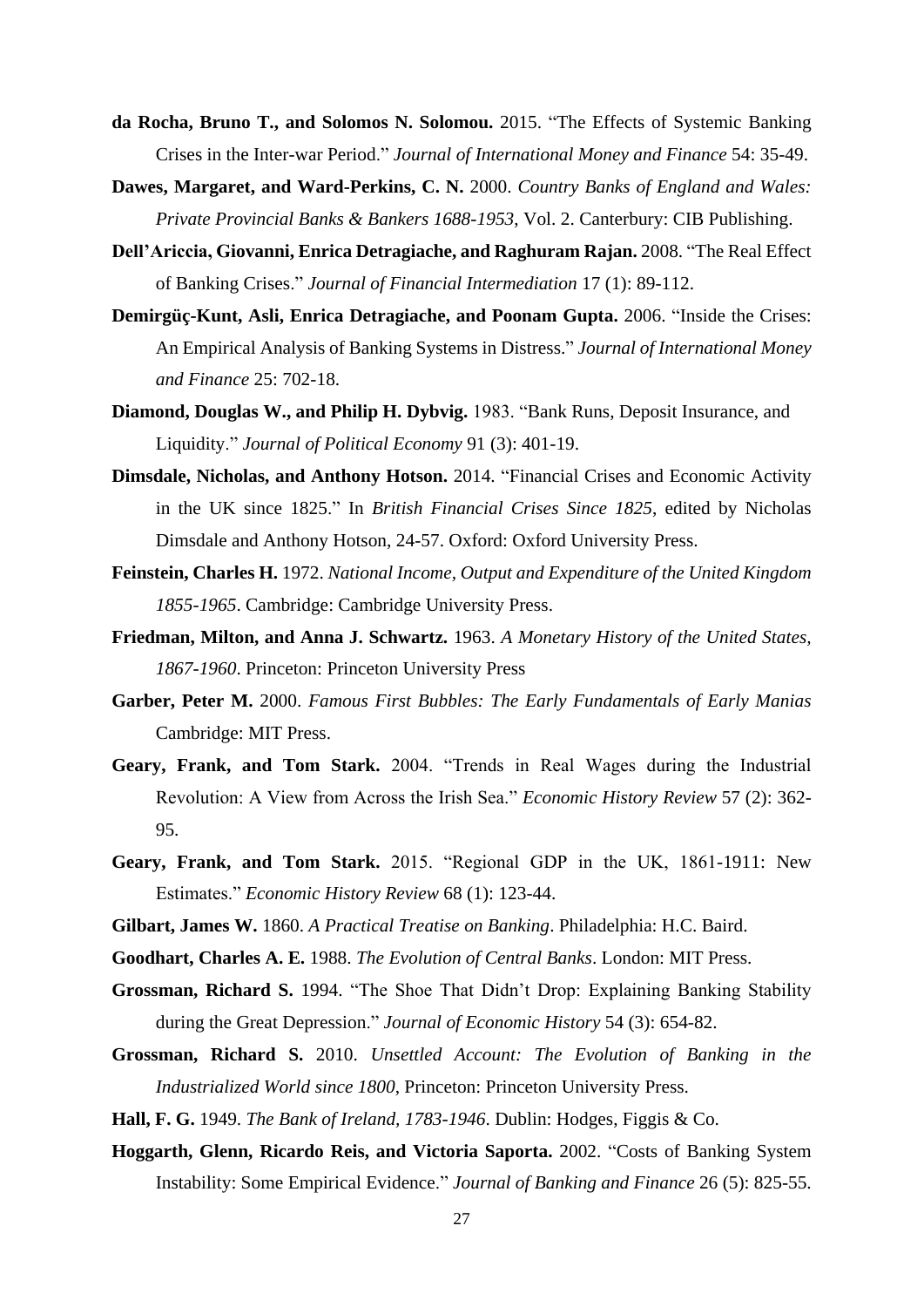**da Rocha, Bruno T., and Solomos N. Solomou.** 2015. "The Effects of Systemic Banking Crises in the Inter-war Period." *Journal of International Money and Finance* 54: 35-49.

**Dawes, Margaret, and Ward-Perkins, C. N.** 2000. *Country Banks of England and Wales: Private Provincial Banks & Bankers 1688-1953*, Vol. 2. Canterbury: CIB Publishing.

**Dell'Ariccia, Giovanni, Enrica Detragiache, and Raghuram Rajan.** 2008. "The Real Effect of Banking Crises." *Journal of Financial Intermediation* 17 (1): 89-112.

**Demirgüç-Kunt, Asli, Enrica Detragiache, and Poonam Gupta.** 2006. "Inside the Crises: An Empirical Analysis of Banking Systems in Distress." *Journal of International Money and Finance* 25: 702-18.

**Diamond, Douglas W., and Philip H. Dybvig.** 1983. "Bank Runs, Deposit Insurance, and Liquidity." *Journal of Political Economy* 91 (3): 401-19.

**Dimsdale, Nicholas, and Anthony Hotson.** 2014. "Financial Crises and Economic Activity in the UK since 1825." In *British Financial Crises Since 1825*, edited by Nicholas Dimsdale and Anthony Hotson, 24-57. Oxford: Oxford University Press.

**Feinstein, Charles H.** 1972. *National Income, Output and Expenditure of the United Kingdom 1855-1965*. Cambridge: Cambridge University Press.

**Friedman, Milton, and Anna J. Schwartz.** 1963. *A Monetary History of the United States, 1867-1960*. Princeton: Princeton University Press

**Garber, Peter M.** 2000. *Famous First Bubbles: The Early Fundamentals of Early Manias* Cambridge: MIT Press.

**Geary, Frank, and Tom Stark.** 2004. "Trends in Real Wages during the Industrial Revolution: A View from Across the Irish Sea." *Economic History Review* 57 (2): 362-95.

**Geary, Frank, and Tom Stark.** 2015. "Regional GDP in the UK, 1861-1911: New Estimates." *Economic History Review* 68 (1): 123-44.

**Gilbart, James W.** 1860. *A Practical Treatise on Banking*. Philadelphia: H.C. Baird.

**Goodhart, Charles A. E.** 1988. *The Evolution of Central Banks*. London: MIT Press.

**Grossman, Richard S.** 1994. "The Shoe That Didn't Drop: Explaining Banking Stability during the Great Depression." *Journal of Economic History* 54 (3): 654-82.

**Grossman, Richard S.** 2010. *Unsettled Account: The Evolution of Banking in the Industrialized World since 1800*, Princeton: Princeton University Press.

**Hall, F. G.** 1949. *The Bank of Ireland, 1783-1946*. Dublin: Hodges, Figgis & Co.

**Hoggarth, Glenn, Ricardo Reis, and Victoria Saporta.** 2002. "Costs of Banking System Instability: Some Empirical Evidence." *Journal of Banking and Finance* 26 (5): 825-55.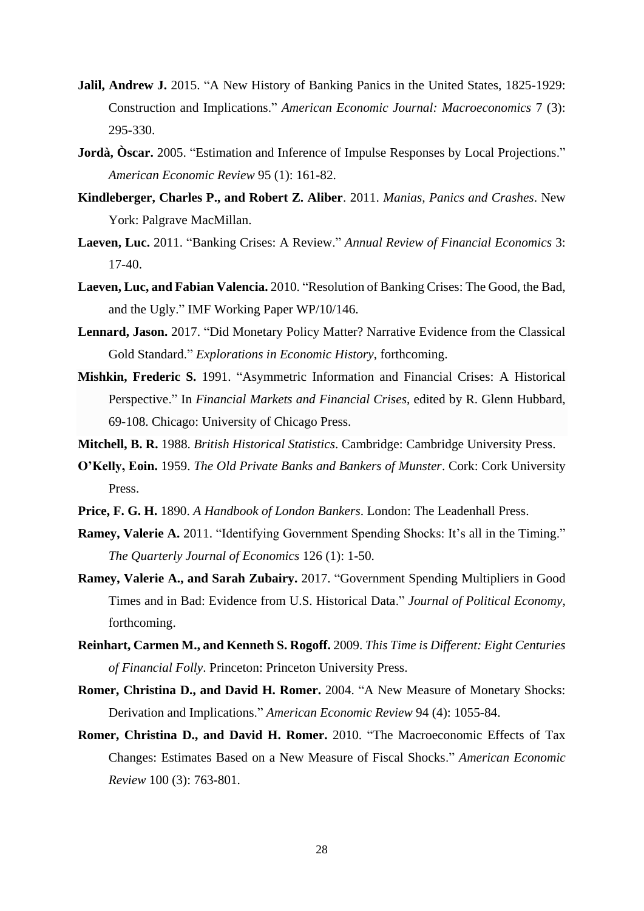**Jalil, Andrew J.** 2015. "A New History of Banking Panics in the United States, 1825-1929: Construction and Implications." *American Economic Journal: Macroeconomics* 7 (3): 295-330.

**Jordà, Òscar.** 2005. "Estimation and Inference of Impulse Responses by Local Projections." *American Economic Review* 95 (1): 161-82.

**Kindleberger, Charles P., and Robert Z. Aliber**. 2011. *Manias, Panics and Crashes*. New York: Palgrave MacMillan.

**Laeven, Luc.** 2011. "Banking Crises: A Review." *Annual Review of Financial Economics* 3: 17-40.

**Laeven, Luc, and Fabian Valencia.** 2010. "Resolution of Banking Crises: The Good, the Bad, and the Ugly." IMF Working Paper WP/10/146.

**Lennard, Jason.** 2017. "Did Monetary Policy Matter? Narrative Evidence from the Classical Gold Standard." *Explorations in Economic History*, forthcoming.

**Mishkin, Frederic S.** 1991. "Asymmetric Information and Financial Crises: A Historical Perspective." In *Financial Markets and Financial Crises*, edited by R. Glenn Hubbard, 69-108. Chicago: University of Chicago Press.

**Mitchell, B. R.** 1988. *British Historical Statistics*. Cambridge: Cambridge University Press.

**O'Kelly, Eoin.** 1959. *The Old Private Banks and Bankers of Munster*. Cork: Cork University Press.

**Price, F. G. H.** 1890. *A Handbook of London Bankers*. London: The Leadenhall Press.

**Ramey, Valerie A.** 2011. "Identifying Government Spending Shocks: It's all in the Timing." *The Quarterly Journal of Economics* 126 (1): 1-50.

**Ramey, Valerie A., and Sarah Zubairy.** 2017. "Government Spending Multipliers in Good Times and in Bad: Evidence from U.S. Historical Data." *Journal of Political Economy*, forthcoming.

**Reinhart, Carmen M., and Kenneth S. Rogoff.** 2009. *This Time is Different: Eight Centuries of Financial Folly*. Princeton: Princeton University Press.

**Romer, Christina D., and David H. Romer.** 2004. "A New Measure of Monetary Shocks: Derivation and Implications." *American Economic Review* 94 (4): 1055-84.

**Romer, Christina D., and David H. Romer.** 2010. "The Macroeconomic Effects of Tax Changes: Estimates Based on a New Measure of Fiscal Shocks." *American Economic Review* 100 (3): 763-801.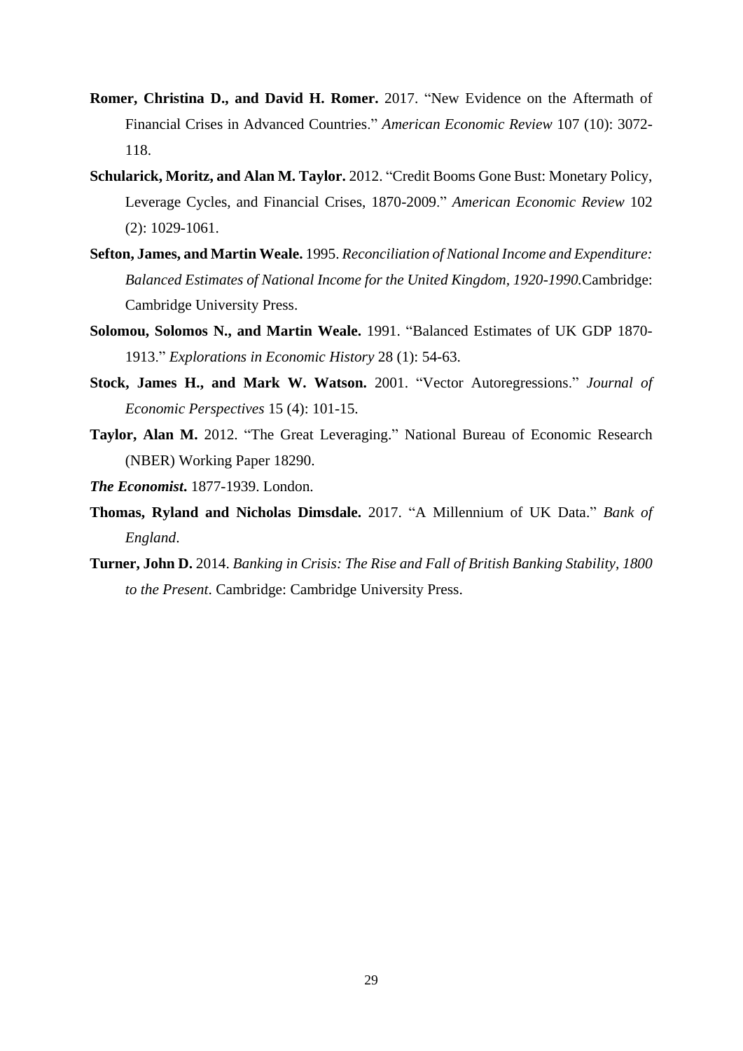**Romer, Christina D., and David H. Romer.** 2017. "New Evidence on the Aftermath of Financial Crises in Advanced Countries." *American Economic Review* 107 (10): 3072-118.

**Schularick, Moritz, and Alan M. Taylor.** 2012. "Credit Booms Gone Bust: Monetary Policy, Leverage Cycles, and Financial Crises, 1870-2009." *American Economic Review* 102 (2): 1029-1061.

**Sefton, James, and Martin Weale.** 1995. *Reconciliation of National Income and Expenditure: Balanced Estimates of National Income for the United Kingdom, 1920-1990.*Cambridge: Cambridge University Press.

**Solomou, Solomos N., and Martin Weale.** 1991. "Balanced Estimates of UK GDP 1870-1913." *Explorations in Economic History* 28 (1): 54-63.

**Stock, James H., and Mark W. Watson.** 2001. "Vector Autoregressions." *Journal of Economic Perspectives* 15 (4): 101-15.

**Taylor, Alan M.** 2012. "The Great Leveraging." National Bureau of Economic Research (NBER) Working Paper 18290.

***The Economist*.** 1877-1939. London.

**Thomas, Ryland and Nicholas Dimsdale.** 2017. "A Millennium of UK Data." *Bank of England*.

**Turner, John D.** 2014. *Banking in Crisis: The Rise and Fall of British Banking Stability, 1800 to the Present*. Cambridge: Cambridge University Press.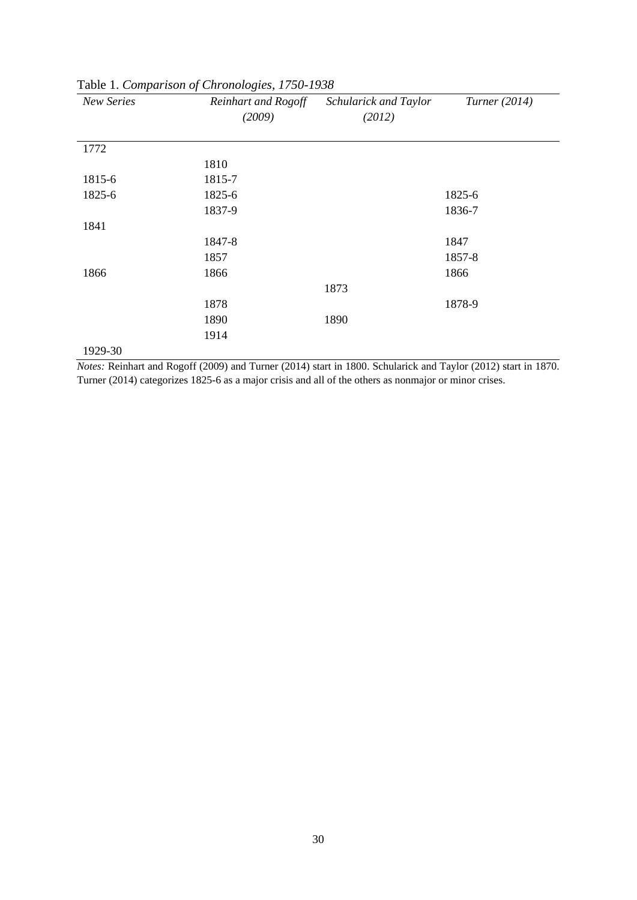Table 1. *Comparison of Chronologies, 1750-1938*

| *New Series* | *Reinhart and Rogoff (2009)* | *Schularick and Taylor (2012)* | *Turner (2014)* |
|---|---|---|---|
| 1772 | | | |
| | 1810 | | |
| 1815-6 | 1815-7 | | |
| 1825-6 | 1825-6 | | 1825-6 |
| | 1837-9 | | 1836-7 |
| 1841 | | | |
| | 1847-8 | | 1847 |
| | 1857 | | 1857-8 |
| 1866 | 1866 | | 1866 |
| | | 1873 | |
| | 1878 | | 1878-9 |
| | 1890 | 1890 | |
| | 1914 | | |
| 1929-30 | | | |

*Notes:* Reinhart and Rogoff (2009) and Turner (2014) start in 1800. Schularick and Taylor (2012) start in 1870. Turner (2014) categorizes 1825-6 as a major crisis and all of the others as nonmajor or minor crises.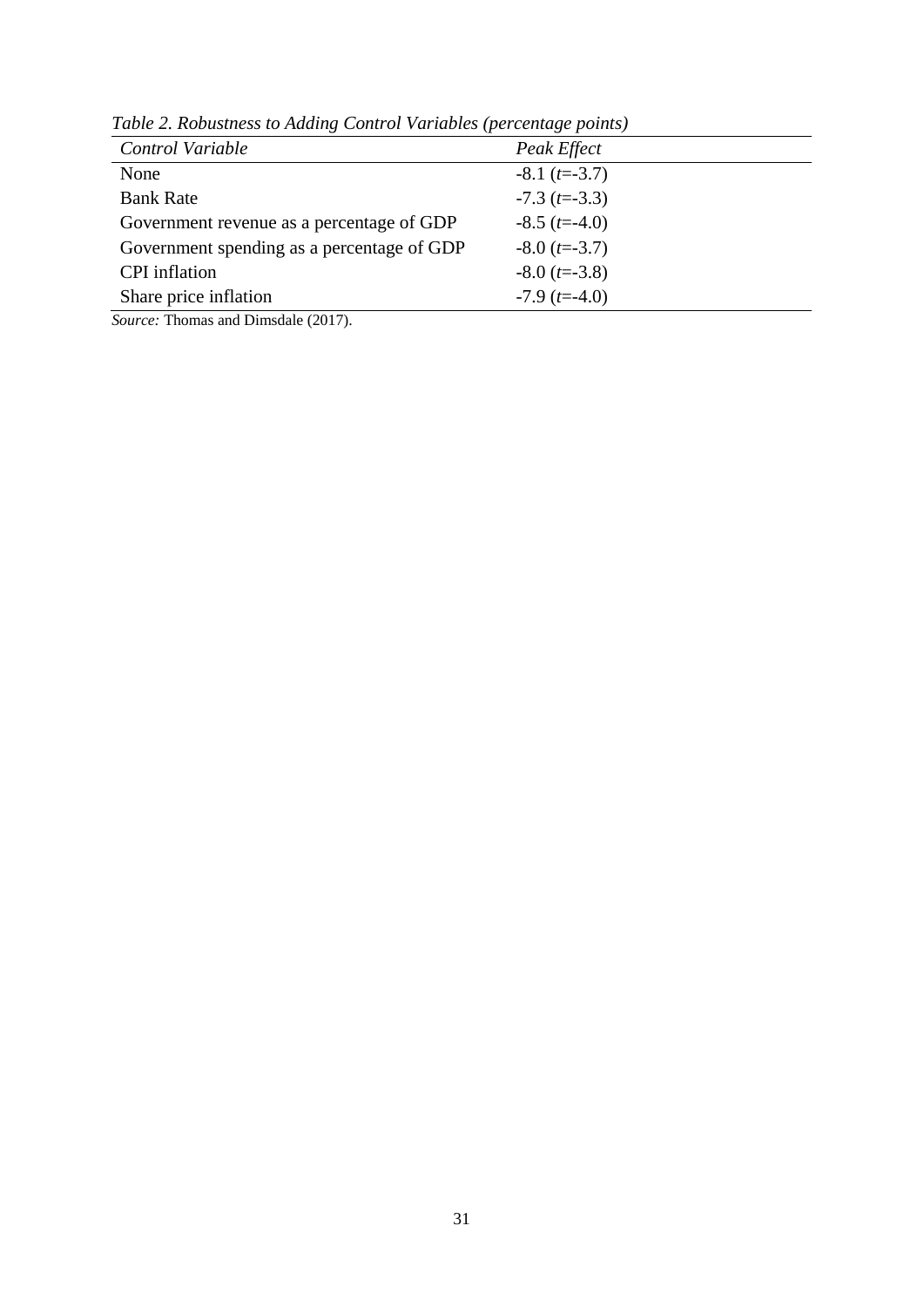*Table 2. Robustness to Adding Control Variables (percentage points)*

| *Control Variable* | *Peak Effect* |
|---|---|
| None | -8.1 ($t$=-3.7) |
| Bank Rate | -7.3 ($t$=-3.3) |
| Government revenue as a percentage of GDP | -8.5 ($t$=-4.0) |
| Government spending as a percentage of GDP | -8.0 ($t$=-3.7) |
| CPI inflation | -8.0 ($t$=-3.8) |
| Share price inflation | -7.9 ($t$=-4.0) |

*Source:* Thomas and Dimsdale (2017).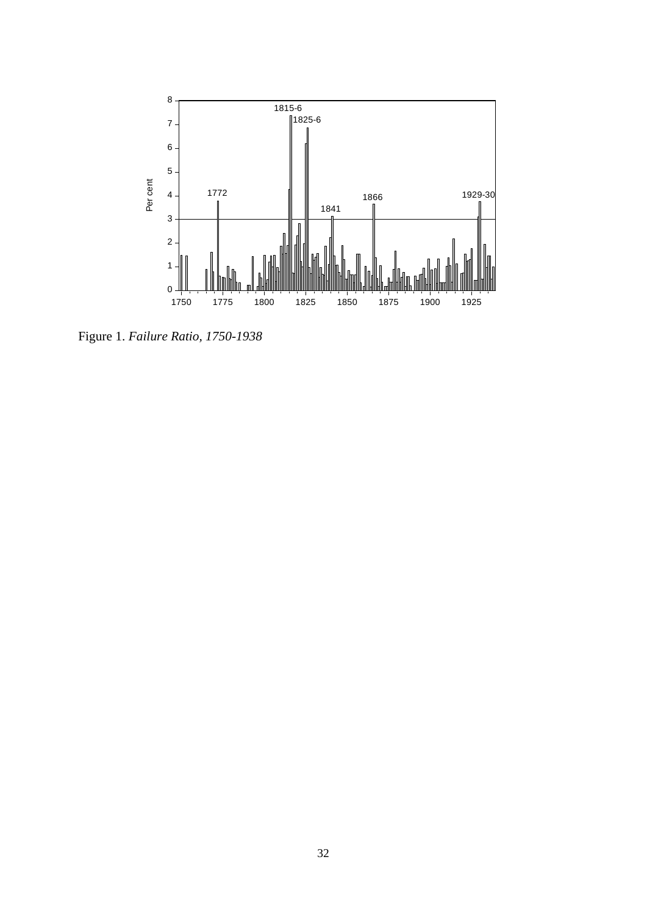Figure 1. *Failure Ratio, 1750-1938*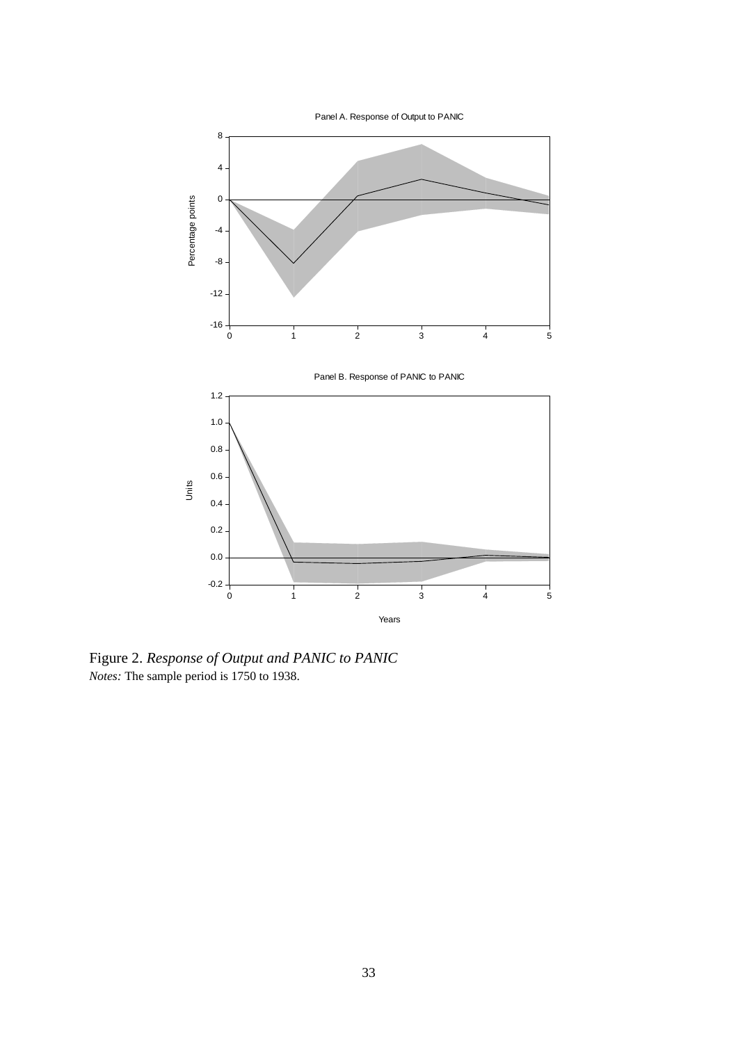Figure 2. *Response of Output and PANIC to PANIC*

*Notes:* The sample period is 1750 to 1938.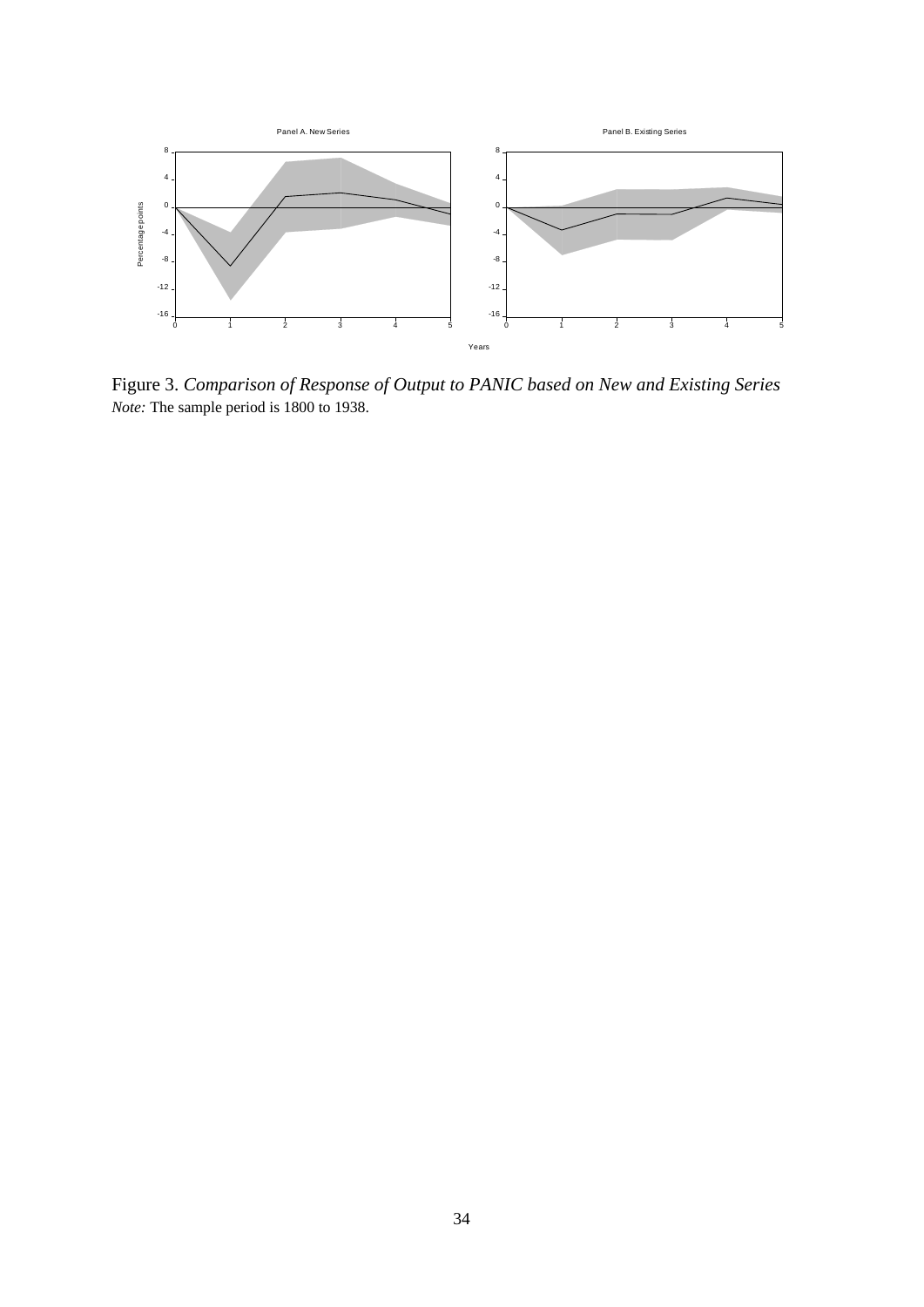Figure 3. *Comparison of Response of Output to PANIC based on New and Existing Series*
*Note:* The sample period is 1800 to 1938.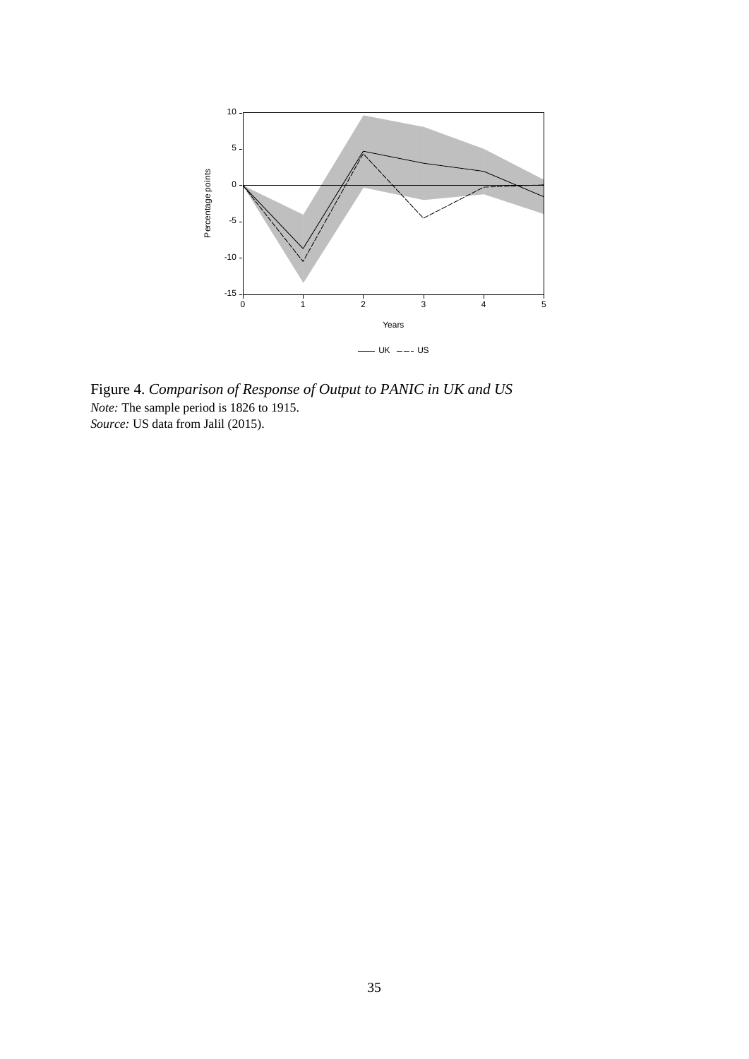Figure 4. *Comparison of Response of Output to PANIC in UK and US*
*Note:* The sample period is 1826 to 1915.
*Source:* US data from Jalil (2015).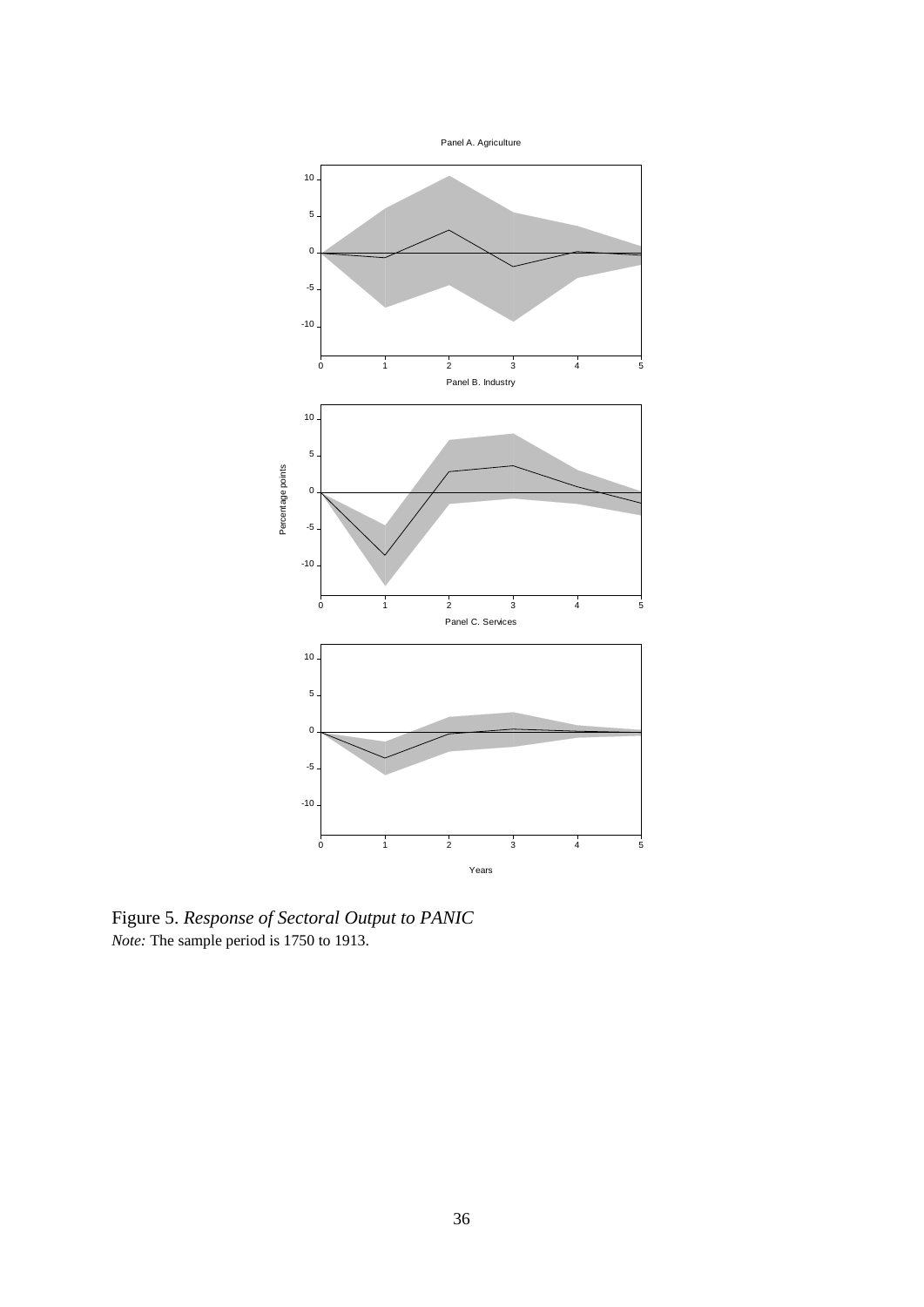Figure 5. *Response of Sectoral Output to PANIC*
*Note:* The sample period is 1750 to 1913.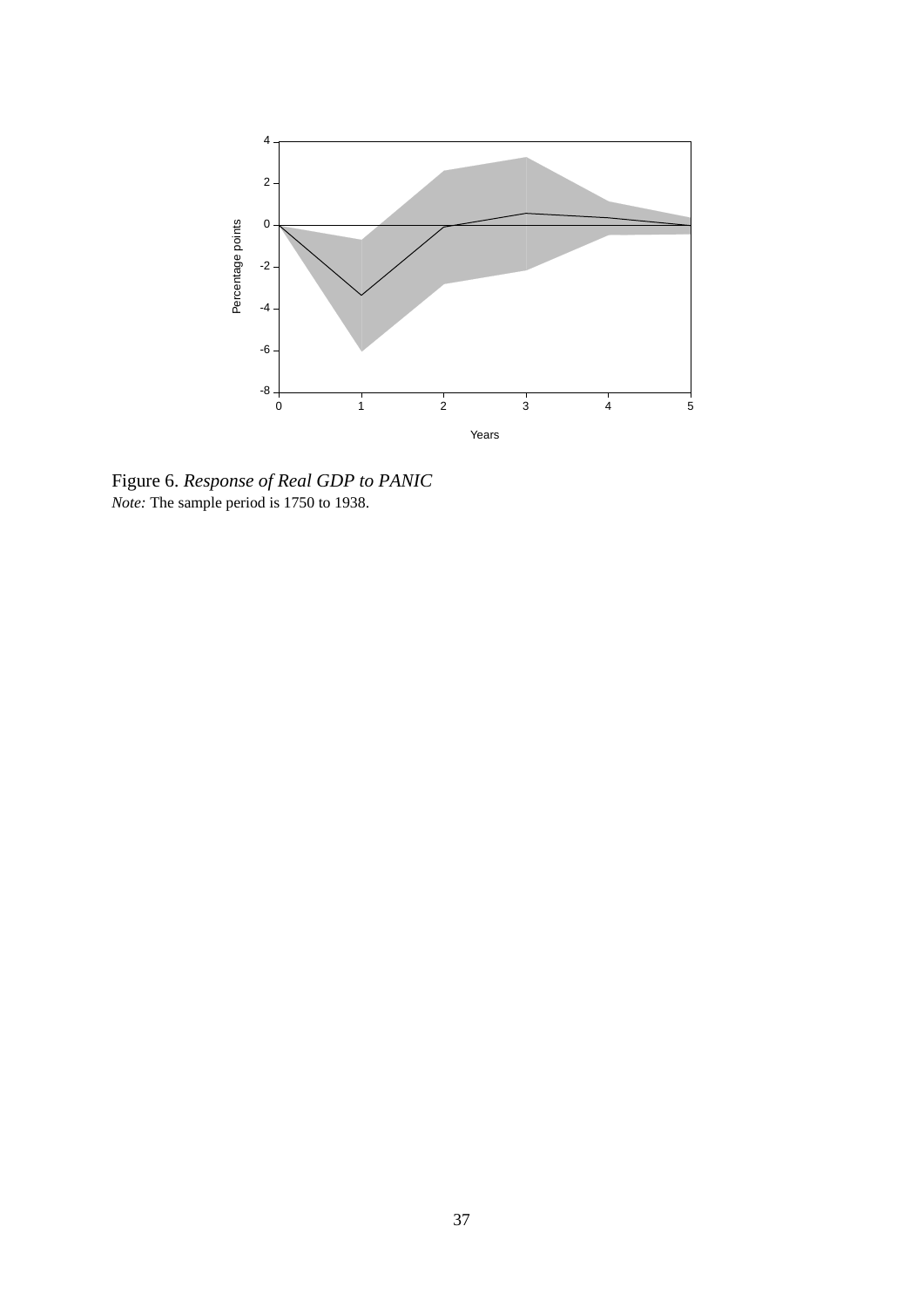Figure 6. *Response of Real GDP to PANIC*
*Note:* The sample period is 1750 to 1938.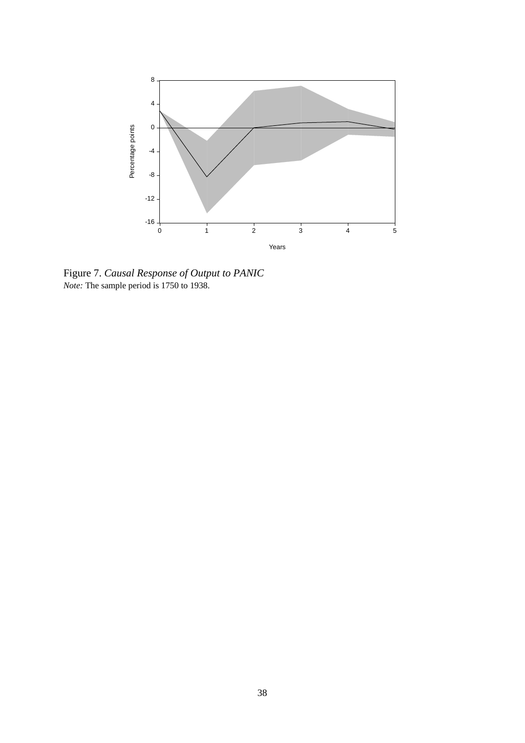Figure 7. *Causal Response of Output to PANIC*
*Note:* The sample period is 1750 to 1938.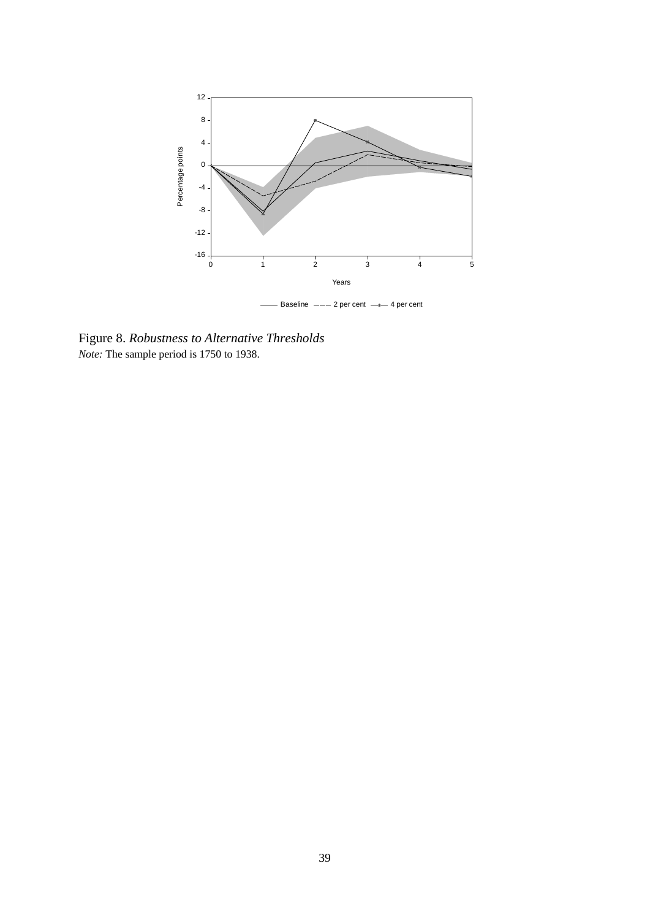Figure 8. *Robustness to Alternative Thresholds*
*Note:* The sample period is 1750 to 1938.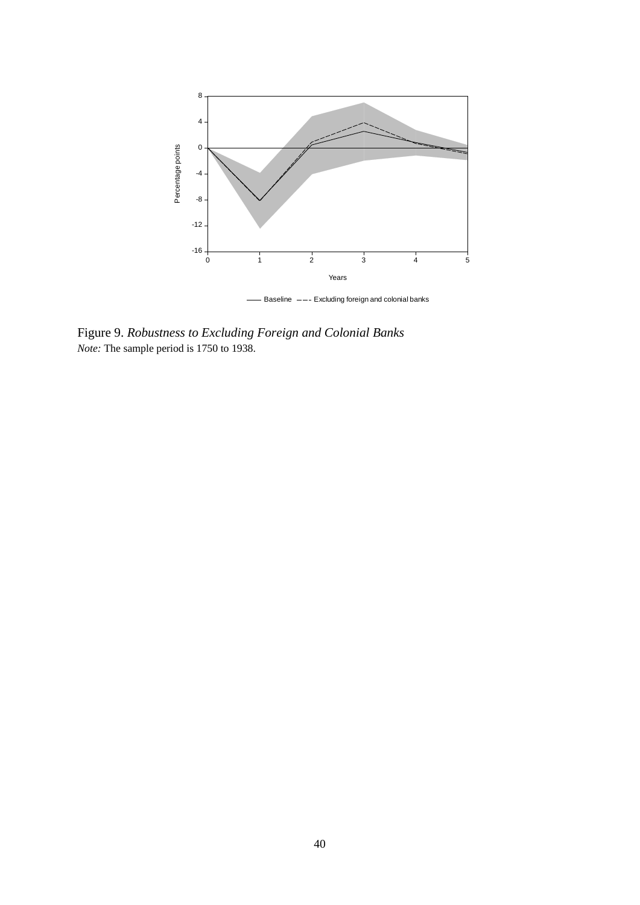Figure 9. *Robustness to Excluding Foreign and Colonial Banks*
*Note:* The sample period is 1750 to 1938.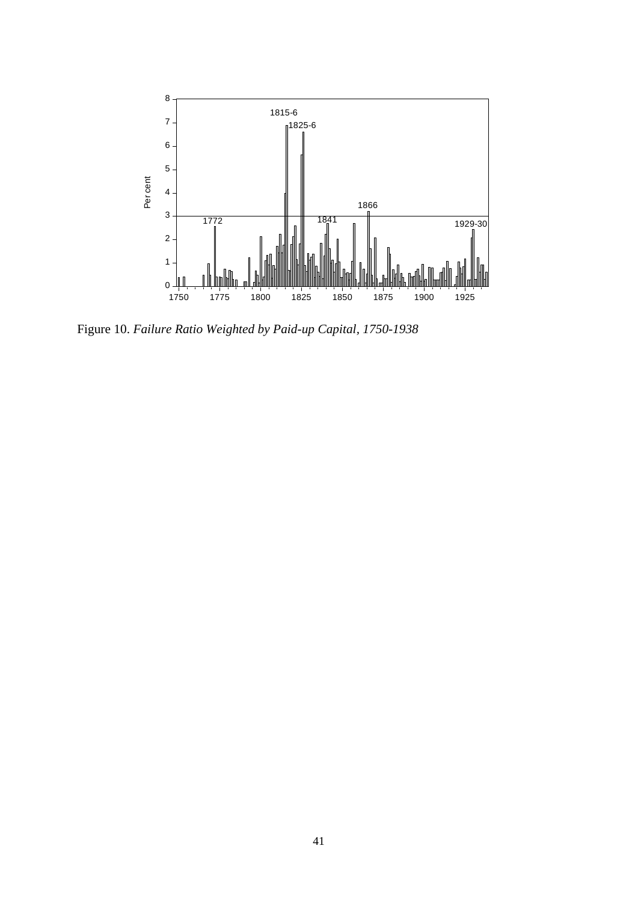Figure 10. *Failure Ratio Weighted by Paid-up Capital, 1750-1938*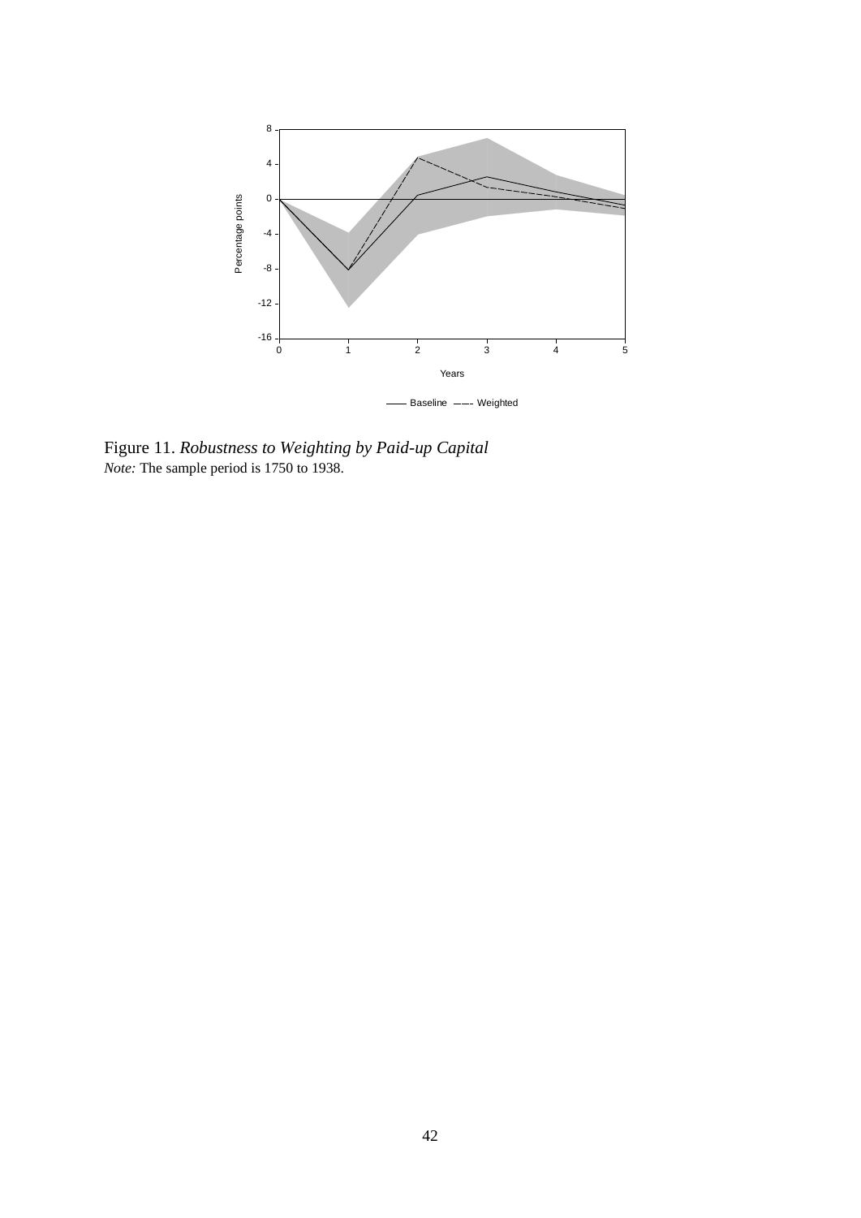Figure 11. *Robustness to Weighting by Paid-up Capital*
*Note:* The sample period is 1750 to 1938.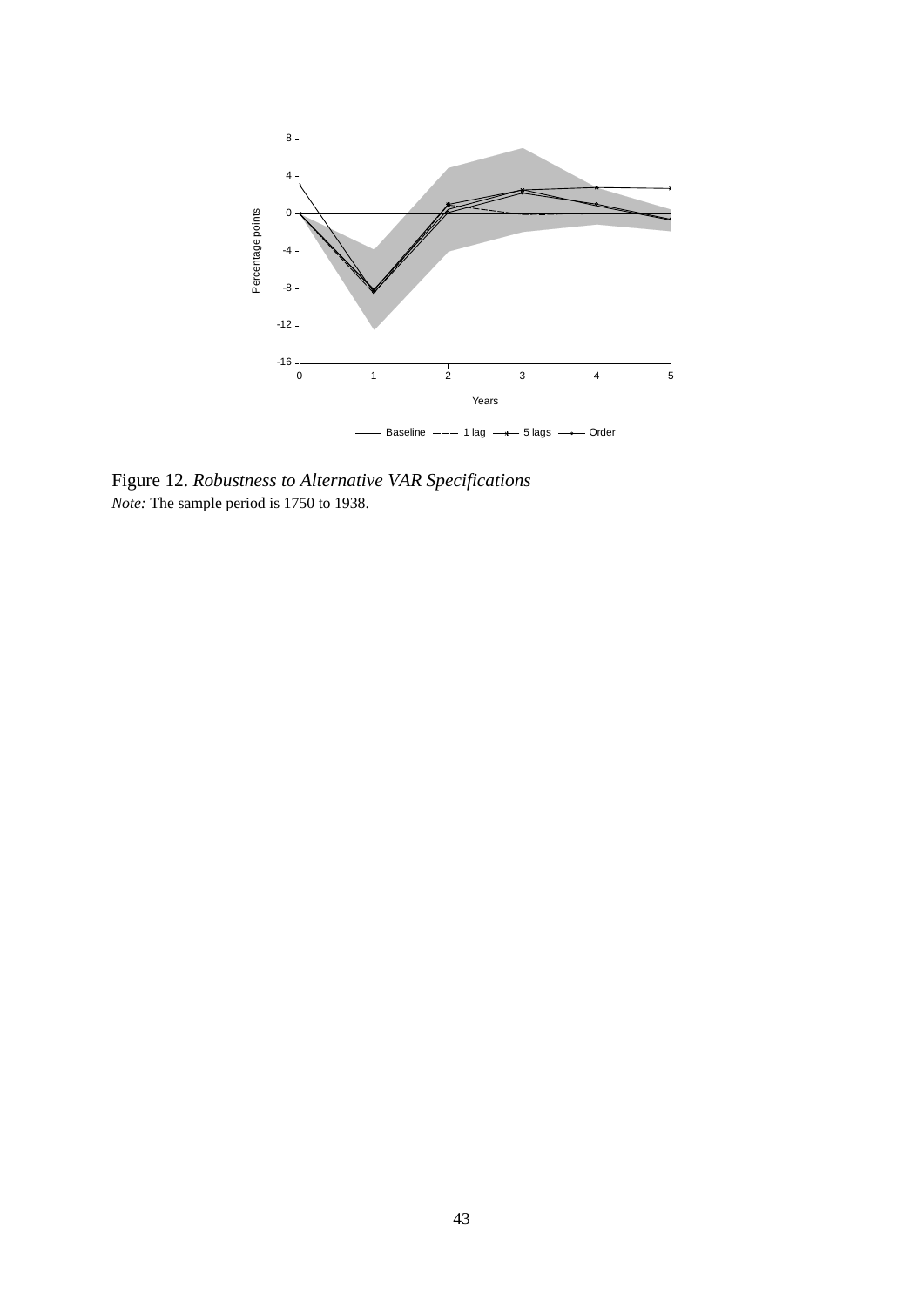Figure 12. *Robustness to Alternative VAR Specifications*
*Note:* The sample period is 1750 to 1938.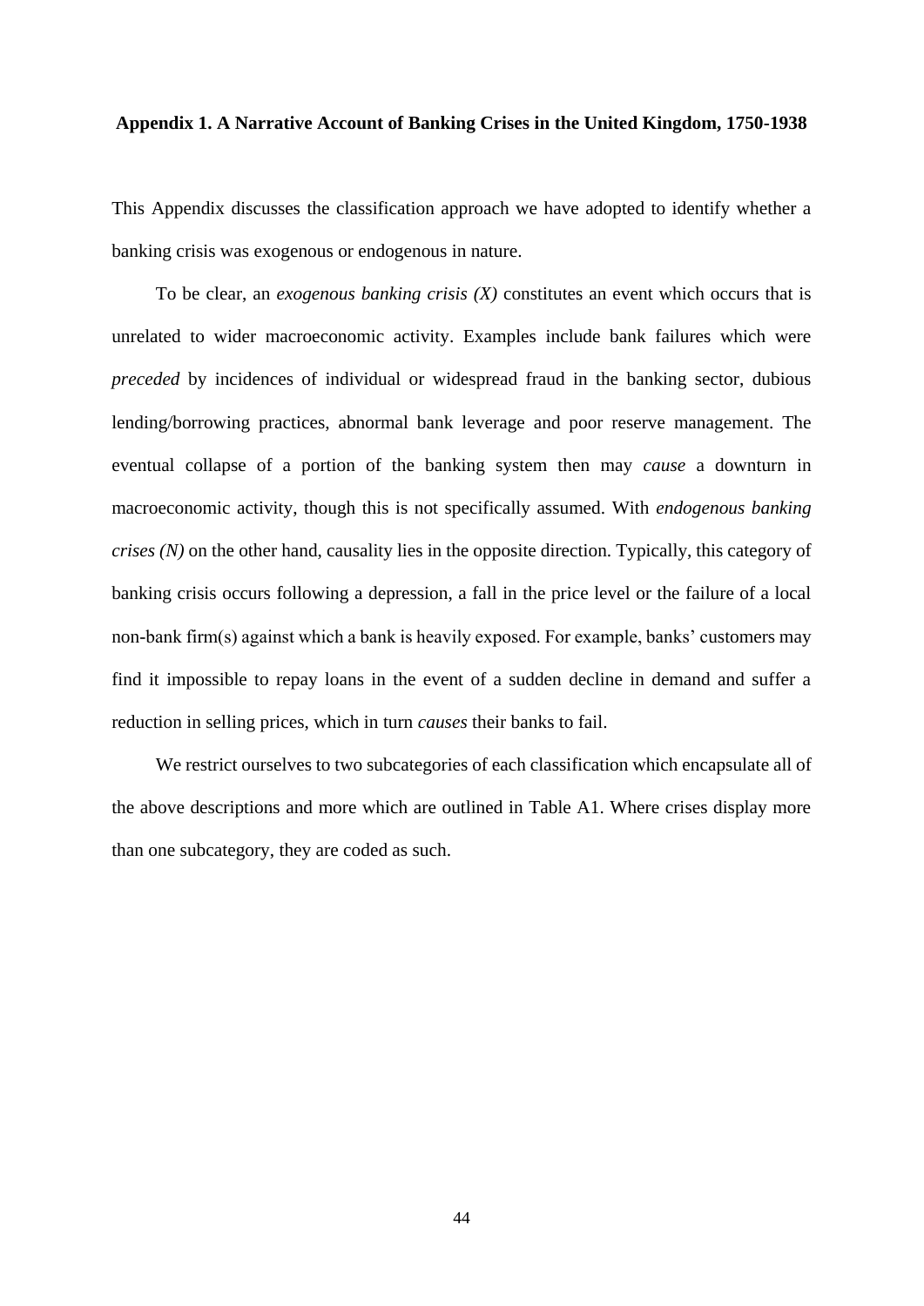**Appendix 1. A Narrative Account of Banking Crises in the United Kingdom, 1750-1938**

This Appendix discusses the classification approach we have adopted to identify whether a banking crisis was exogenous or endogenous in nature.

To be clear, an *exogenous banking crisis (X)* constitutes an event which occurs that is unrelated to wider macroeconomic activity. Examples include bank failures which were *preceded* by incidences of individual or widespread fraud in the banking sector, dubious lending/borrowing practices, abnormal bank leverage and poor reserve management. The eventual collapse of a portion of the banking system then may *cause* a downturn in macroeconomic activity, though this is not specifically assumed. With *endogenous banking crises (N)* on the other hand, causality lies in the opposite direction. Typically, this category of banking crisis occurs following a depression, a fall in the price level or the failure of a local non-bank firm(s) against which a bank is heavily exposed. For example, banks' customers may find it impossible to repay loans in the event of a sudden decline in demand and suffer a reduction in selling prices, which in turn *causes* their banks to fail.

We restrict ourselves to two subcategories of each classification which encapsulate all of the above descriptions and more which are outlined in Table A1. Where crises display more than one subcategory, they are coded as such.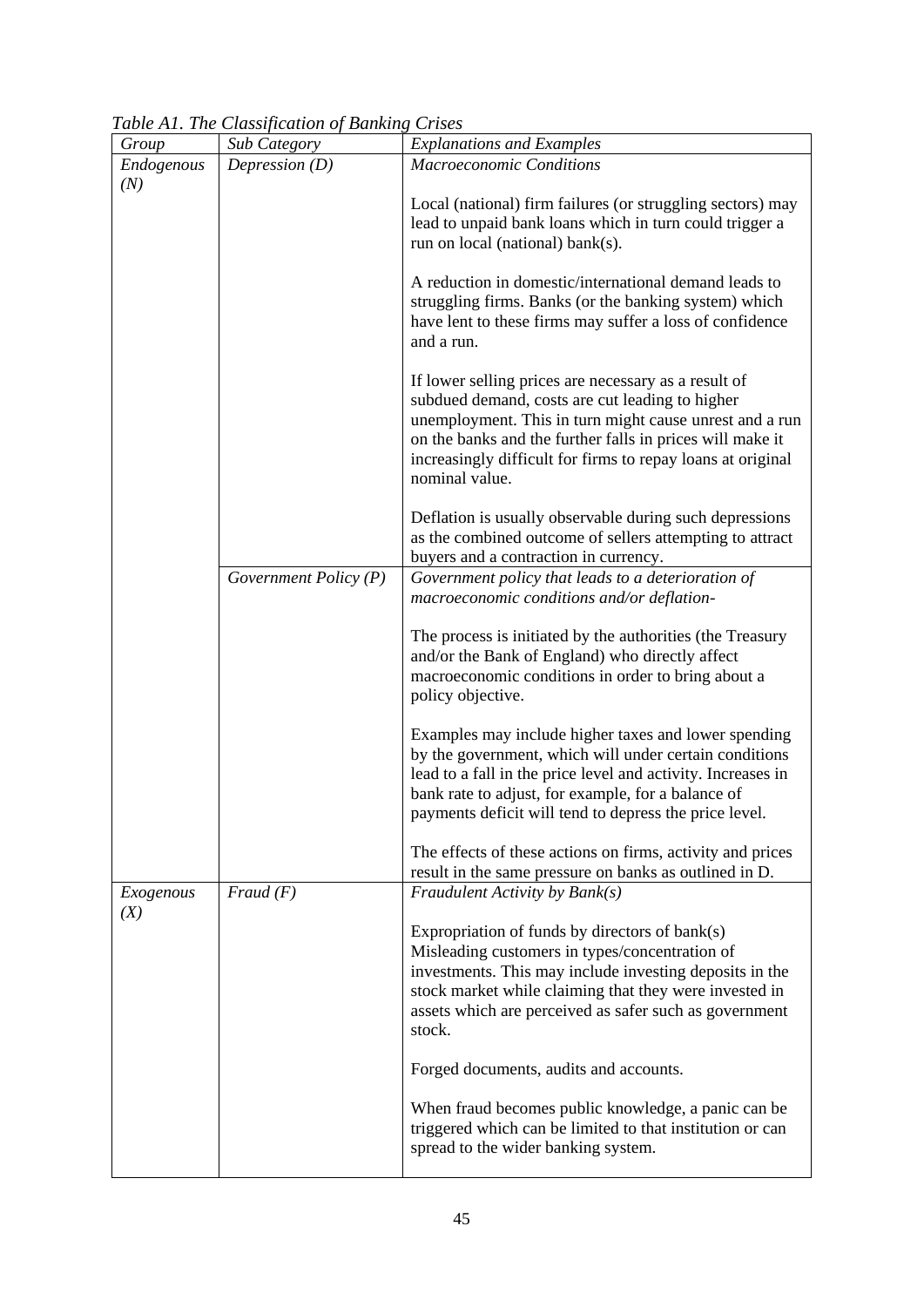*Table A1. The Classification of Banking Crises*

| *Group* | *Sub Category* | *Explanations and Examples* |
|---|---|---|
| *Endogenous (N)* | *Depression (D)* | *Macroeconomic Conditions*<br><br>Local (national) firm failures (or struggling sectors) may lead to unpaid bank loans which in turn could trigger a run on local (national) bank(s).<br><br>A reduction in domestic/international demand leads to struggling firms. Banks (or the banking system) which have lent to these firms may suffer a loss of confidence and a run.<br><br>If lower selling prices are necessary as a result of subdued demand, costs are cut leading to higher unemployment. This in turn might cause unrest and a run on the banks and the further falls in prices will make it increasingly difficult for firms to repay loans at original nominal value.<br><br>Deflation is usually observable during such depressions as the combined outcome of sellers attempting to attract buyers and a contraction in currency. |
| | *Government Policy (P)* | *Government policy that leads to a deterioration of macroeconomic conditions and/or deflation-*<br><br>The process is initiated by the authorities (the Treasury and/or the Bank of England) who directly affect macroeconomic conditions in order to bring about a policy objective.<br><br>Examples may include higher taxes and lower spending by the government, which will under certain conditions lead to a fall in the price level and activity. Increases in bank rate to adjust, for example, for a balance of payments deficit will tend to depress the price level.<br><br>The effects of these actions on firms, activity and prices result in the same pressure on banks as outlined in D. |
| *Exogenous (X)* | *Fraud (F)* | *Fraudulent Activity by Bank(s)*<br><br>Expropriation of funds by directors of bank(s) Misleading customers in types/concentration of investments. This may include investing deposits in the stock market while claiming that they were invested in assets which are perceived as safer such as government stock.<br><br>Forged documents, audits and accounts.<br><br>When fraud becomes public knowledge, a panic can be triggered which can be limited to that institution or can spread to the wider banking system. |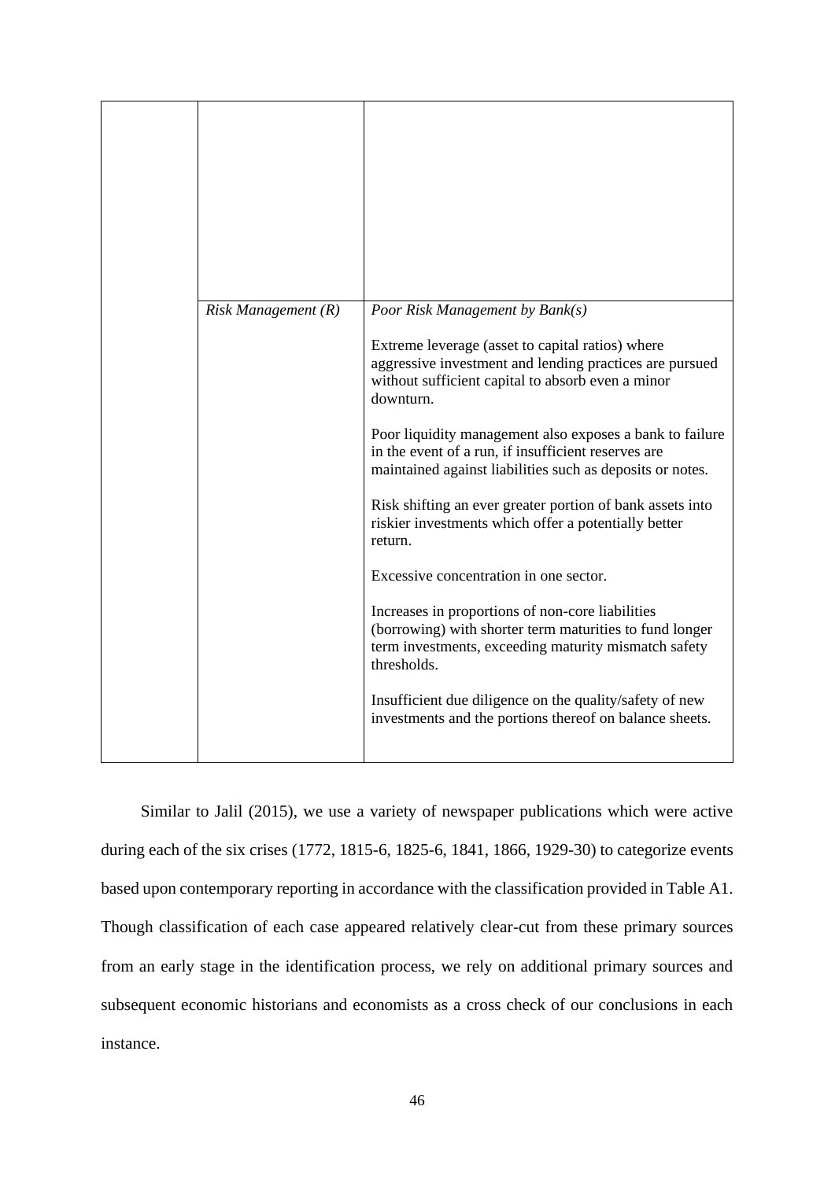| | | |
|---|---|---|
| | | |
| | *Risk Management (R)* | *Poor Risk Management by Bank(s)*<br><br>Extreme leverage (asset to capital ratios) where aggressive investment and lending practices are pursued without sufficient capital to absorb even a minor downturn.<br><br>Poor liquidity management also exposes a bank to failure in the event of a run, if insufficient reserves are maintained against liabilities such as deposits or notes.<br><br>Risk shifting an ever greater portion of bank assets into riskier investments which offer a potentially better return.<br><br>Excessive concentration in one sector.<br><br>Increases in proportions of non-core liabilities (borrowing) with shorter term maturities to fund longer term investments, exceeding maturity mismatch safety thresholds.<br><br>Insufficient due diligence on the quality/safety of new investments and the portions thereof on balance sheets. |

Similar to Jalil (2015), we use a variety of newspaper publications which were active during each of the six crises (1772, 1815-6, 1825-6, 1841, 1866, 1929-30) to categorize events based upon contemporary reporting in accordance with the classification provided in Table A1. Though classification of each case appeared relatively clear-cut from these primary sources from an early stage in the identification process, we rely on additional primary sources and subsequent economic historians and economists as a cross check of our conclusions in each instance.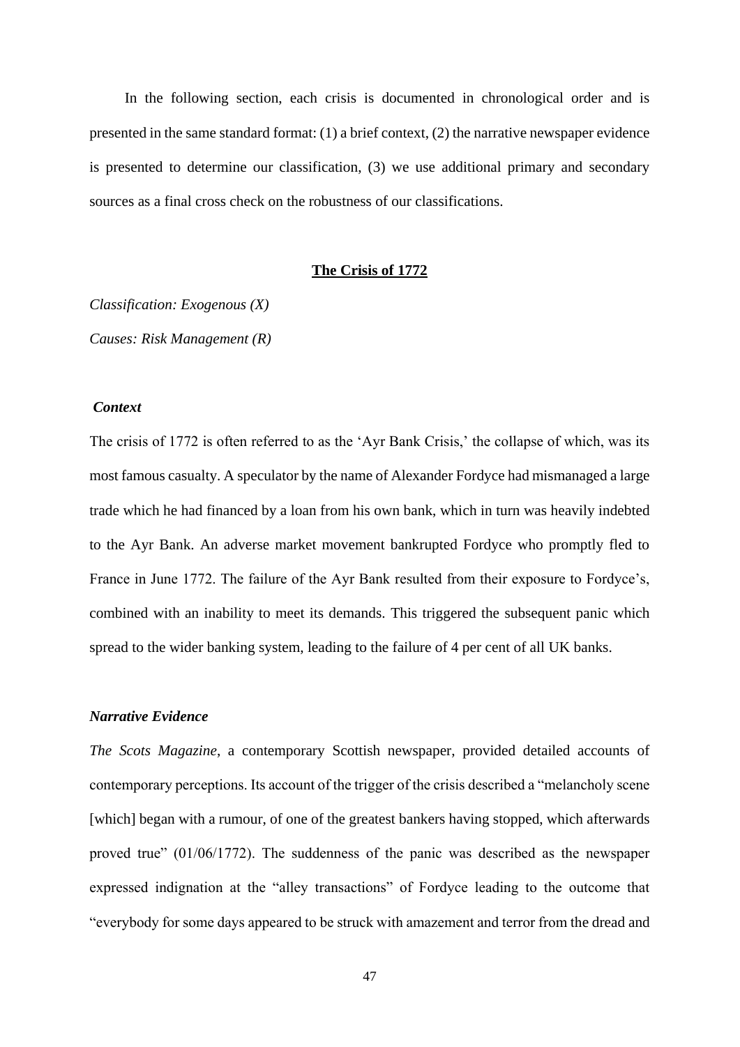In the following section, each crisis is documented in chronological order and is presented in the same standard format: (1) a brief context, (2) the narrative newspaper evidence is presented to determine our classification, (3) we use additional primary and secondary sources as a final cross check on the robustness of our classifications.

## **The Crisis of 1772**

*Classification: Exogenous (X)*

*Causes: Risk Management (R)*

### ***Context***

The crisis of 1772 is often referred to as the 'Ayr Bank Crisis,' the collapse of which, was its most famous casualty. A speculator by the name of Alexander Fordyce had mismanaged a large trade which he had financed by a loan from his own bank, which in turn was heavily indebted to the Ayr Bank. An adverse market movement bankrupted Fordyce who promptly fled to France in June 1772. The failure of the Ayr Bank resulted from their exposure to Fordyce's, combined with an inability to meet its demands. This triggered the subsequent panic which spread to the wider banking system, leading to the failure of 4 per cent of all UK banks.

### ***Narrative Evidence***

*The Scots Magazine*, a contemporary Scottish newspaper, provided detailed accounts of contemporary perceptions. Its account of the trigger of the crisis described a "melancholy scene [which] began with a rumour, of one of the greatest bankers having stopped, which afterwards proved true" (01/06/1772). The suddenness of the panic was described as the newspaper expressed indignation at the "alley transactions" of Fordyce leading to the outcome that "everybody for some days appeared to be struck with amazement and terror from the dread and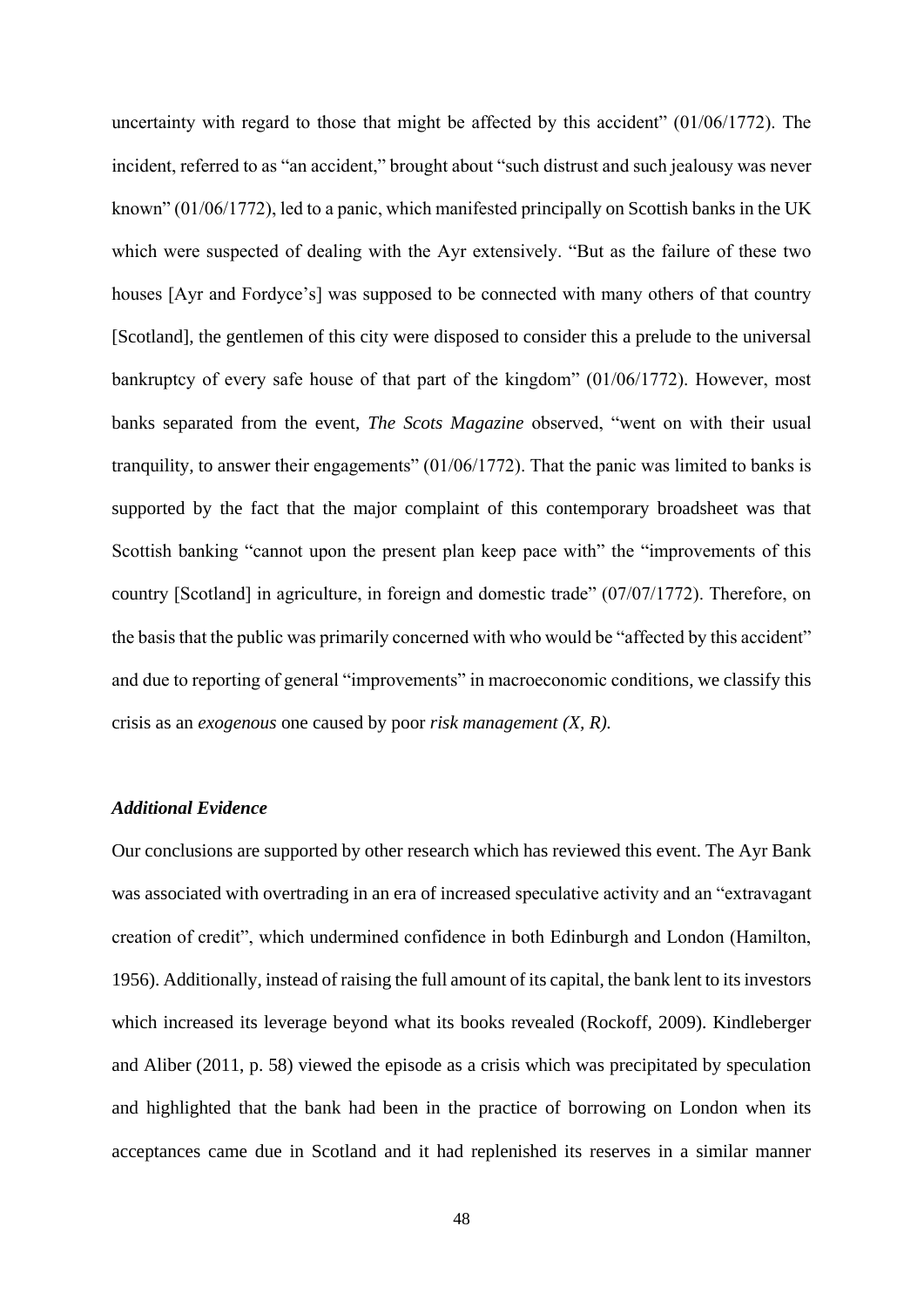uncertainty with regard to those that might be affected by this accident" (01/06/1772). The incident, referred to as "an accident," brought about "such distrust and such jealousy was never known" (01/06/1772), led to a panic, which manifested principally on Scottish banks in the UK which were suspected of dealing with the Ayr extensively. "But as the failure of these two houses [Ayr and Fordyce's] was supposed to be connected with many others of that country [Scotland], the gentlemen of this city were disposed to consider this a prelude to the universal bankruptcy of every safe house of that part of the kingdom" (01/06/1772). However, most banks separated from the event, *The Scots Magazine* observed, "went on with their usual tranquility, to answer their engagements" (01/06/1772). That the panic was limited to banks is supported by the fact that the major complaint of this contemporary broadsheet was that Scottish banking "cannot upon the present plan keep pace with" the "improvements of this country [Scotland] in agriculture, in foreign and domestic trade" (07/07/1772). Therefore, on the basis that the public was primarily concerned with who would be "affected by this accident" and due to reporting of general "improvements" in macroeconomic conditions, we classify this crisis as an *exogenous* one caused by poor *risk management (X, R).*

### *Additional Evidence*

Our conclusions are supported by other research which has reviewed this event. The Ayr Bank was associated with overtrading in an era of increased speculative activity and an "extravagant creation of credit", which undermined confidence in both Edinburgh and London (Hamilton, 1956). Additionally, instead of raising the full amount of its capital, the bank lent to its investors which increased its leverage beyond what its books revealed (Rockoff, 2009). Kindleberger and Aliber (2011, p. 58) viewed the episode as a crisis which was precipitated by speculation and highlighted that the bank had been in the practice of borrowing on London when its acceptances came due in Scotland and it had replenished its reserves in a similar manner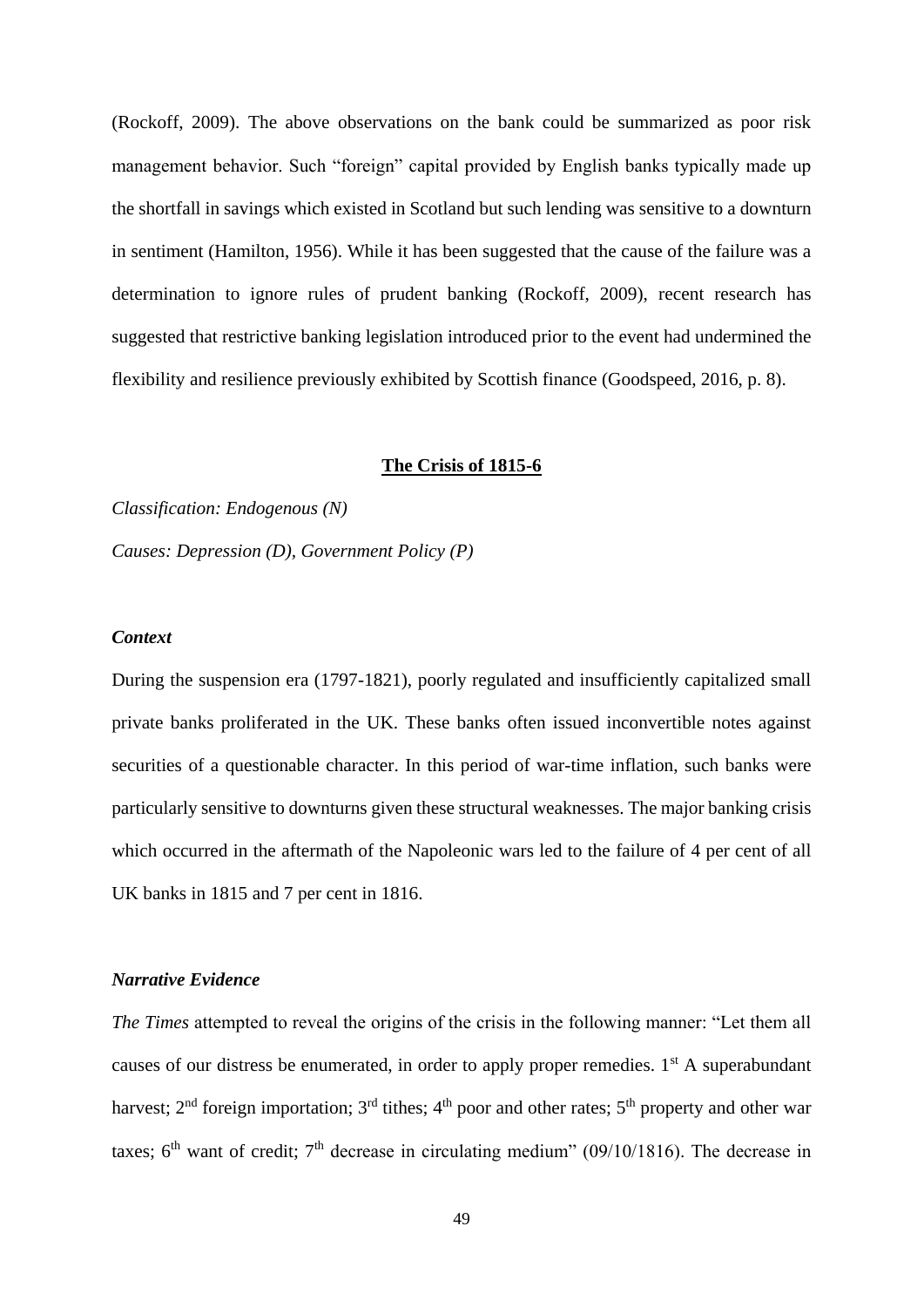(Rockoff, 2009). The above observations on the bank could be summarized as poor risk management behavior. Such "foreign" capital provided by English banks typically made up the shortfall in savings which existed in Scotland but such lending was sensitive to a downturn in sentiment (Hamilton, 1956). While it has been suggested that the cause of the failure was a determination to ignore rules of prudent banking (Rockoff, 2009), recent research has suggested that restrictive banking legislation introduced prior to the event had undermined the flexibility and resilience previously exhibited by Scottish finance (Goodspeed, 2016, p. 8).

## The Crisis of 1815-6

*Classification: Endogenous (N)*

*Causes: Depression (D), Government Policy (P)*

### *Context*

During the suspension era (1797-1821), poorly regulated and insufficiently capitalized small private banks proliferated in the UK. These banks often issued inconvertible notes against securities of a questionable character. In this period of war-time inflation, such banks were particularly sensitive to downturns given these structural weaknesses. The major banking crisis which occurred in the aftermath of the Napoleonic wars led to the failure of 4 per cent of all UK banks in 1815 and 7 per cent in 1816.

### *Narrative Evidence*

*The Times* attempted to reveal the origins of the crisis in the following manner: "Let them all causes of our distress be enumerated, in order to apply proper remedies. 1st A superabundant harvest; 2nd foreign importation; 3rd tithes; 4th poor and other rates; 5th property and other war taxes; 6th want of credit; 7th decrease in circulating medium" (09/10/1816). The decrease in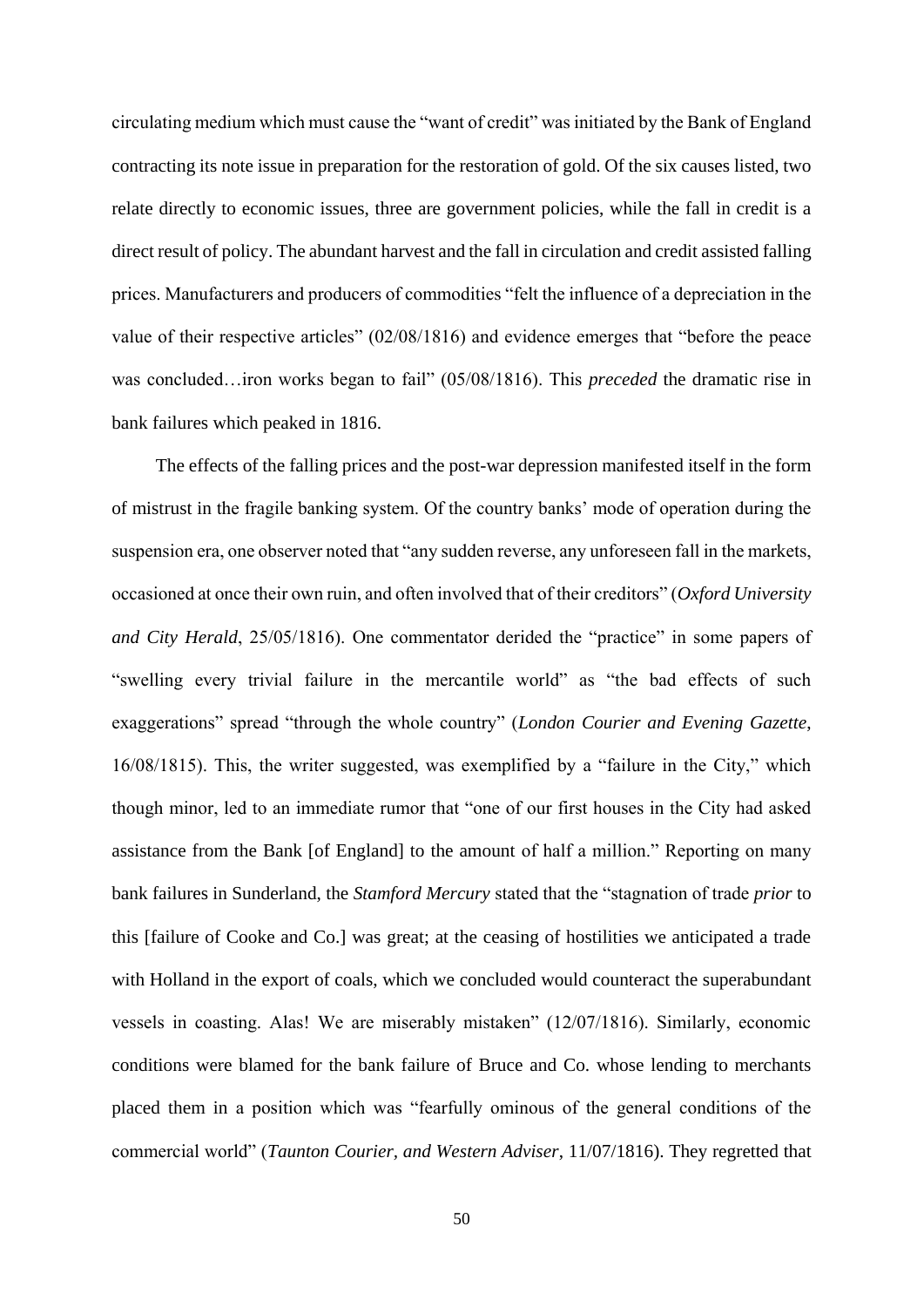circulating medium which must cause the "want of credit" was initiated by the Bank of England contracting its note issue in preparation for the restoration of gold. Of the six causes listed, two relate directly to economic issues, three are government policies, while the fall in credit is a direct result of policy. The abundant harvest and the fall in circulation and credit assisted falling prices. Manufacturers and producers of commodities "felt the influence of a depreciation in the value of their respective articles" (02/08/1816) and evidence emerges that "before the peace was concluded…iron works began to fail" (05/08/1816). This *preceded* the dramatic rise in bank failures which peaked in 1816.

The effects of the falling prices and the post-war depression manifested itself in the form of mistrust in the fragile banking system. Of the country banks' mode of operation during the suspension era, one observer noted that "any sudden reverse, any unforeseen fall in the markets, occasioned at once their own ruin, and often involved that of their creditors" (*Oxford University and City Herald*, 25/05/1816). One commentator derided the "practice" in some papers of "swelling every trivial failure in the mercantile world" as "the bad effects of such exaggerations" spread "through the whole country" (*London Courier and Evening Gazette*, 16/08/1815). This, the writer suggested, was exemplified by a "failure in the City," which though minor, led to an immediate rumor that "one of our first houses in the City had asked assistance from the Bank [of England] to the amount of half a million." Reporting on many bank failures in Sunderland, the *Stamford Mercury* stated that the "stagnation of trade *prior* to this [failure of Cooke and Co.] was great; at the ceasing of hostilities we anticipated a trade with Holland in the export of coals, which we concluded would counteract the superabundant vessels in coasting. Alas! We are miserably mistaken" (12/07/1816). Similarly, economic conditions were blamed for the bank failure of Bruce and Co. whose lending to merchants placed them in a position which was "fearfully ominous of the general conditions of the commercial world" (*Taunton Courier, and Western Adviser*, 11/07/1816). They regretted that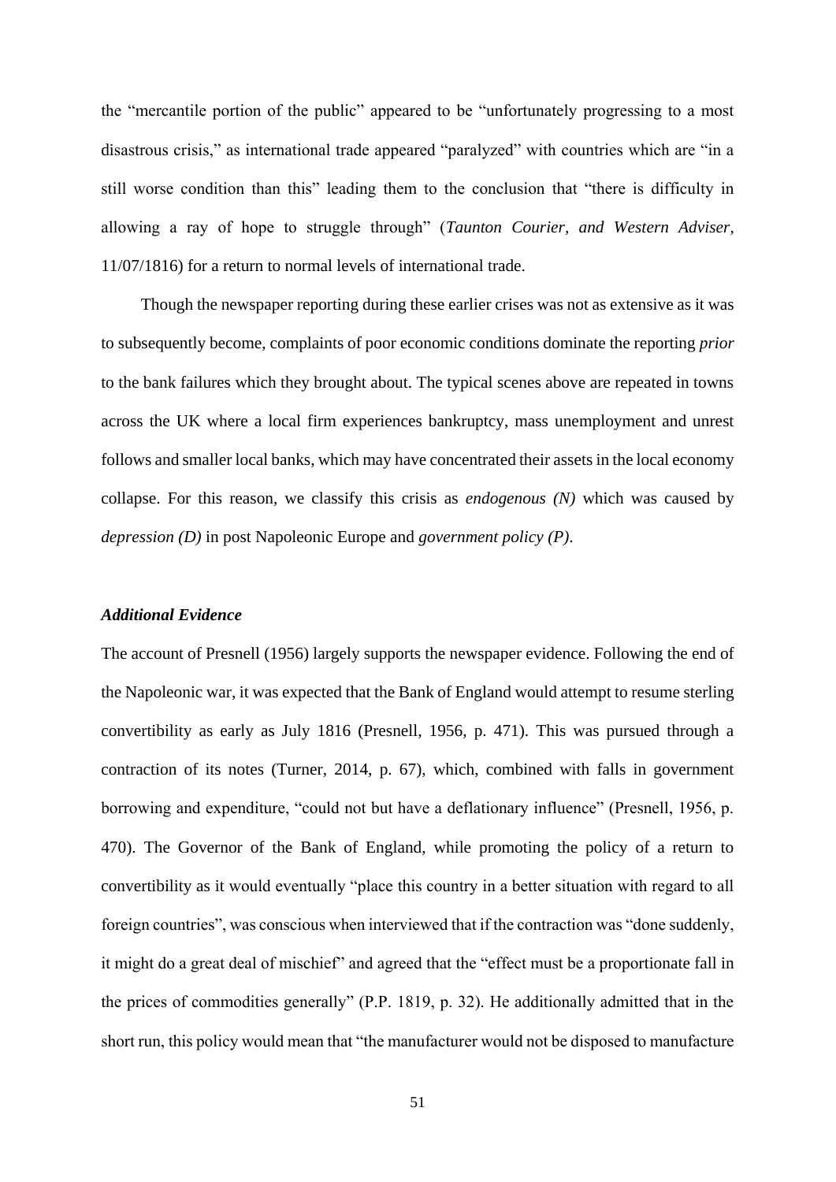the "mercantile portion of the public" appeared to be "unfortunately progressing to a most disastrous crisis," as international trade appeared "paralyzed" with countries which are "in a still worse condition than this" leading them to the conclusion that "there is difficulty in allowing a ray of hope to struggle through" (*Taunton Courier, and Western Adviser*, 11/07/1816) for a return to normal levels of international trade.

Though the newspaper reporting during these earlier crises was not as extensive as it was to subsequently become, complaints of poor economic conditions dominate the reporting *prior* to the bank failures which they brought about. The typical scenes above are repeated in towns across the UK where a local firm experiences bankruptcy, mass unemployment and unrest follows and smaller local banks, which may have concentrated their assets in the local economy collapse. For this reason, we classify this crisis as *endogenous (N)* which was caused by *depression (D)* in post Napoleonic Europe and *government policy (P)*.

### *Additional Evidence*

The account of Presnell (1956) largely supports the newspaper evidence. Following the end of the Napoleonic war, it was expected that the Bank of England would attempt to resume sterling convertibility as early as July 1816 (Presnell, 1956, p. 471). This was pursued through a contraction of its notes (Turner, 2014, p. 67), which, combined with falls in government borrowing and expenditure, "could not but have a deflationary influence" (Presnell, 1956, p. 470). The Governor of the Bank of England, while promoting the policy of a return to convertibility as it would eventually "place this country in a better situation with regard to all foreign countries", was conscious when interviewed that if the contraction was "done suddenly, it might do a great deal of mischief" and agreed that the "effect must be a proportionate fall in the prices of commodities generally" (P.P. 1819, p. 32). He additionally admitted that in the short run, this policy would mean that "the manufacturer would not be disposed to manufacture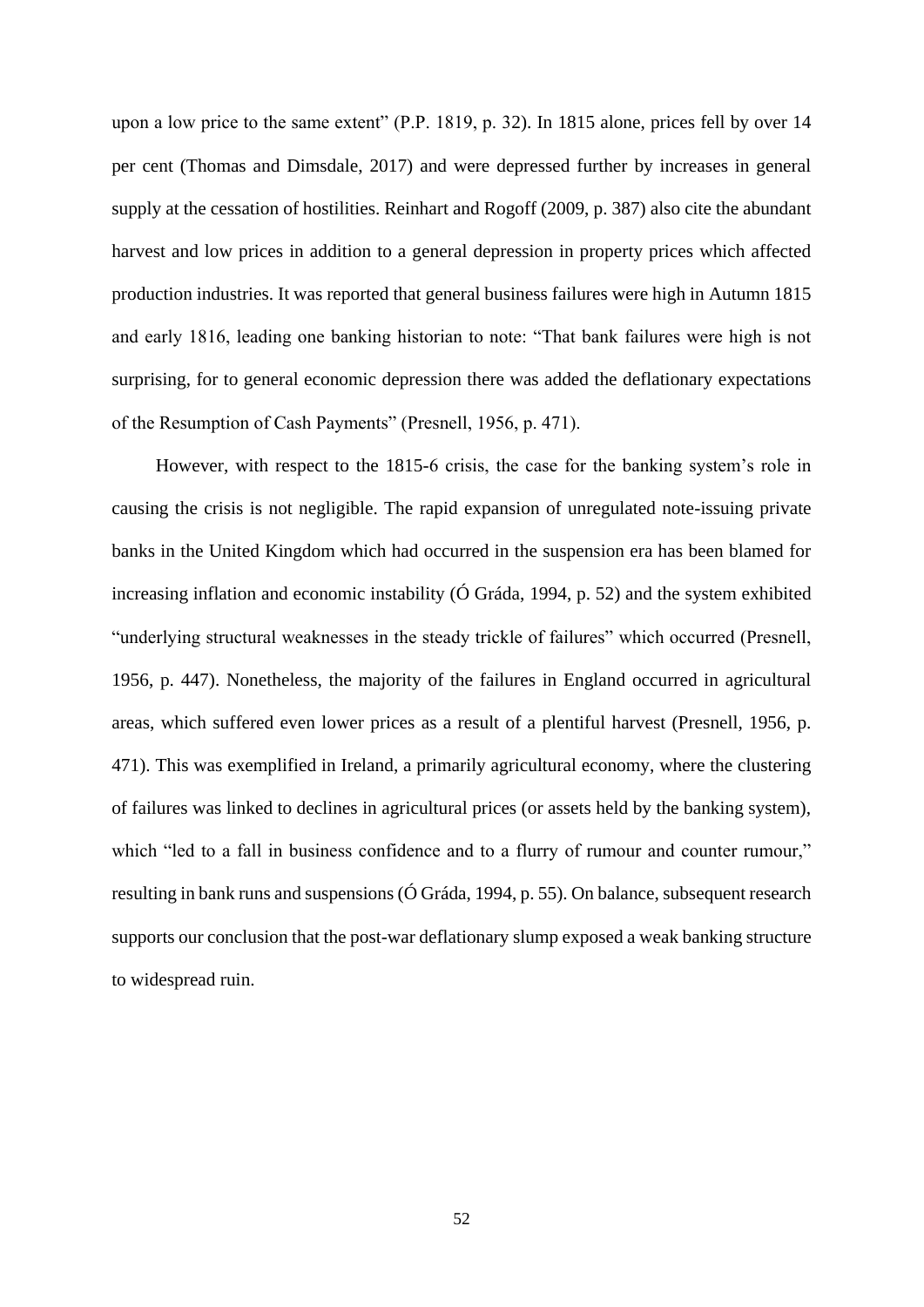upon a low price to the same extent" (P.P. 1819, p. 32). In 1815 alone, prices fell by over 14 per cent (Thomas and Dimsdale, 2017) and were depressed further by increases in general supply at the cessation of hostilities. Reinhart and Rogoff (2009, p. 387) also cite the abundant harvest and low prices in addition to a general depression in property prices which affected production industries. It was reported that general business failures were high in Autumn 1815 and early 1816, leading one banking historian to note: "That bank failures were high is not surprising, for to general economic depression there was added the deflationary expectations of the Resumption of Cash Payments" (Presnell, 1956, p. 471).

However, with respect to the 1815-6 crisis, the case for the banking system's role in causing the crisis is not negligible. The rapid expansion of unregulated note-issuing private banks in the United Kingdom which had occurred in the suspension era has been blamed for increasing inflation and economic instability (Ó Gráda, 1994, p. 52) and the system exhibited "underlying structural weaknesses in the steady trickle of failures" which occurred (Presnell, 1956, p. 447). Nonetheless, the majority of the failures in England occurred in agricultural areas, which suffered even lower prices as a result of a plentiful harvest (Presnell, 1956, p. 471). This was exemplified in Ireland, a primarily agricultural economy, where the clustering of failures was linked to declines in agricultural prices (or assets held by the banking system), which "led to a fall in business confidence and to a flurry of rumour and counter rumour," resulting in bank runs and suspensions (Ó Gráda, 1994, p. 55). On balance, subsequent research supports our conclusion that the post-war deflationary slump exposed a weak banking structure to widespread ruin.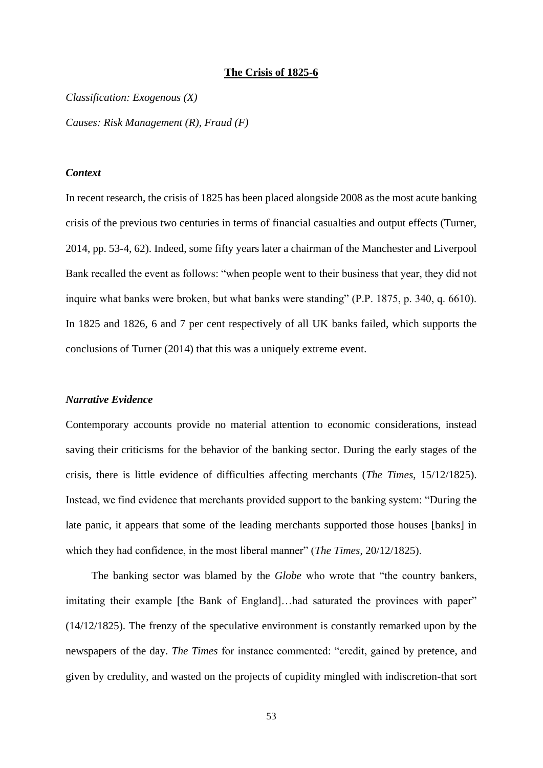**The Crisis of 1825-6**

*Classification: Exogenous (X)*

*Causes: Risk Management (R), Fraud (F)*

***Context***

In recent research, the crisis of 1825 has been placed alongside 2008 as the most acute banking crisis of the previous two centuries in terms of financial casualties and output effects (Turner, 2014, pp. 53-4, 62). Indeed, some fifty years later a chairman of the Manchester and Liverpool Bank recalled the event as follows: "when people went to their business that year, they did not inquire what banks were broken, but what banks were standing" (P.P. 1875, p. 340, q. 6610). In 1825 and 1826, 6 and 7 per cent respectively of all UK banks failed, which supports the conclusions of Turner (2014) that this was a uniquely extreme event.

***Narrative Evidence***

Contemporary accounts provide no material attention to economic considerations, instead saving their criticisms for the behavior of the banking sector. During the early stages of the crisis, there is little evidence of difficulties affecting merchants (*The Times*, 15/12/1825). Instead, we find evidence that merchants provided support to the banking system: "During the late panic, it appears that some of the leading merchants supported those houses [banks] in which they had confidence, in the most liberal manner" (*The Times*, 20/12/1825).

The banking sector was blamed by the *Globe* who wrote that "the country bankers, imitating their example [the Bank of England]…had saturated the provinces with paper" (14/12/1825). The frenzy of the speculative environment is constantly remarked upon by the newspapers of the day. *The Times* for instance commented: "credit, gained by pretence, and given by credulity, and wasted on the projects of cupidity mingled with indiscretion-that sort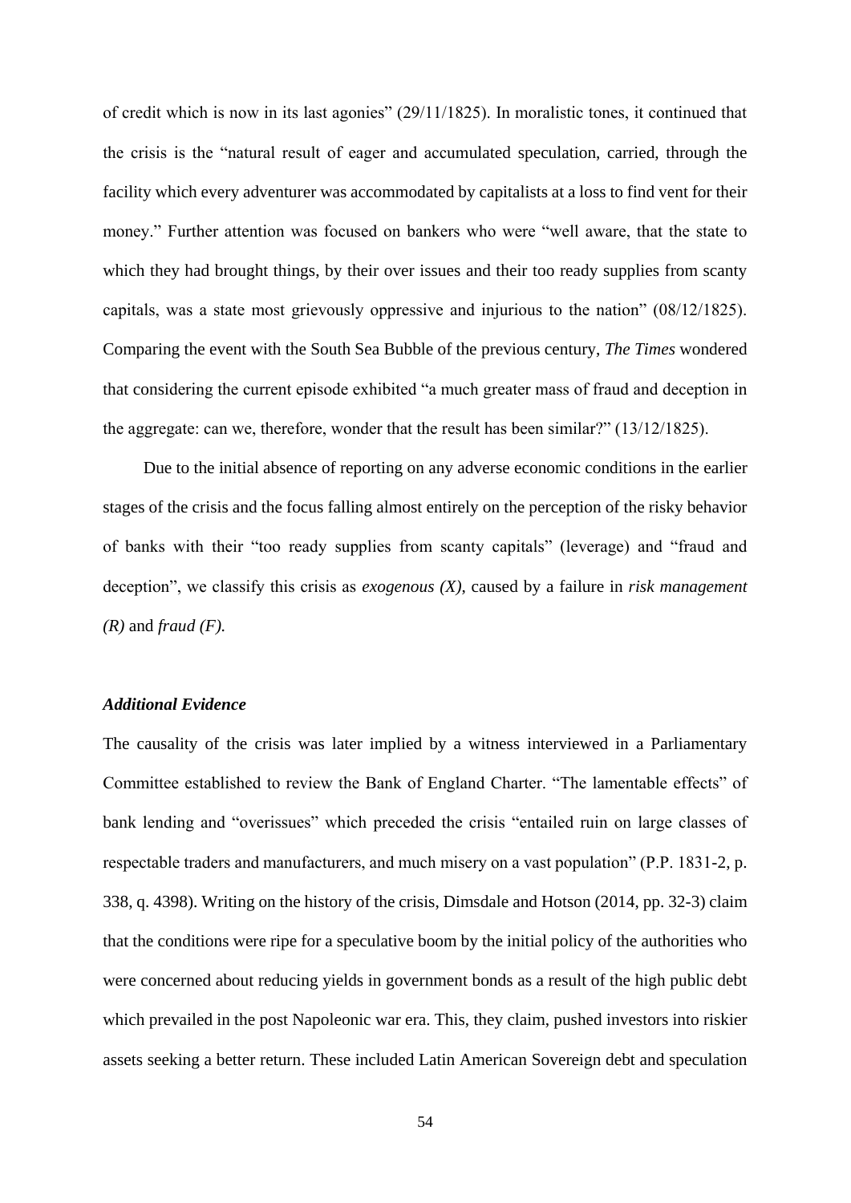of credit which is now in its last agonies" (29/11/1825). In moralistic tones, it continued that the crisis is the "natural result of eager and accumulated speculation, carried, through the facility which every adventurer was accommodated by capitalists at a loss to find vent for their money." Further attention was focused on bankers who were "well aware, that the state to which they had brought things, by their over issues and their too ready supplies from scanty capitals, was a state most grievously oppressive and injurious to the nation" (08/12/1825). Comparing the event with the South Sea Bubble of the previous century, *The Times* wondered that considering the current episode exhibited "a much greater mass of fraud and deception in the aggregate: can we, therefore, wonder that the result has been similar?" (13/12/1825).

Due to the initial absence of reporting on any adverse economic conditions in the earlier stages of the crisis and the focus falling almost entirely on the perception of the risky behavior of banks with their "too ready supplies from scanty capitals" (leverage) and "fraud and deception", we classify this crisis as *exogenous (X)*, caused by a failure in *risk management (R)* and *fraud (F).*

### *Additional Evidence*

The causality of the crisis was later implied by a witness interviewed in a Parliamentary Committee established to review the Bank of England Charter. "The lamentable effects" of bank lending and "overissues" which preceded the crisis "entailed ruin on large classes of respectable traders and manufacturers, and much misery on a vast population" (P.P. 1831-2, p. 338, q. 4398). Writing on the history of the crisis, Dimsdale and Hotson (2014, pp. 32-3) claim that the conditions were ripe for a speculative boom by the initial policy of the authorities who were concerned about reducing yields in government bonds as a result of the high public debt which prevailed in the post Napoleonic war era. This, they claim, pushed investors into riskier assets seeking a better return. These included Latin American Sovereign debt and speculation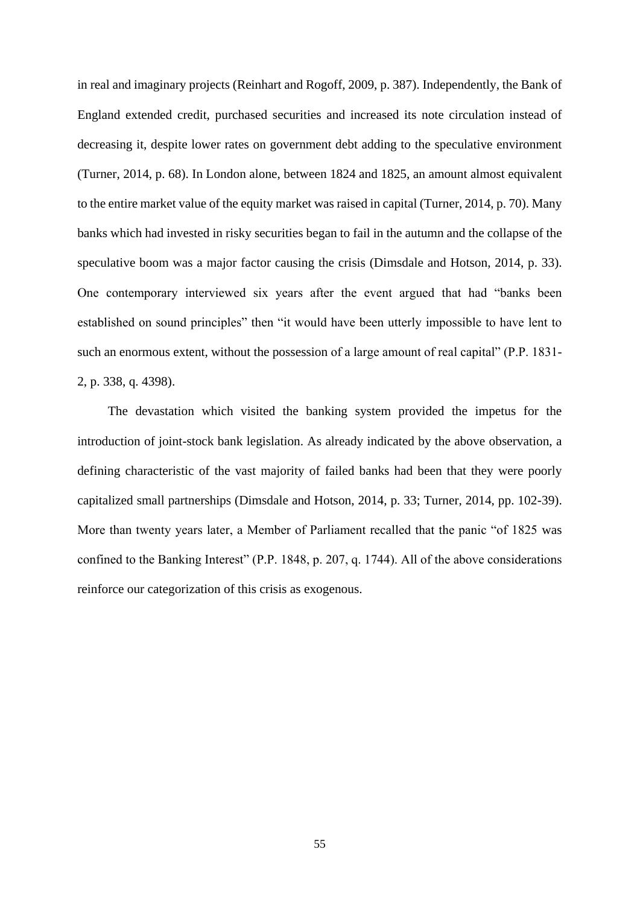in real and imaginary projects (Reinhart and Rogoff, 2009, p. 387). Independently, the Bank of England extended credit, purchased securities and increased its note circulation instead of decreasing it, despite lower rates on government debt adding to the speculative environment (Turner, 2014, p. 68). In London alone, between 1824 and 1825, an amount almost equivalent to the entire market value of the equity market was raised in capital (Turner, 2014, p. 70). Many banks which had invested in risky securities began to fail in the autumn and the collapse of the speculative boom was a major factor causing the crisis (Dimsdale and Hotson, 2014, p. 33). One contemporary interviewed six years after the event argued that had "banks been established on sound principles" then "it would have been utterly impossible to have lent to such an enormous extent, without the possession of a large amount of real capital" (P.P. 1831-2, p. 338, q. 4398).

The devastation which visited the banking system provided the impetus for the introduction of joint-stock bank legislation. As already indicated by the above observation, a defining characteristic of the vast majority of failed banks had been that they were poorly capitalized small partnerships (Dimsdale and Hotson, 2014, p. 33; Turner, 2014, pp. 102-39). More than twenty years later, a Member of Parliament recalled that the panic "of 1825 was confined to the Banking Interest" (P.P. 1848, p. 207, q. 1744). All of the above considerations reinforce our categorization of this crisis as exogenous.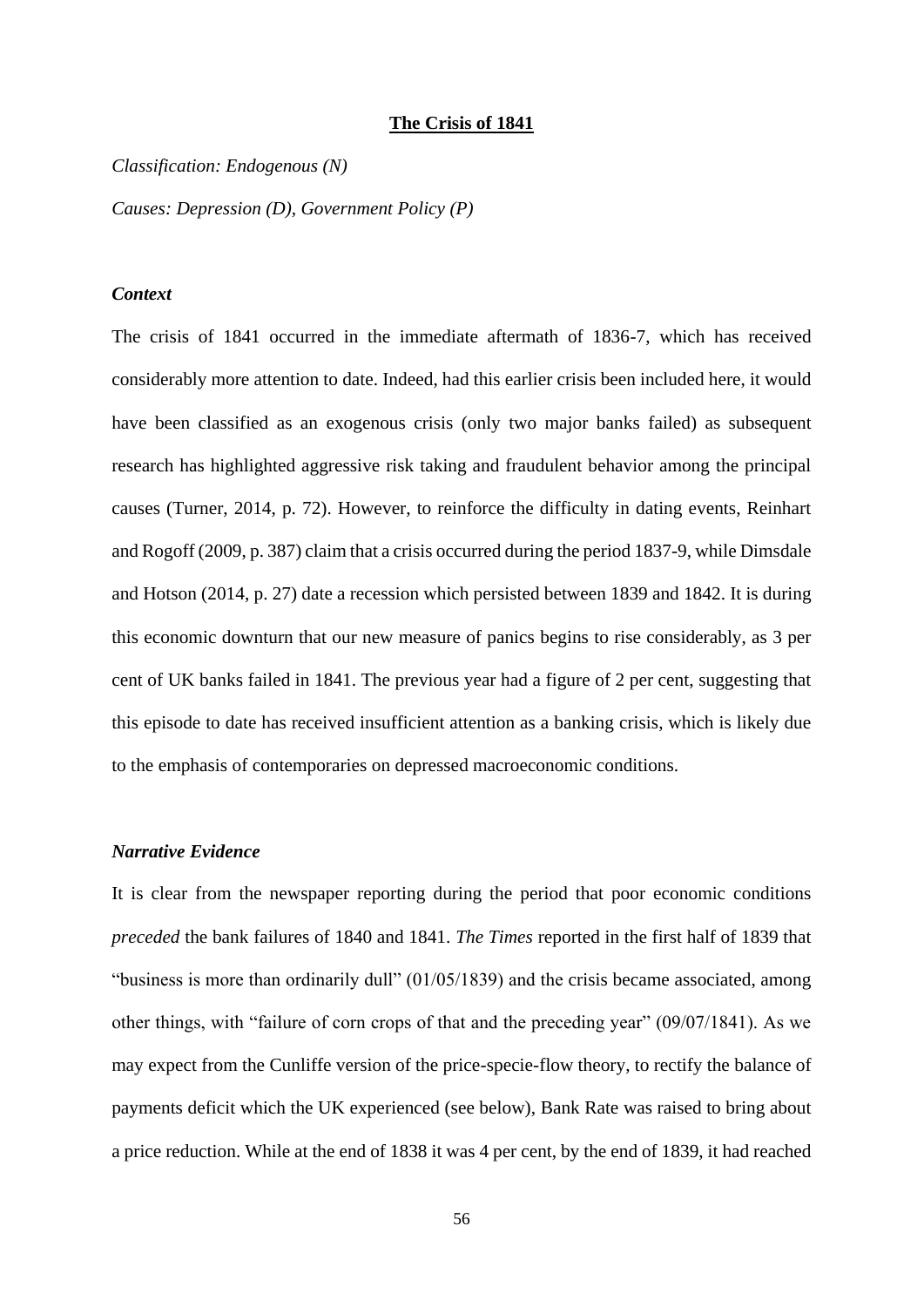**The Crisis of 1841**

*Classification: Endogenous (N)*

*Causes: Depression (D), Government Policy (P)*

***Context***

The crisis of 1841 occurred in the immediate aftermath of 1836-7, which has received considerably more attention to date. Indeed, had this earlier crisis been included here, it would have been classified as an exogenous crisis (only two major banks failed) as subsequent research has highlighted aggressive risk taking and fraudulent behavior among the principal causes (Turner, 2014, p. 72). However, to reinforce the difficulty in dating events, Reinhart and Rogoff (2009, p. 387) claim that a crisis occurred during the period 1837-9, while Dimsdale and Hotson (2014, p. 27) date a recession which persisted between 1839 and 1842. It is during this economic downturn that our new measure of panics begins to rise considerably, as 3 per cent of UK banks failed in 1841. The previous year had a figure of 2 per cent, suggesting that this episode to date has received insufficient attention as a banking crisis, which is likely due to the emphasis of contemporaries on depressed macroeconomic conditions.

***Narrative Evidence***

It is clear from the newspaper reporting during the period that poor economic conditions *preceded* the bank failures of 1840 and 1841. *The Times* reported in the first half of 1839 that "business is more than ordinarily dull" (01/05/1839) and the crisis became associated, among other things, with "failure of corn crops of that and the preceding year" (09/07/1841). As we may expect from the Cunliffe version of the price-specie-flow theory, to rectify the balance of payments deficit which the UK experienced (see below), Bank Rate was raised to bring about a price reduction. While at the end of 1838 it was 4 per cent, by the end of 1839, it had reached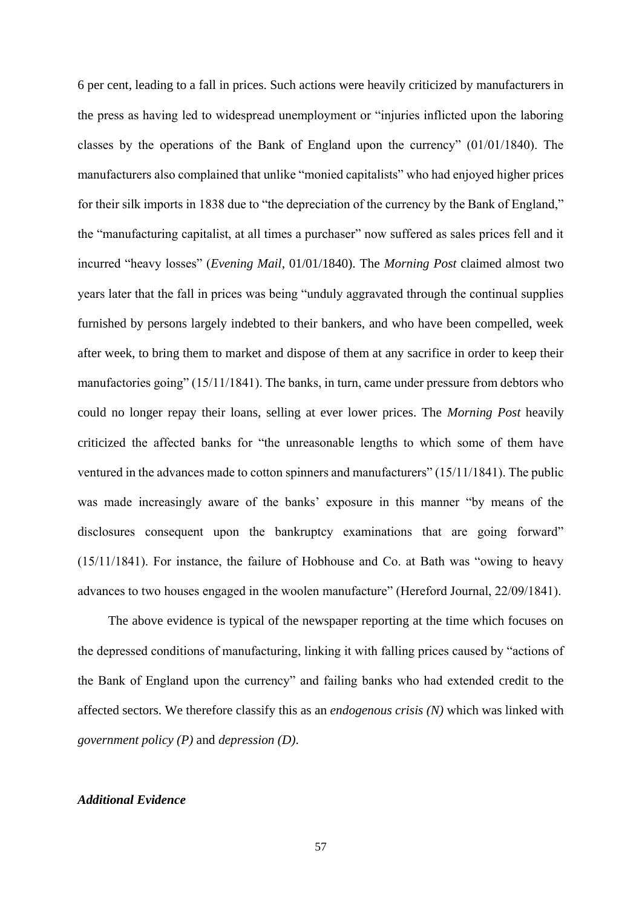6 per cent, leading to a fall in prices. Such actions were heavily criticized by manufacturers in the press as having led to widespread unemployment or "injuries inflicted upon the laboring classes by the operations of the Bank of England upon the currency" (01/01/1840). The manufacturers also complained that unlike "monied capitalists" who had enjoyed higher prices for their silk imports in 1838 due to "the depreciation of the currency by the Bank of England," the "manufacturing capitalist, at all times a purchaser" now suffered as sales prices fell and it incurred "heavy losses" (*Evening Mail*, 01/01/1840). The *Morning Post* claimed almost two years later that the fall in prices was being "unduly aggravated through the continual supplies furnished by persons largely indebted to their bankers, and who have been compelled, week after week, to bring them to market and dispose of them at any sacrifice in order to keep their manufactories going" (15/11/1841). The banks, in turn, came under pressure from debtors who could no longer repay their loans, selling at ever lower prices. The *Morning Post* heavily criticized the affected banks for "the unreasonable lengths to which some of them have ventured in the advances made to cotton spinners and manufacturers" (15/11/1841). The public was made increasingly aware of the banks' exposure in this manner "by means of the disclosures consequent upon the bankruptcy examinations that are going forward" (15/11/1841). For instance, the failure of Hobhouse and Co. at Bath was "owing to heavy advances to two houses engaged in the woolen manufacture" (Hereford Journal, 22/09/1841).

The above evidence is typical of the newspaper reporting at the time which focuses on the depressed conditions of manufacturing, linking it with falling prices caused by "actions of the Bank of England upon the currency" and failing banks who had extended credit to the affected sectors. We therefore classify this as an *endogenous crisis (N)* which was linked with *government policy (P)* and *depression (D)*.

***Additional Evidence***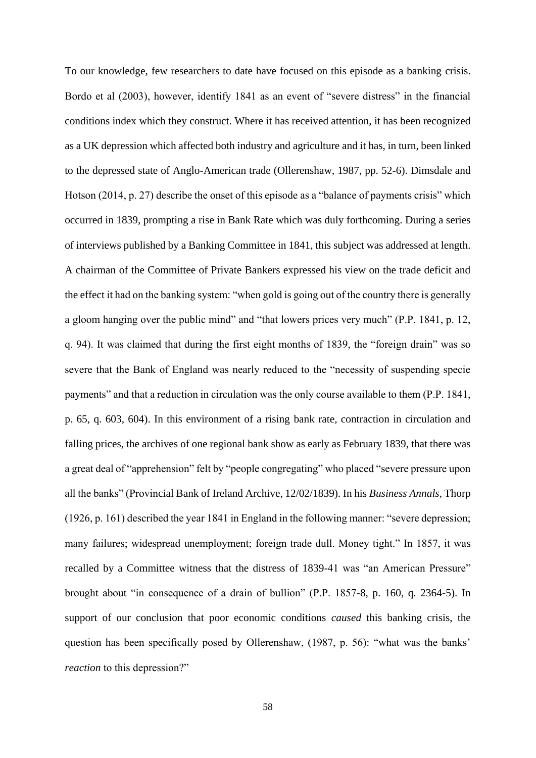To our knowledge, few researchers to date have focused on this episode as a banking crisis. Bordo et al (2003), however, identify 1841 as an event of "severe distress" in the financial conditions index which they construct. Where it has received attention, it has been recognized as a UK depression which affected both industry and agriculture and it has, in turn, been linked to the depressed state of Anglo-American trade (Ollerenshaw, 1987, pp. 52-6). Dimsdale and Hotson (2014, p. 27) describe the onset of this episode as a "balance of payments crisis" which occurred in 1839, prompting a rise in Bank Rate which was duly forthcoming. During a series of interviews published by a Banking Committee in 1841, this subject was addressed at length. A chairman of the Committee of Private Bankers expressed his view on the trade deficit and the effect it had on the banking system: "when gold is going out of the country there is generally a gloom hanging over the public mind" and "that lowers prices very much" (P.P. 1841, p. 12, q. 94). It was claimed that during the first eight months of 1839, the "foreign drain" was so severe that the Bank of England was nearly reduced to the "necessity of suspending specie payments" and that a reduction in circulation was the only course available to them (P.P. 1841, p. 65, q. 603, 604). In this environment of a rising bank rate, contraction in circulation and falling prices, the archives of one regional bank show as early as February 1839, that there was a great deal of "apprehension" felt by "people congregating" who placed "severe pressure upon all the banks" (Provincial Bank of Ireland Archive, 12/02/1839). In his *Business Annals*, Thorp (1926, p. 161) described the year 1841 in England in the following manner: "severe depression; many failures; widespread unemployment; foreign trade dull. Money tight." In 1857, it was recalled by a Committee witness that the distress of 1839-41 was "an American Pressure" brought about "in consequence of a drain of bullion" (P.P. 1857-8, p. 160, q. 2364-5). In support of our conclusion that poor economic conditions *caused* this banking crisis, the question has been specifically posed by Ollerenshaw, (1987, p. 56): "what was the banks' *reaction* to this depression?"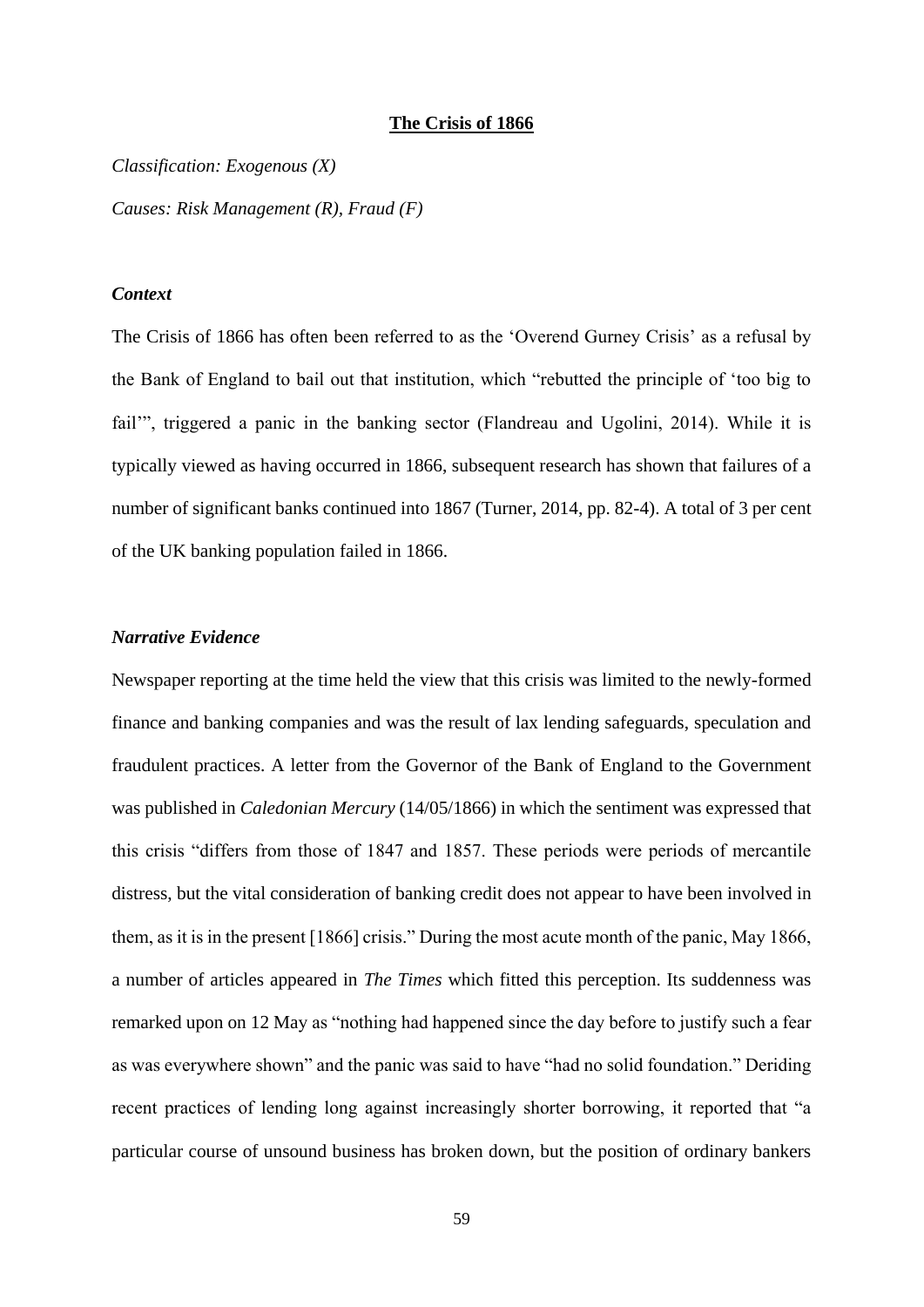## The Crisis of 1866

*Classification: Exogenous (X)*

*Causes: Risk Management (R), Fraud (F)*

### *Context*

The Crisis of 1866 has often been referred to as the 'Overend Gurney Crisis' as a refusal by the Bank of England to bail out that institution, which "rebutted the principle of 'too big to fail'", triggered a panic in the banking sector (Flandreau and Ugolini, 2014). While it is typically viewed as having occurred in 1866, subsequent research has shown that failures of a number of significant banks continued into 1867 (Turner, 2014, pp. 82-4). A total of 3 per cent of the UK banking population failed in 1866.

### *Narrative Evidence*

Newspaper reporting at the time held the view that this crisis was limited to the newly-formed finance and banking companies and was the result of lax lending safeguards, speculation and fraudulent practices. A letter from the Governor of the Bank of England to the Government was published in *Caledonian Mercury* (14/05/1866) in which the sentiment was expressed that this crisis "differs from those of 1847 and 1857. These periods were periods of mercantile distress, but the vital consideration of banking credit does not appear to have been involved in them, as it is in the present [1866] crisis." During the most acute month of the panic, May 1866, a number of articles appeared in *The Times* which fitted this perception. Its suddenness was remarked upon on 12 May as "nothing had happened since the day before to justify such a fear as was everywhere shown" and the panic was said to have "had no solid foundation." Deriding recent practices of lending long against increasingly shorter borrowing, it reported that "a particular course of unsound business has broken down, but the position of ordinary bankers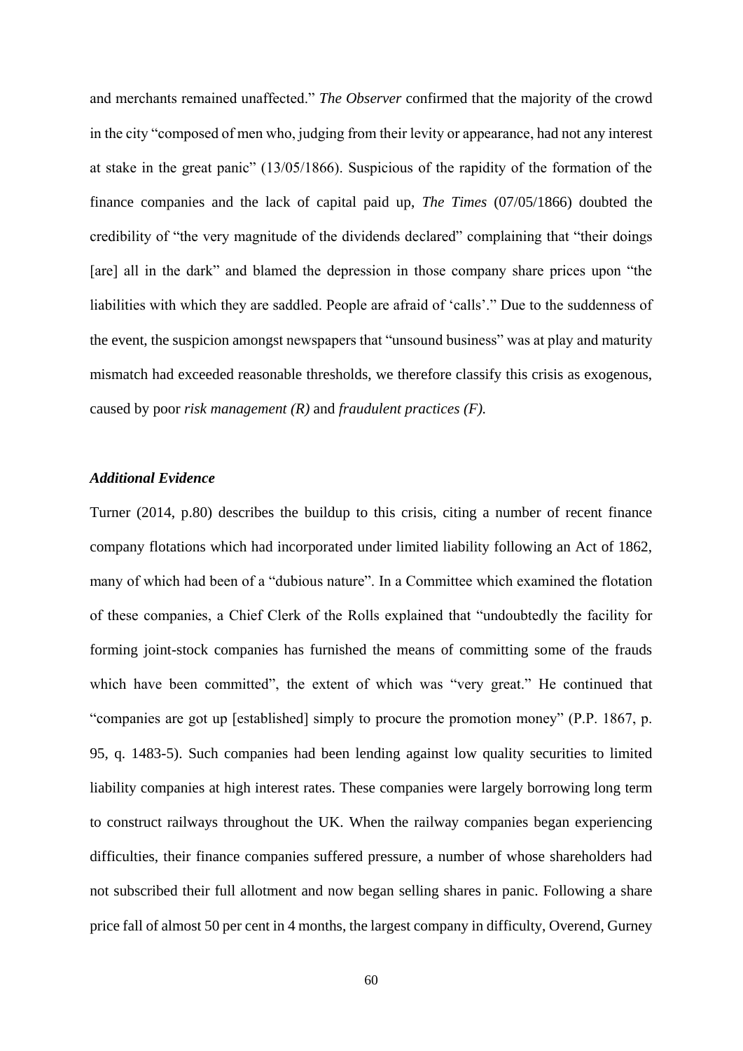and merchants remained unaffected." *The Observer* confirmed that the majority of the crowd in the city "composed of men who, judging from their levity or appearance, had not any interest at stake in the great panic" (13/05/1866). Suspicious of the rapidity of the formation of the finance companies and the lack of capital paid up, *The Times* (07/05/1866) doubted the credibility of "the very magnitude of the dividends declared" complaining that "their doings [are] all in the dark" and blamed the depression in those company share prices upon "the liabilities with which they are saddled. People are afraid of 'calls'." Due to the suddenness of the event, the suspicion amongst newspapers that "unsound business" was at play and maturity mismatch had exceeded reasonable thresholds, we therefore classify this crisis as exogenous, caused by poor *risk management (R)* and *fraudulent practices (F).*

### *Additional Evidence*

Turner (2014, p.80) describes the buildup to this crisis, citing a number of recent finance company flotations which had incorporated under limited liability following an Act of 1862, many of which had been of a "dubious nature". In a Committee which examined the flotation of these companies, a Chief Clerk of the Rolls explained that "undoubtedly the facility for forming joint-stock companies has furnished the means of committing some of the frauds which have been committed", the extent of which was "very great." He continued that "companies are got up [established] simply to procure the promotion money" (P.P. 1867, p. 95, q. 1483-5). Such companies had been lending against low quality securities to limited liability companies at high interest rates. These companies were largely borrowing long term to construct railways throughout the UK. When the railway companies began experiencing difficulties, their finance companies suffered pressure, a number of whose shareholders had not subscribed their full allotment and now began selling shares in panic. Following a share price fall of almost 50 per cent in 4 months, the largest company in difficulty, Overend, Gurney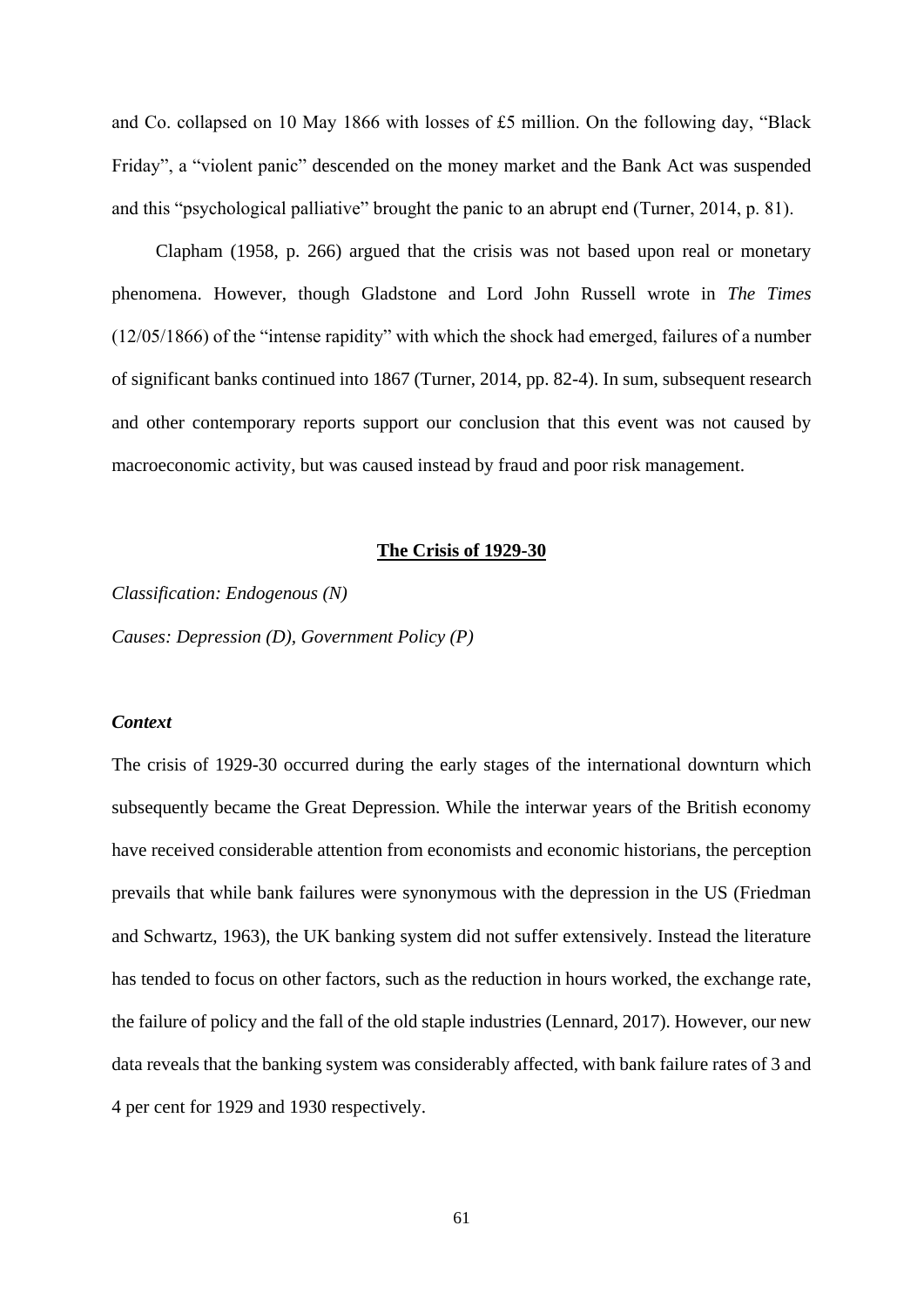and Co. collapsed on 10 May 1866 with losses of £5 million. On the following day, "Black Friday", a "violent panic" descended on the money market and the Bank Act was suspended and this "psychological palliative" brought the panic to an abrupt end (Turner, 2014, p. 81).

Clapham (1958, p. 266) argued that the crisis was not based upon real or monetary phenomena. However, though Gladstone and Lord John Russell wrote in *The Times* (12/05/1866) of the "intense rapidity" with which the shock had emerged, failures of a number of significant banks continued into 1867 (Turner, 2014, pp. 82-4). In sum, subsequent research and other contemporary reports support our conclusion that this event was not caused by macroeconomic activity, but was caused instead by fraud and poor risk management.

## The Crisis of 1929-30

*Classification: Endogenous (N)*

*Causes: Depression (D), Government Policy (P)*

### *Context*

The crisis of 1929-30 occurred during the early stages of the international downturn which subsequently became the Great Depression. While the interwar years of the British economy have received considerable attention from economists and economic historians, the perception prevails that while bank failures were synonymous with the depression in the US (Friedman and Schwartz, 1963), the UK banking system did not suffer extensively. Instead the literature has tended to focus on other factors, such as the reduction in hours worked, the exchange rate, the failure of policy and the fall of the old staple industries (Lennard, 2017). However, our new data reveals that the banking system was considerably affected, with bank failure rates of 3 and 4 per cent for 1929 and 1930 respectively.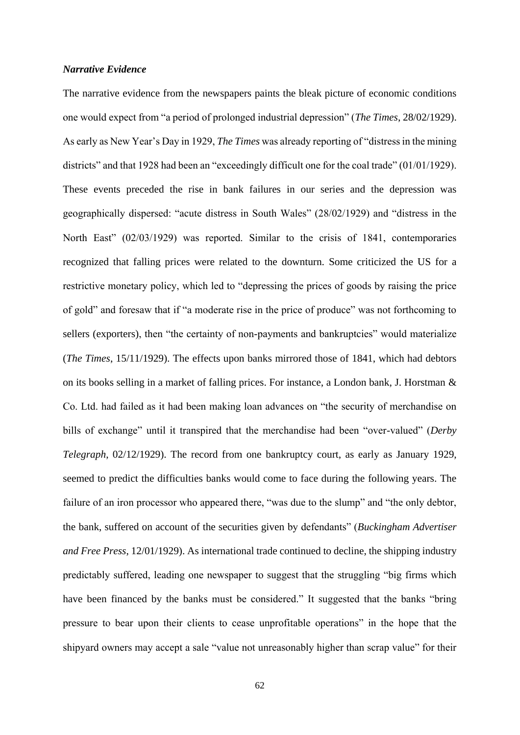***Narrative Evidence***

The narrative evidence from the newspapers paints the bleak picture of economic conditions one would expect from "a period of prolonged industrial depression" (*The Times*, 28/02/1929). As early as New Year's Day in 1929, *The Times* was already reporting of "distress in the mining districts" and that 1928 had been an "exceedingly difficult one for the coal trade" (01/01/1929). These events preceded the rise in bank failures in our series and the depression was geographically dispersed: "acute distress in South Wales" (28/02/1929) and "distress in the North East" (02/03/1929) was reported. Similar to the crisis of 1841, contemporaries recognized that falling prices were related to the downturn. Some criticized the US for a restrictive monetary policy, which led to "depressing the prices of goods by raising the price of gold" and foresaw that if "a moderate rise in the price of produce" was not forthcoming to sellers (exporters), then "the certainty of non-payments and bankruptcies" would materialize (*The Times*, 15/11/1929). The effects upon banks mirrored those of 1841, which had debtors on its books selling in a market of falling prices. For instance, a London bank, J. Horstman & Co. Ltd. had failed as it had been making loan advances on "the security of merchandise on bills of exchange" until it transpired that the merchandise had been "over-valued" (*Derby Telegraph*, 02/12/1929). The record from one bankruptcy court, as early as January 1929, seemed to predict the difficulties banks would come to face during the following years. The failure of an iron processor who appeared there, "was due to the slump" and "the only debtor, the bank, suffered on account of the securities given by defendants" (*Buckingham Advertiser and Free Press*, 12/01/1929). As international trade continued to decline, the shipping industry predictably suffered, leading one newspaper to suggest that the struggling "big firms which have been financed by the banks must be considered." It suggested that the banks "bring pressure to bear upon their clients to cease unprofitable operations" in the hope that the shipyard owners may accept a sale "value not unreasonably higher than scrap value" for their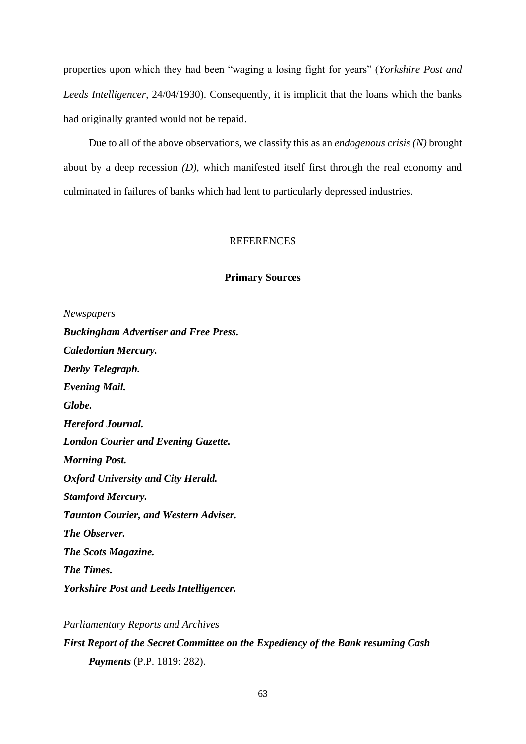properties upon which they had been "waging a losing fight for years" (*Yorkshire Post and Leeds Intelligencer*, 24/04/1930). Consequently, it is implicit that the loans which the banks had originally granted would not be repaid.

Due to all of the above observations, we classify this as an *endogenous crisis (N)* brought about by a deep recession *(D)*, which manifested itself first through the real economy and culminated in failures of banks which had lent to particularly depressed industries.

# REFERENCES

## Primary Sources

*Newspapers*

***Buckingham Advertiser and Free Press.***

***Caledonian Mercury.***

***Derby Telegraph.***

***Evening Mail.***

***Globe.***

***Hereford Journal.***

***London Courier and Evening Gazette.***

***Morning Post.***

***Oxford University and City Herald.***

***Stamford Mercury.***

***Taunton Courier, and Western Adviser.***

***The Observer.***

***The Scots Magazine.***

***The Times.***

***Yorkshire Post and Leeds Intelligencer.***

*Parliamentary Reports and Archives*

***First Report of the Secret Committee on the Expediency of the Bank resuming Cash Payments*** (P.P. 1819: 282).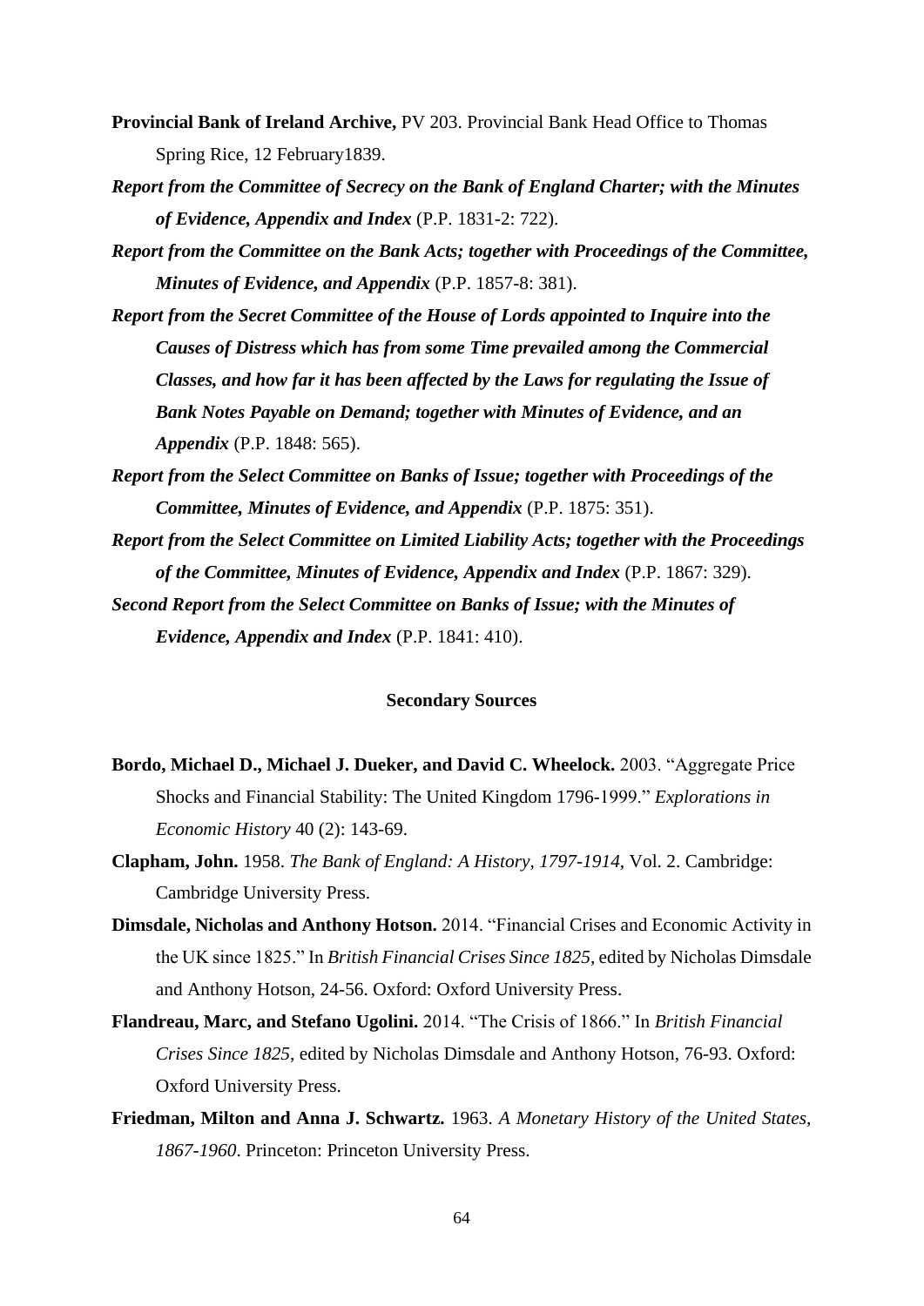**Provincial Bank of Ireland Archive,** PV 203. Provincial Bank Head Office to Thomas Spring Rice, 12 February1839.

***Report from the Committee of Secrecy on the Bank of England Charter; with the Minutes of Evidence, Appendix and Index*** (P.P. 1831-2: 722).

***Report from the Committee on the Bank Acts; together with Proceedings of the Committee, Minutes of Evidence, and Appendix*** (P.P. 1857-8: 381).

***Report from the Secret Committee of the House of Lords appointed to Inquire into the Causes of Distress which has from some Time prevailed among the Commercial Classes, and how far it has been affected by the Laws for regulating the Issue of Bank Notes Payable on Demand; together with Minutes of Evidence, and an Appendix*** (P.P. 1848: 565).

***Report from the Select Committee on Banks of Issue; together with Proceedings of the Committee, Minutes of Evidence, and Appendix*** (P.P. 1875: 351).

***Report from the Select Committee on Limited Liability Acts; together with the Proceedings of the Committee, Minutes of Evidence, Appendix and Index*** (P.P. 1867: 329).

***Second Report from the Select Committee on Banks of Issue; with the Minutes of Evidence, Appendix and Index*** (P.P. 1841: 410).

## Secondary Sources

**Bordo, Michael D., Michael J. Dueker, and David C. Wheelock.** 2003. "Aggregate Price Shocks and Financial Stability: The United Kingdom 1796-1999." *Explorations in Economic History* 40 (2): 143-69.

**Clapham, John.** 1958. *The Bank of England: A History, 1797-1914*, Vol. 2. Cambridge: Cambridge University Press.

**Dimsdale, Nicholas and Anthony Hotson.** 2014. "Financial Crises and Economic Activity in the UK since 1825." In *British Financial Crises Since 1825*, edited by Nicholas Dimsdale and Anthony Hotson, 24-56. Oxford: Oxford University Press.

**Flandreau, Marc, and Stefano Ugolini.** 2014. "The Crisis of 1866." In *British Financial Crises Since 1825*, edited by Nicholas Dimsdale and Anthony Hotson, 76-93. Oxford: Oxford University Press.

**Friedman, Milton and Anna J. Schwartz.** 1963. *A Monetary History of the United States, 1867-1960*. Princeton: Princeton University Press.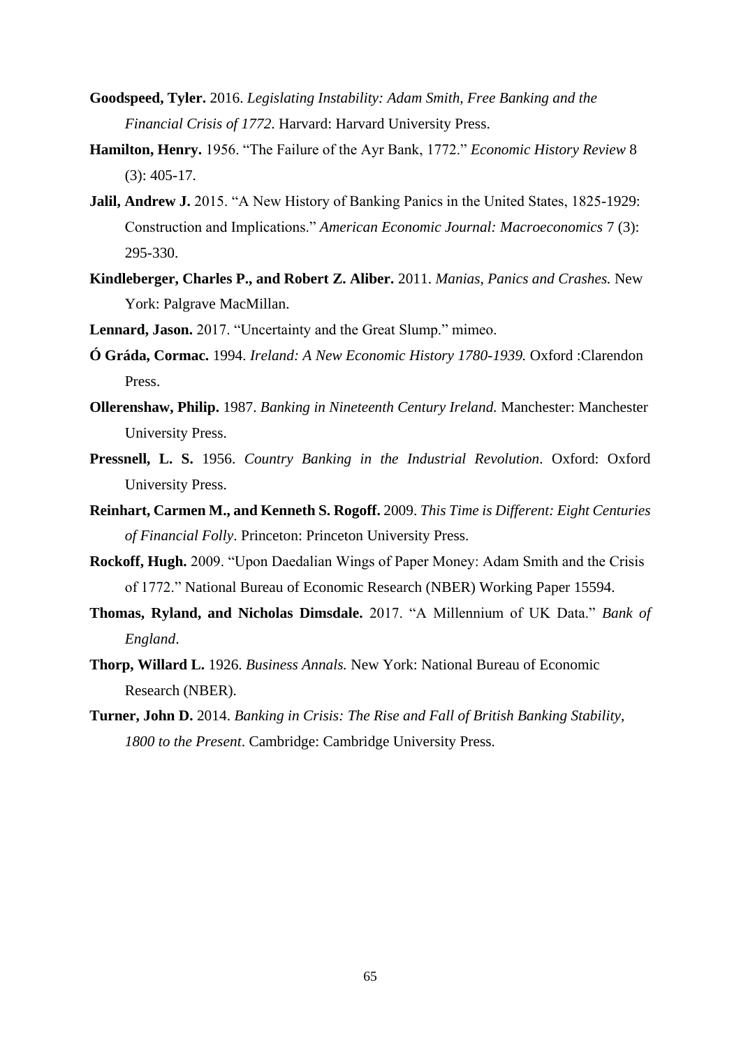**Goodspeed, Tyler.** 2016. *Legislating Instability: Adam Smith, Free Banking and the Financial Crisis of 1772*. Harvard: Harvard University Press.

**Hamilton, Henry.** 1956. "The Failure of the Ayr Bank, 1772." *Economic History Review* 8 (3): 405-17.

**Jalil, Andrew J.** 2015. "A New History of Banking Panics in the United States, 1825-1929: Construction and Implications." *American Economic Journal: Macroeconomics* 7 (3): 295-330.

**Kindleberger, Charles P., and Robert Z. Aliber.** 2011. *Manias, Panics and Crashes.* New York: Palgrave MacMillan.

**Lennard, Jason.** 2017. "Uncertainty and the Great Slump." mimeo.

**Ó Gráda, Cormac.** 1994. *Ireland: A New Economic History 1780-1939.* Oxford :Clarendon Press.

**Ollerenshaw, Philip.** 1987. *Banking in Nineteenth Century Ireland.* Manchester: Manchester University Press.

**Pressnell, L. S.** 1956. *Country Banking in the Industrial Revolution*. Oxford: Oxford University Press.

**Reinhart, Carmen M., and Kenneth S. Rogoff.** 2009. *This Time is Different: Eight Centuries of Financial Folly*. Princeton: Princeton University Press.

**Rockoff, Hugh.** 2009. "Upon Daedalian Wings of Paper Money: Adam Smith and the Crisis of 1772." National Bureau of Economic Research (NBER) Working Paper 15594.

**Thomas, Ryland, and Nicholas Dimsdale.** 2017. "A Millennium of UK Data." *Bank of England*.

**Thorp, Willard L.** 1926. *Business Annals.* New York: National Bureau of Economic Research (NBER).

**Turner, John D.** 2014. *Banking in Crisis: The Rise and Fall of British Banking Stability, 1800 to the Present*. Cambridge: Cambridge University Press.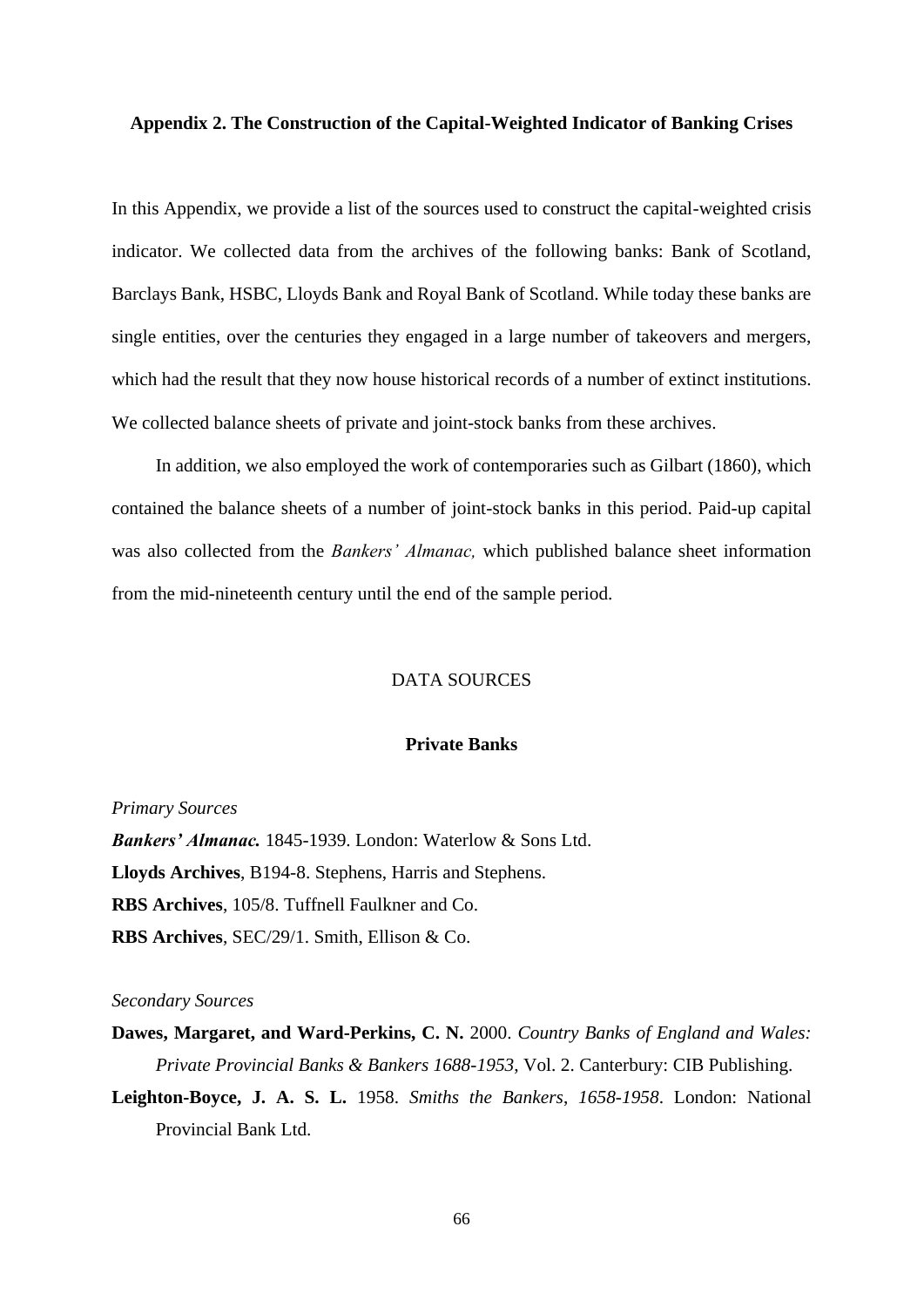## Appendix 2. The Construction of the Capital-Weighted Indicator of Banking Crises

In this Appendix, we provide a list of the sources used to construct the capital-weighted crisis indicator. We collected data from the archives of the following banks: Bank of Scotland, Barclays Bank, HSBC, Lloyds Bank and Royal Bank of Scotland. While today these banks are single entities, over the centuries they engaged in a large number of takeovers and mergers, which had the result that they now house historical records of a number of extinct institutions. We collected balance sheets of private and joint-stock banks from these archives.

In addition, we also employed the work of contemporaries such as Gilbart (1860), which contained the balance sheets of a number of joint-stock banks in this period. Paid-up capital was also collected from the *Bankers' Almanac,* which published balance sheet information from the mid-nineteenth century until the end of the sample period.

### DATA SOURCES

#### Private Banks

*Primary Sources*

***Bankers' Almanac.*** 1845-1939. London: Waterlow & Sons Ltd.
**Lloyds Archives**, B194-8. Stephens, Harris and Stephens.
**RBS Archives**, 105/8. Tuffnell Faulkner and Co.
**RBS Archives**, SEC/29/1. Smith, Ellison & Co.

*Secondary Sources*

**Dawes, Margaret, and Ward-Perkins, C. N.** 2000. *Country Banks of England and Wales: Private Provincial Banks & Bankers 1688-1953*, Vol. 2. Canterbury: CIB Publishing.

**Leighton-Boyce, J. A. S. L.** 1958. *Smiths the Bankers*, *1658-1958*. London: National Provincial Bank Ltd.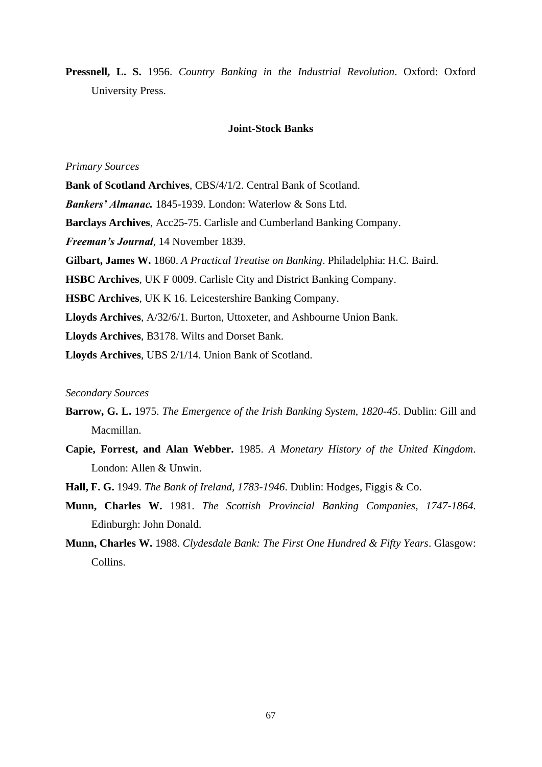**Pressnell, L. S.** 1956. *Country Banking in the Industrial Revolution*. Oxford: Oxford University Press.

### Joint-Stock Banks

*Primary Sources*

**Bank of Scotland Archives**, CBS/4/1/2. Central Bank of Scotland.

***Bankers' Almanac.*** 1845-1939. London: Waterlow & Sons Ltd.

**Barclays Archives**, Acc25-75. Carlisle and Cumberland Banking Company.

***Freeman's Journal***, 14 November 1839.

**Gilbart, James W.** 1860. *A Practical Treatise on Banking*. Philadelphia: H.C. Baird.

**HSBC Archives**, UK F 0009. Carlisle City and District Banking Company.

**HSBC Archives**, UK K 16. Leicestershire Banking Company.

**Lloyds Archives**, A/32/6/1. Burton, Uttoxeter, and Ashbourne Union Bank.

**Lloyds Archives**, B3178. Wilts and Dorset Bank.

**Lloyds Archives**, UBS 2/1/14. Union Bank of Scotland.

*Secondary Sources*

**Barrow, G. L.** 1975. *The Emergence of the Irish Banking System, 1820-45*. Dublin: Gill and Macmillan.

**Capie, Forrest, and Alan Webber.** 1985. *A Monetary History of the United Kingdom*. London: Allen & Unwin.

**Hall, F. G.** 1949. *The Bank of Ireland, 1783-1946*. Dublin: Hodges, Figgis & Co.

**Munn, Charles W.** 1981. *The Scottish Provincial Banking Companies, 1747-1864*. Edinburgh: John Donald.

**Munn, Charles W.** 1988. *Clydesdale Bank: The First One Hundred & Fifty Years*. Glasgow: Collins.